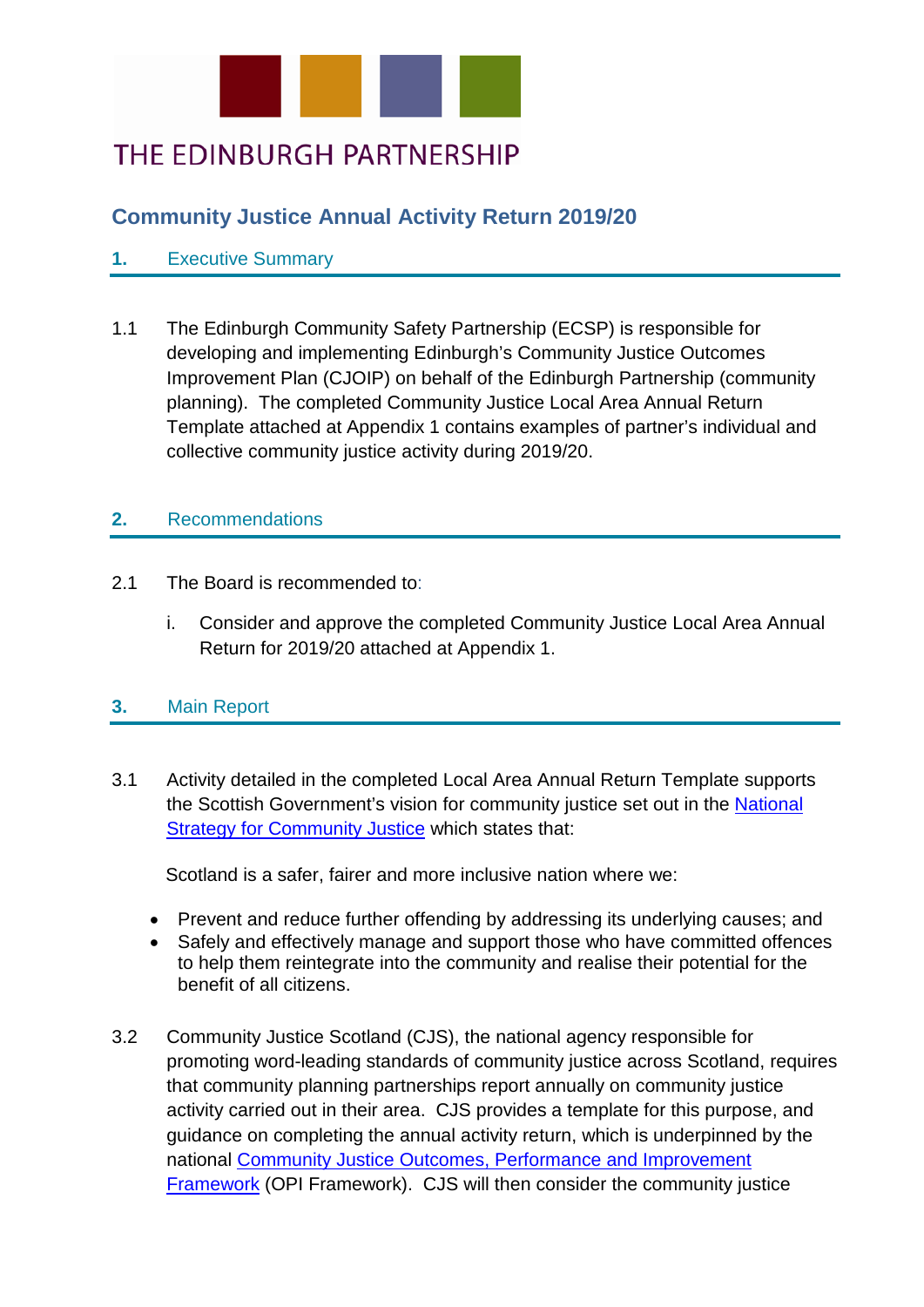# THE EDINBURGH PARTNERSHIP

## Community Justice Annual Activity Return 2019/20

### 1. Executive Summary

1.1 The Edinburgh Community Safety Partnership (ECSP) is responsible for developing and implementing Edinburgh's Community Justice Outcomes Improvement Plan (CJOIP) on behalf of the Edinburgh Partnership (community planning). The completed Community Justice Local Area Annual Return Template attached at Appendix 1 contains examples of partner's individual and collective community justice activity during 2019/20.

### 2. Recommendations

2.1 The Board is recommended to:

i. Consider and approve the completed Community Justice Local Area Annual Return for 2019/20 attached at Appendix 1.

### 3. Main Report

3.1 Activity detailed in the completed Local Area Annual Return Template supports the Scottish Government's vision for community justice set out in the National Strategy for Community Justice which states that:

Scotland is a safer, fairer and more inclusive nation where we:

- Prevent and reduce further offending by addressing its underlying causes; and
- Safely and effectively manage and support those who have committed offences to help them reintegrate into the community and realise their potential for the benefit of all citizens.

3.2 Community Justice Scotland (CJS), the national agency responsible for promoting word-leading standards of community justice across Scotland, requires that community planning partnerships report annually on community justice activity carried out in their area. CJS provides a template for this purpose, and guidance on completing the annual activity return, which is underpinned by the national Community Justice Outcomes, Performance and Improvement Framework (OPI Framework). CJS will then consider the community justice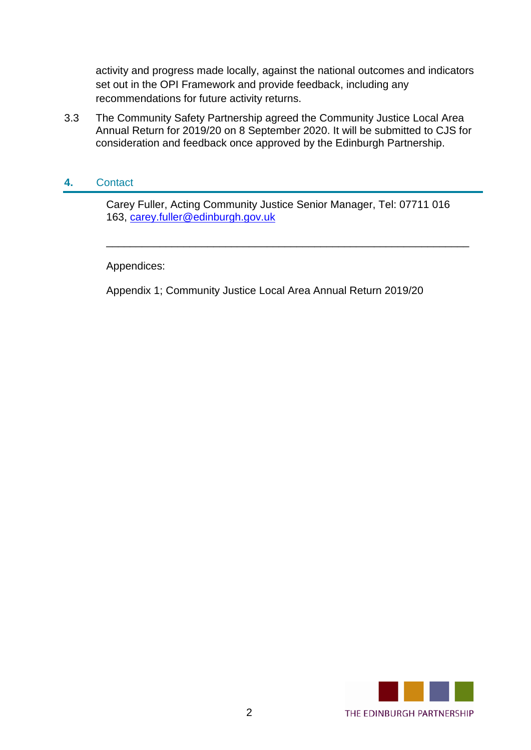activity and progress made locally, against the national outcomes and indicators set out in the OPI Framework and provide feedback, including any recommendations for future activity returns.

3.3 The Community Safety Partnership agreed the Community Justice Local Area Annual Return for 2019/20 on 8 September 2020. It will be submitted to CJS for consideration and feedback once approved by the Edinburgh Partnership.

## 4. Contact

Carey Fuller, Acting Community Justice Senior Manager, Tel: 07711 016 163, carey.fuller@edinburgh.gov.uk

---

Appendices:

Appendix 1; Community Justice Local Area Annual Return 2019/20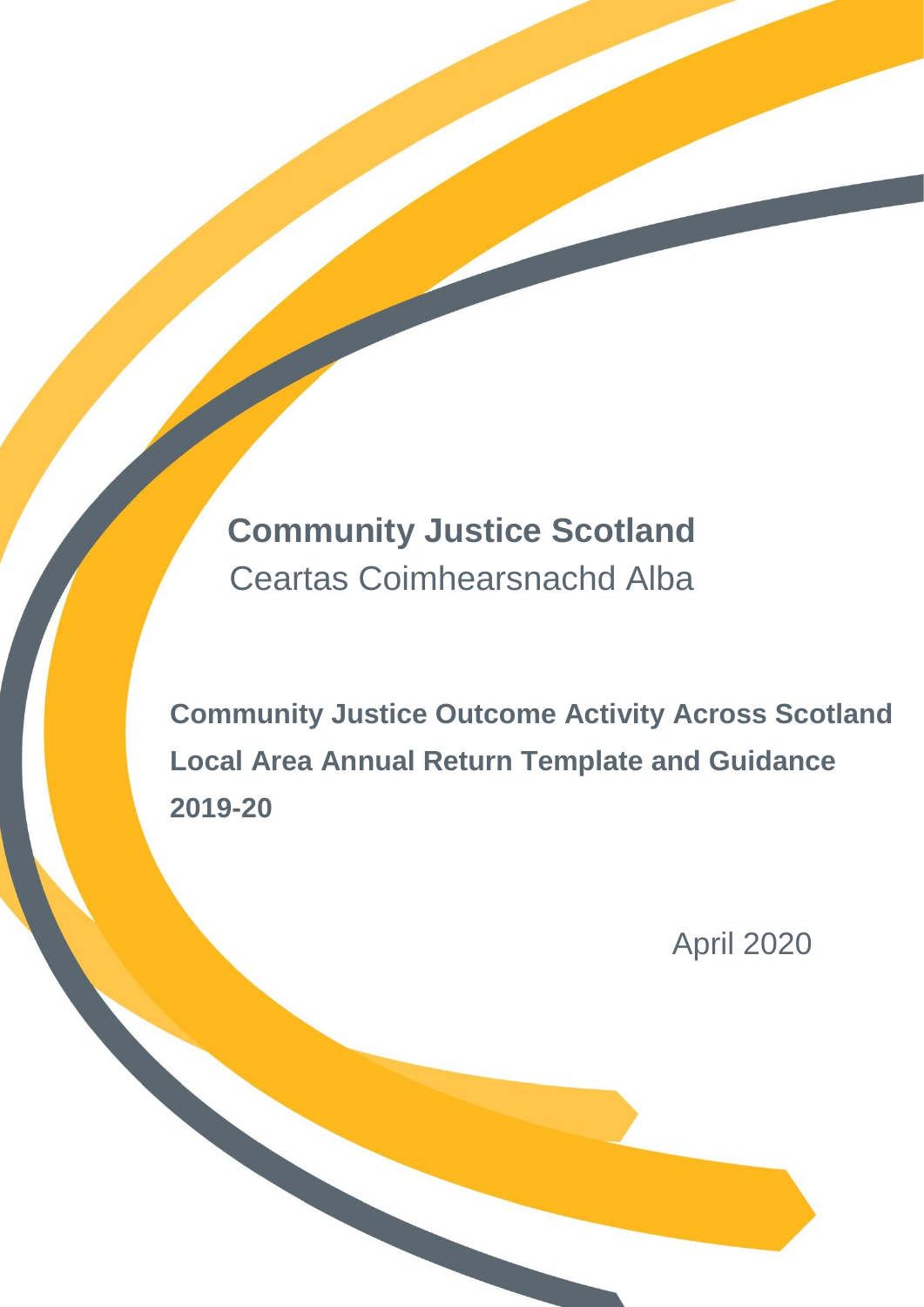# Community Justice Scotland

Ceartas Coimhearsnachd Alba

**Community Justice Outcome Activity Across Scotland**

**Local Area Annual Return Template and Guidance**

**2019-20**

April 2020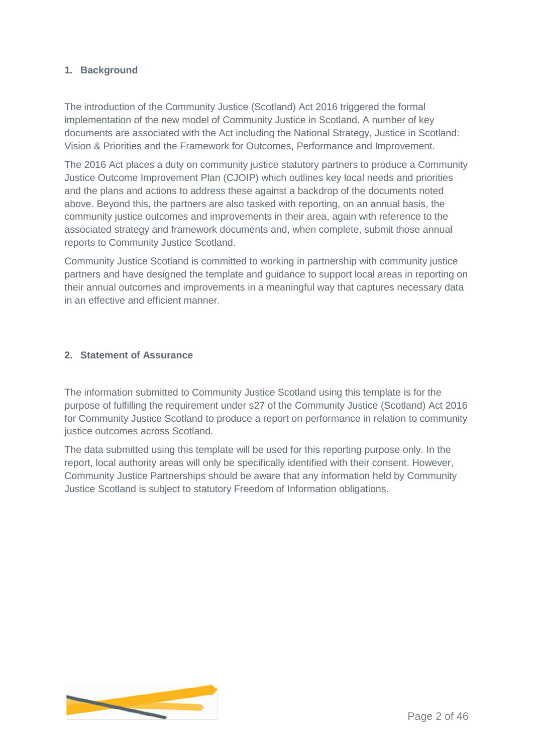## 1. Background

The introduction of the Community Justice (Scotland) Act 2016 triggered the formal implementation of the new model of Community Justice in Scotland. A number of key documents are associated with the Act including the National Strategy, Justice in Scotland: Vision & Priorities and the Framework for Outcomes, Performance and Improvement.

The 2016 Act places a duty on community justice statutory partners to produce a Community Justice Outcome Improvement Plan (CJOIP) which outlines key local needs and priorities and the plans and actions to address these against a backdrop of the documents noted above. Beyond this, the partners are also tasked with reporting, on an annual basis, the community justice outcomes and improvements in their area, again with reference to the associated strategy and framework documents and, when complete, submit those annual reports to Community Justice Scotland.

Community Justice Scotland is committed to working in partnership with community justice partners and have designed the template and guidance to support local areas in reporting on their annual outcomes and improvements in a meaningful way that captures necessary data in an effective and efficient manner.

## 2. Statement of Assurance

The information submitted to Community Justice Scotland using this template is for the purpose of fulfilling the requirement under s27 of the Community Justice (Scotland) Act 2016 for Community Justice Scotland to produce a report on performance in relation to community justice outcomes across Scotland.

The data submitted using this template will be used for this reporting purpose only. In the report, local authority areas will only be specifically identified with their consent. However, Community Justice Partnerships should be aware that any information held by Community Justice Scotland is subject to statutory Freedom of Information obligations.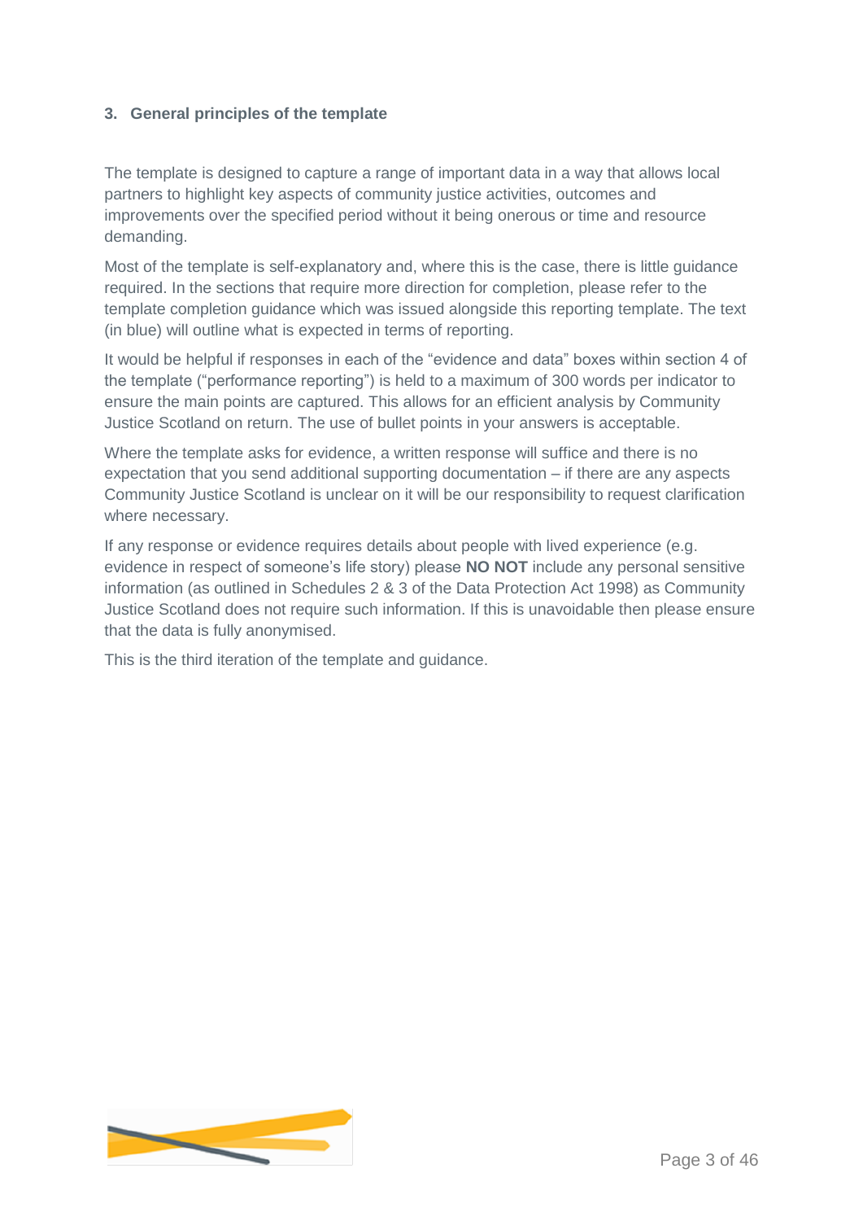### 3. General principles of the template

The template is designed to capture a range of important data in a way that allows local partners to highlight key aspects of community justice activities, outcomes and improvements over the specified period without it being onerous or time and resource demanding.

Most of the template is self-explanatory and, where this is the case, there is little guidance required. In the sections that require more direction for completion, please refer to the template completion guidance which was issued alongside this reporting template. The text (in blue) will outline what is expected in terms of reporting.

It would be helpful if responses in each of the "evidence and data" boxes within section 4 of the template ("performance reporting") is held to a maximum of 300 words per indicator to ensure the main points are captured. This allows for an efficient analysis by Community Justice Scotland on return. The use of bullet points in your answers is acceptable.

Where the template asks for evidence, a written response will suffice and there is no expectation that you send additional supporting documentation – if there are any aspects Community Justice Scotland is unclear on it will be our responsibility to request clarification where necessary.

If any response or evidence requires details about people with lived experience (e.g. evidence in respect of someone's life story) please **NO NOT** include any personal sensitive information (as outlined in Schedules 2 & 3 of the Data Protection Act 1998) as Community Justice Scotland does not require such information. If this is unavoidable then please ensure that the data is fully anonymised.

This is the third iteration of the template and guidance.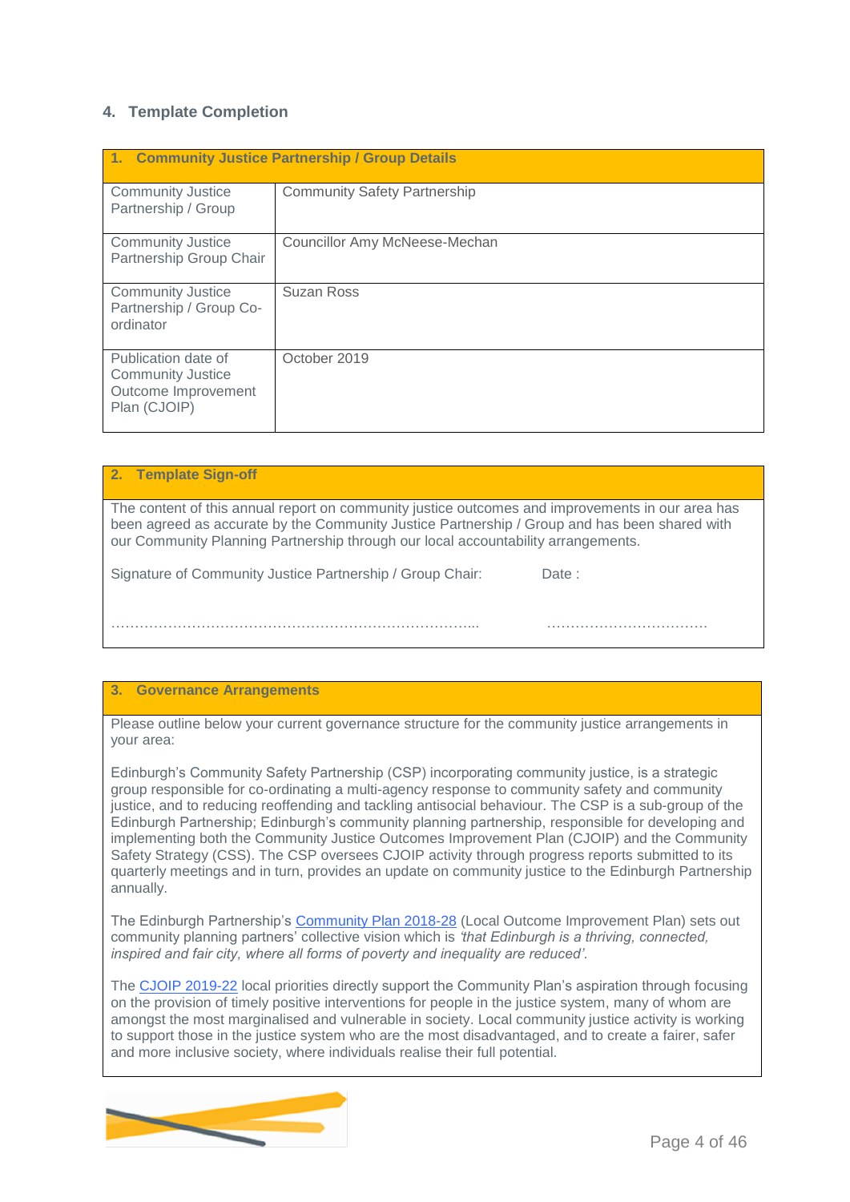## 4. Template Completion

| 1. Community Justice Partnership / Group Details | |
|---|---|
| Community Justice Partnership / Group | Community Safety Partnership |
| Community Justice Partnership Group Chair | Councillor Amy McNeese-Mechan |
| Community Justice Partnership / Group Co-ordinator | Suzan Ross |
| Publication date of Community Justice Outcome Improvement Plan (CJOIP) | October 2019 |

| 2. Template Sign-off |
|---|
| The content of this annual report on community justice outcomes and improvements in our area has been agreed as accurate by the Community Justice Partnership / Group and has been shared with our Community Planning Partnership through our local accountability arrangements.<br><br>Signature of Community Justice Partnership / Group Chair: Date :<br><br>…………………………………………………………………... …………………………… |

| 3. Governance Arrangements |
|---|
| Please outline below your current governance structure for the community justice arrangements in your area:<br><br>Edinburgh's Community Safety Partnership (CSP) incorporating community justice, is a strategic group responsible for co-ordinating a multi-agency response to community safety and community justice, and to reducing reoffending and tackling antisocial behaviour. The CSP is a sub-group of the Edinburgh Partnership; Edinburgh's community planning partnership, responsible for developing and implementing both the Community Justice Outcomes Improvement Plan (CJOIP) and the Community Safety Strategy (CSS). The CSP oversees CJOIP activity through progress reports submitted to its quarterly meetings and in turn, provides an update on community justice to the Edinburgh Partnership annually.<br><br>The Edinburgh Partnership's Community Plan 2018-28 (Local Outcome Improvement Plan) sets out community planning partners' collective vision which is *'that Edinburgh is a thriving, connected, inspired and fair city, where all forms of poverty and inequality are reduced'.*<br><br>The CJOIP 2019-22 local priorities directly support the Community Plan's aspiration through focusing on the provision of timely positive interventions for people in the justice system, many of whom are amongst the most marginalised and vulnerable in society. Local community justice activity is working to support those in the justice system who are the most disadvantaged, and to create a fairer, safer and more inclusive society, where individuals realise their full potential. |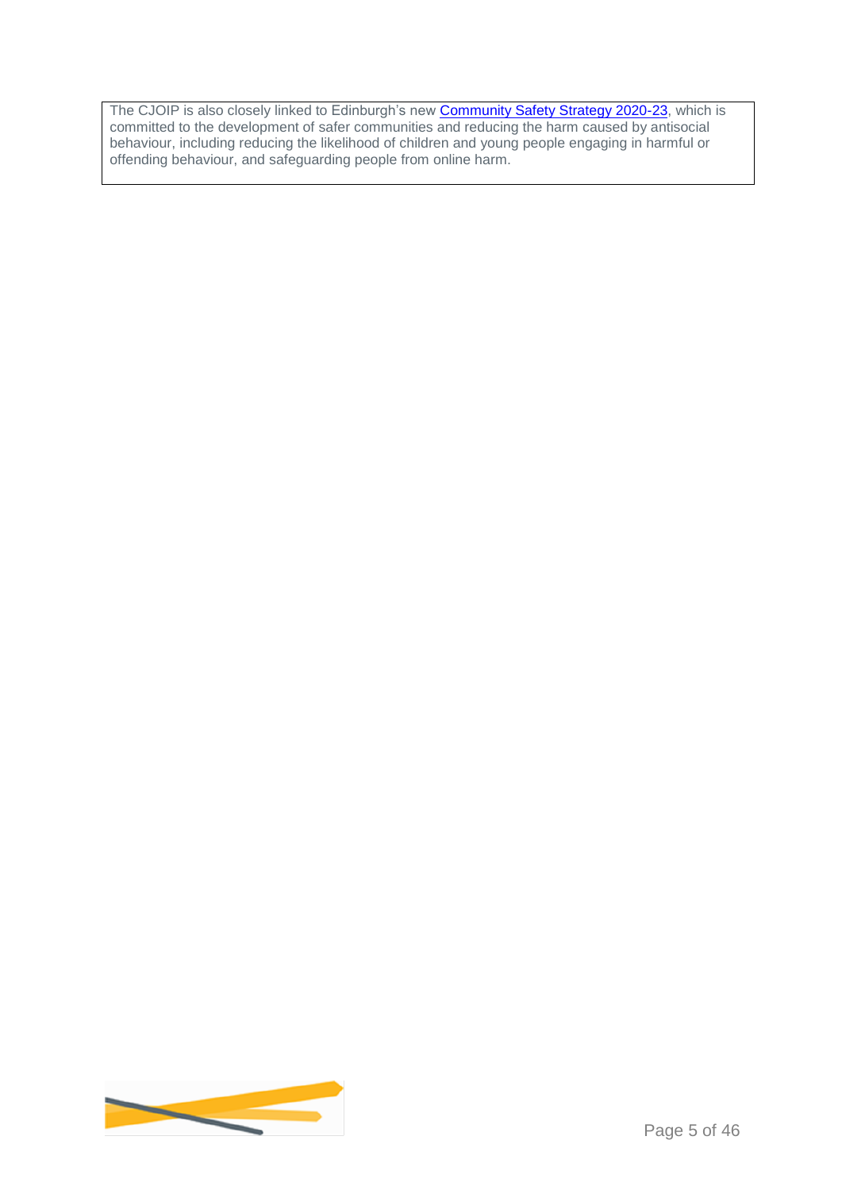The CJOIP is also closely linked to Edinburgh's new [Community Safety Strategy 2020-23](), which is committed to the development of safer communities and reducing the harm caused by antisocial behaviour, including reducing the likelihood of children and young people engaging in harmful or offending behaviour, and safeguarding people from online harm.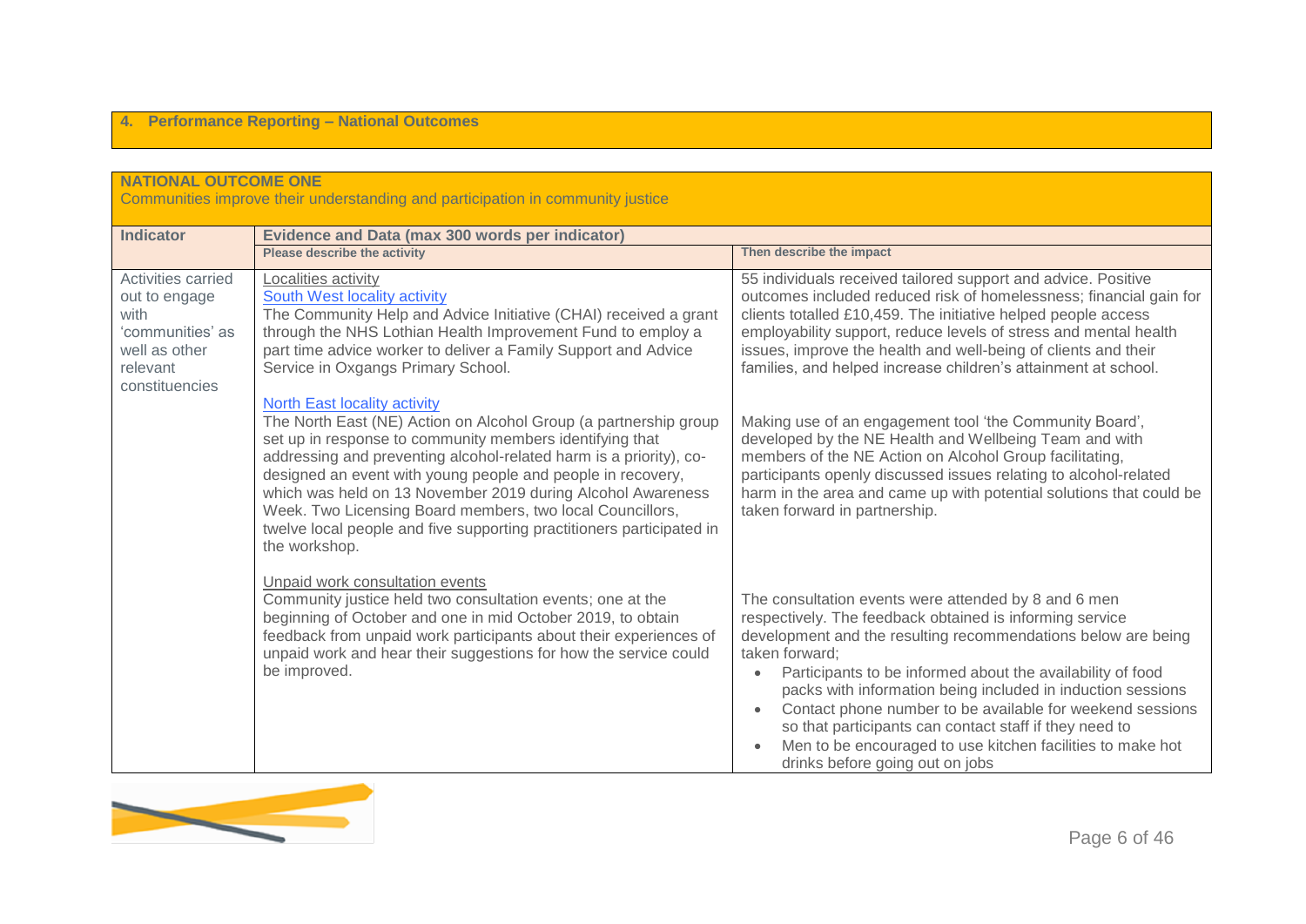## 4. Performance Reporting – National Outcomes

| **NATIONAL OUTCOME ONE**<br>Communities improve their understanding and participation in community justice | | |
|---|---|---|
| **Indicator** | **Evidence and Data (max 300 words per indicator)**<br>**Please describe the activity** | **Then describe the impact** |
| Activities carried out to engage with 'communities' as well as other relevant constituencies | Localities activity<br>South West locality activity<br>The Community Help and Advice Initiative (CHAI) received a grant through the NHS Lothian Health Improvement Fund to employ a part time advice worker to deliver a Family Support and Advice Service in Oxgangs Primary School. | 55 individuals received tailored support and advice. Positive outcomes included reduced risk of homelessness; financial gain for clients totalled £10,459. The initiative helped people access employability support, reduce levels of stress and mental health issues, improve the health and well-being of clients and their families, and helped increase children's attainment at school. |
| | North East locality activity<br>The North East (NE) Action on Alcohol Group (a partnership group set up in response to community members identifying that addressing and preventing alcohol-related harm is a priority), co-designed an event with young people and people in recovery, which was held on 13 November 2019 during Alcohol Awareness Week. Two Licensing Board members, two local Councillors, twelve local people and five supporting practitioners participated in the workshop. | Making use of an engagement tool 'the Community Board', developed by the NE Health and Wellbeing Team and with members of the NE Action on Alcohol Group facilitating, participants openly discussed issues relating to alcohol-related harm in the area and came up with potential solutions that could be taken forward in partnership. |
| | Unpaid work consultation events<br>Community justice held two consultation events; one at the beginning of October and one in mid October 2019, to obtain feedback from unpaid work participants about their experiences of unpaid work and hear their suggestions for how the service could be improved. | The consultation events were attended by 8 and 6 men respectively. The feedback obtained is informing service development and the resulting recommendations below are being taken forward;<br>• Participants to be informed about the availability of food packs with information being included in induction sessions<br>• Contact phone number to be available for weekend sessions so that participants can contact staff if they need to<br>• Men to be encouraged to use kitchen facilities to make hot drinks before going out on jobs |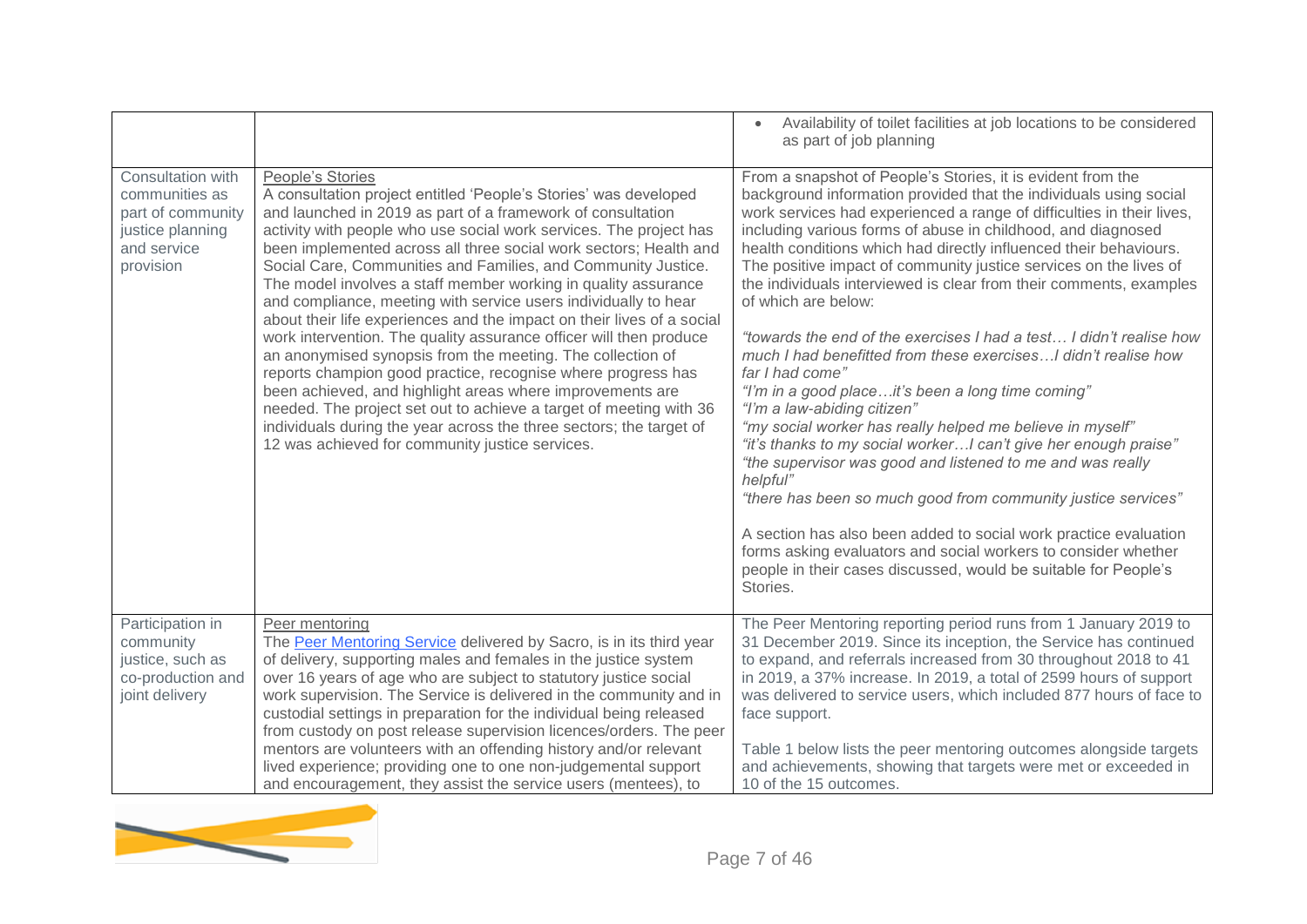| | | |
|---|---|---|
| | | • Availability of toilet facilities at job locations to be considered as part of job planning |
| Consultation with communities as part of community justice planning and service provision | People's Stories<br>A consultation project entitled 'People's Stories' was developed and launched in 2019 as part of a framework of consultation activity with people who use social work services. The project has been implemented across all three social work sectors; Health and Social Care, Communities and Families, and Community Justice. The model involves a staff member working in quality assurance and compliance, meeting with service users individually to hear about their life experiences and the impact on their lives of a social work intervention. The quality assurance officer will then produce an anonymised synopsis from the meeting. The collection of reports champion good practice, recognise where progress has been achieved, and highlight areas where improvements are needed. The project set out to achieve a target of meeting with 36 individuals during the year across the three sectors; the target of 12 was achieved for community justice services. | From a snapshot of People's Stories, it is evident from the background information provided that the individuals using social work services had experienced a range of difficulties in their lives, including various forms of abuse in childhood, and diagnosed health conditions which had directly influenced their behaviours. The positive impact of community justice services on the lives of the individuals interviewed is clear from their comments, examples of which are below:<br><br>*"towards the end of the exercises I had a test… I didn't realise how much I had benefitted from these exercises…I didn't realise how far I had come"*<br>*"I'm in a good place…it's been a long time coming"*<br>*"I'm a law-abiding citizen"*<br>*"my social worker has really helped me believe in myself"*<br>*"it's thanks to my social worker…I can't give her enough praise"*<br>*"the supervisor was good and listened to me and was really helpful"*<br>*"there has been so much good from community justice services"*<br><br>A section has also been added to social work practice evaluation forms asking evaluators and social workers to consider whether people in their cases discussed, would be suitable for People's Stories. |
| Participation in community justice, such as co-production and joint delivery | Peer mentoring<br>The Peer Mentoring Service delivered by Sacro, is in its third year of delivery, supporting males and females in the justice system over 16 years of age who are subject to statutory justice social work supervision. The Service is delivered in the community and in custodial settings in preparation for the individual being released from custody on post release supervision licences/orders. The peer mentors are volunteers with an offending history and/or relevant lived experience; providing one to one non-judgemental support and encouragement, they assist the service users (mentees), to | The Peer Mentoring reporting period runs from 1 January 2019 to 31 December 2019. Since its inception, the Service has continued to expand, and referrals increased from 30 throughout 2018 to 41 in 2019, a 37% increase. In 2019, a total of 2599 hours of support was delivered to service users, which included 877 hours of face to face support.<br><br>Table 1 below lists the peer mentoring outcomes alongside targets and achievements, showing that targets were met or exceeded in 10 of the 15 outcomes. |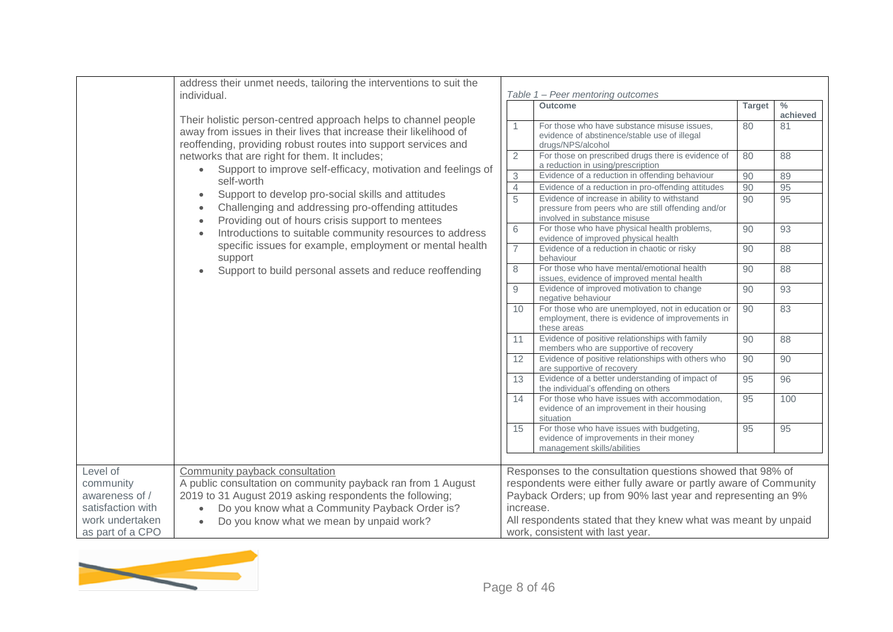| | | |
|---|---|---|
| | address their unmet needs, tailoring the interventions to suit the individual.<br><br>Their holistic person-centred approach helps to channel people away from issues in their lives that increase their likelihood of reoffending, providing robust routes into support services and networks that are right for them. It includes;<br>• Support to improve self-efficacy, motivation and feelings of self-worth<br>• Support to develop pro-social skills and attitudes<br>• Challenging and addressing pro-offending attitudes<br>• Providing out of hours crisis support to mentees<br>• Introductions to suitable community resources to address specific issues for example, employment or mental health support<br>• Support to build personal assets and reduce reoffending | *Table 1 – Peer mentoring outcomes* (see below) |
| Level of community awareness of / satisfaction with work undertaken as part of a CPO | Community payback consultation<br>A public consultation on community payback ran from 1 August 2019 to 31 August 2019 asking respondents the following;<br>• Do you know what a Community Payback Order is?<br>• Do you know what we mean by unpaid work? | Responses to the consultation questions showed that 98% of respondents were either fully aware or partly aware of Community Payback Orders; up from 90% last year and representing an 9% increase.<br>All respondents stated that they knew what was meant by unpaid work, consistent with last year. |

*Table 1 – Peer mentoring outcomes*

| | Outcome | Target | % achieved |
|---|---|---|---|
| 1 | For those who have substance misuse issues, evidence of abstinence/stable use of illegal drugs/NPS/alcohol | 80 | 81 |
| 2 | For those on prescribed drugs there is evidence of a reduction in using/prescription | 80 | 88 |
| 3 | Evidence of a reduction in offending behaviour | 90 | 89 |
| 4 | Evidence of a reduction in pro-offending attitudes | 90 | 95 |
| 5 | Evidence of increase in ability to withstand pressure from peers who are still offending and/or involved in substance misuse | 90 | 95 |
| 6 | For those who have physical health problems, evidence of improved physical health | 90 | 93 |
| 7 | Evidence of a reduction in chaotic or risky behaviour | 90 | 88 |
| 8 | For those who have mental/emotional health issues, evidence of improved mental health | 90 | 88 |
| 9 | Evidence of improved motivation to change negative behaviour | 90 | 93 |
| 10 | For those who are unemployed, not in education or employment, there is evidence of improvements in these areas | 90 | 83 |
| 11 | Evidence of positive relationships with family members who are supportive of recovery | 90 | 88 |
| 12 | Evidence of positive relationships with others who are supportive of recovery | 90 | 90 |
| 13 | Evidence of a better understanding of impact of the individual's offending on others | 95 | 96 |
| 14 | For those who have issues with accommodation, evidence of an improvement in their housing situation | 95 | 100 |
| 15 | For those who have issues with budgeting, evidence of improvements in their money management skills/abilities | 95 | 95 |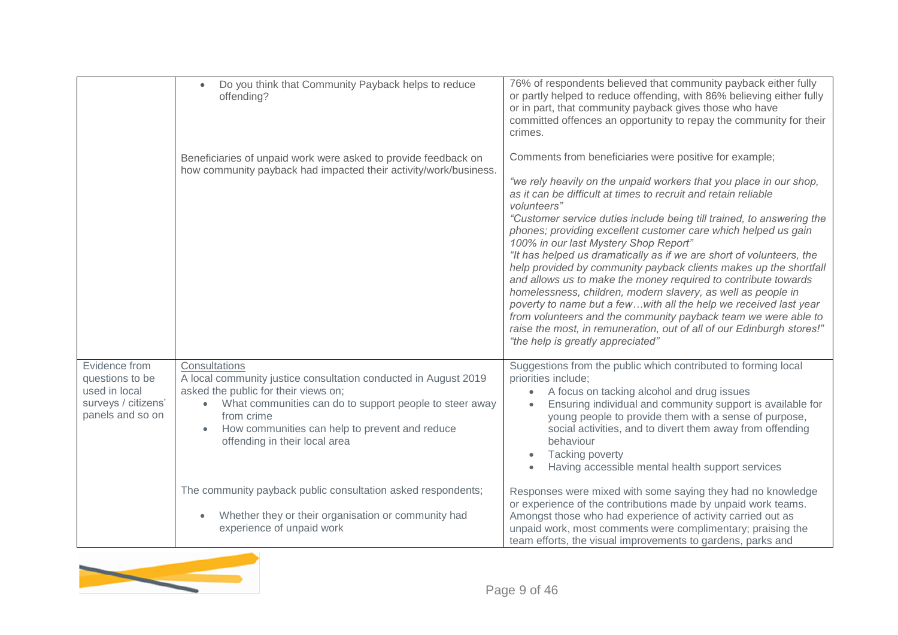| | | |
|---|---|---|
| | • Do you think that Community Payback helps to reduce offending? | 76% of respondents believed that community payback either fully or partly helped to reduce offending, with 86% believing either fully or in part, that community payback gives those who have committed offences an opportunity to repay the community for their crimes. |
| | Beneficiaries of unpaid work were asked to provide feedback on how community payback had impacted their activity/work/business. | Comments from beneficiaries were positive for example;<br><br>*"we rely heavily on the unpaid workers that you place in our shop, as it can be difficult at times to recruit and retain reliable volunteers"*<br>*"Customer service duties include being till trained, to answering the phones; providing excellent customer care which helped us gain 100% in our last Mystery Shop Report"*<br>*"It has helped us dramatically as if we are short of volunteers, the help provided by community payback clients makes up the shortfall and allows us to make the money required to contribute towards homelessness, children, modern slavery, as well as people in poverty to name but a few…with all the help we received last year from volunteers and the community payback team we were able to raise the most, in remuneration, out of all of our Edinburgh stores!"*<br>*"the help is greatly appreciated"* |
| Evidence from questions to be used in local surveys / citizens' panels and so on | Consultations<br>A local community justice consultation conducted in August 2019 asked the public for their views on;<br>• What communities can do to support people to steer away from crime<br>• How communities can help to prevent and reduce offending in their local area | Suggestions from the public which contributed to forming local priorities include;<br>• A focus on tacking alcohol and drug issues<br>• Ensuring individual and community support is available for young people to provide them with a sense of purpose, social activities, and to divert them away from offending behaviour<br>• Tacking poverty<br>• Having accessible mental health support services |
| | The community payback public consultation asked respondents;<br><br>• Whether they or their organisation or community had experience of unpaid work | Responses were mixed with some saying they had no knowledge or experience of the contributions made by unpaid work teams. Amongst those who had experience of activity carried out as unpaid work, most comments were complimentary; praising the team efforts, the visual improvements to gardens, parks and |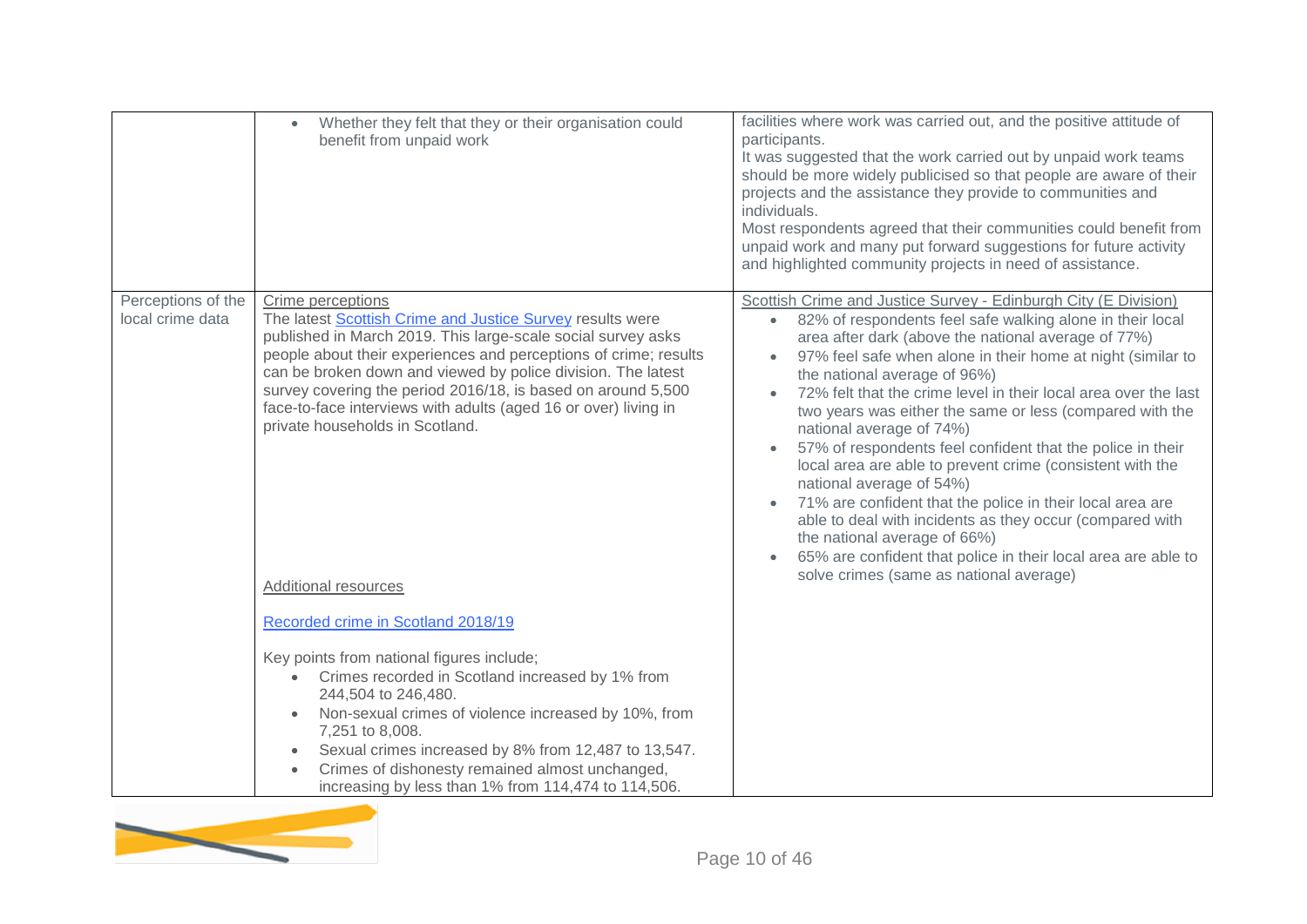| | | |
|---|---|---|
| | • Whether they felt that they or their organisation could benefit from unpaid work | facilities where work was carried out, and the positive attitude of participants.<br>It was suggested that the work carried out by unpaid work teams should be more widely publicised so that people are aware of their projects and the assistance they provide to communities and individuals.<br>Most respondents agreed that their communities could benefit from unpaid work and many put forward suggestions for future activity and highlighted community projects in need of assistance. |
| Perceptions of the local crime data | Crime perceptions<br>The latest [Scottish Crime and Justice Survey] results were published in March 2019. This large-scale social survey asks people about their experiences and perceptions of crime; results can be broken down and viewed by police division. The latest survey covering the period 2016/18, is based on around 5,500 face-to-face interviews with adults (aged 16 or over) living in private households in Scotland.<br><br>Additional resources<br><br>[Recorded crime in Scotland 2018/19]<br><br>Key points from national figures include;<br>• Crimes recorded in Scotland increased by 1% from 244,504 to 246,480.<br>• Non-sexual crimes of violence increased by 10%, from 7,251 to 8,008.<br>• Sexual crimes increased by 8% from 12,487 to 13,547.<br>• Crimes of dishonesty remained almost unchanged, increasing by less than 1% from 114,474 to 114,506. | Scottish Crime and Justice Survey - Edinburgh City (E Division)<br>• 82% of respondents feel safe walking alone in their local area after dark (above the national average of 77%)<br>• 97% feel safe when alone in their home at night (similar to the national average of 96%)<br>• 72% felt that the crime level in their local area over the last two years was either the same or less (compared with the national average of 74%)<br>• 57% of respondents feel confident that the police in their local area are able to prevent crime (consistent with the national average of 54%)<br>• 71% are confident that the police in their local area are able to deal with incidents as they occur (compared with the national average of 66%)<br>• 65% are confident that police in their local area are able to solve crimes (same as national average) |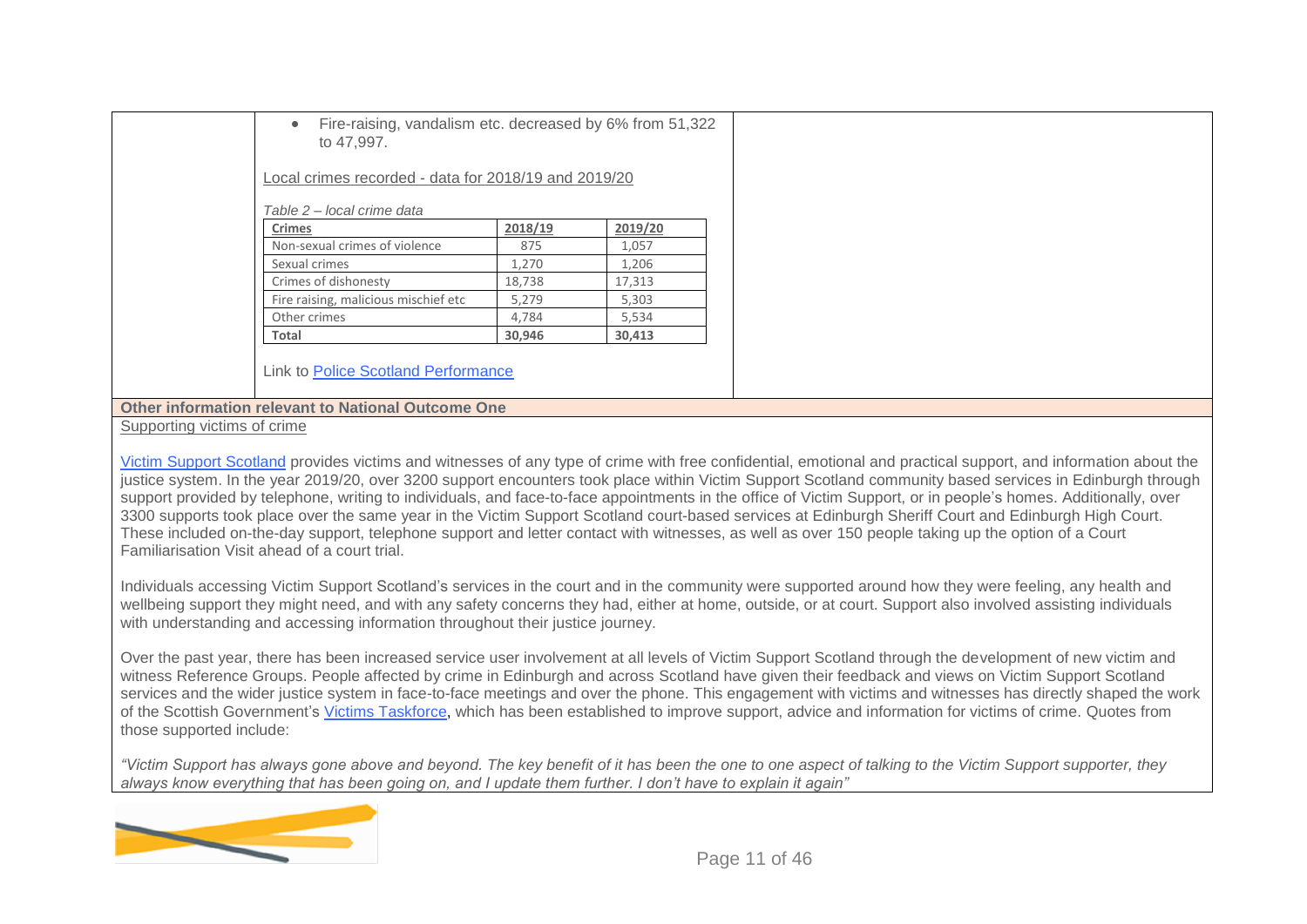- Fire-raising, vandalism etc. decreased by 6% from 51,322 to 47,997.

Local crimes recorded - data for 2018/19 and 2019/20

*Table 2 – local crime data*

| Crimes | 2018/19 | 2019/20 |
|---|---|---|
| Non-sexual crimes of violence | 875 | 1,057 |
| Sexual crimes | 1,270 | 1,206 |
| Crimes of dishonesty | 18,738 | 17,313 |
| Fire raising, malicious mischief etc | 5,279 | 5,303 |
| Other crimes | 4,784 | 5,534 |
| **Total** | **30,946** | **30,413** |

Link to Police Scotland Performance

**Other information relevant to National Outcome One**

Supporting victims of crime

Victim Support Scotland provides victims and witnesses of any type of crime with free confidential, emotional and practical support, and information about the justice system. In the year 2019/20, over 3200 support encounters took place within Victim Support Scotland community based services in Edinburgh through support provided by telephone, writing to individuals, and face-to-face appointments in the office of Victim Support, or in people's homes. Additionally, over 3300 supports took place over the same year in the Victim Support Scotland court-based services at Edinburgh Sheriff Court and Edinburgh High Court. These included on-the-day support, telephone support and letter contact with witnesses, as well as over 150 people taking up the option of a Court Familiarisation Visit ahead of a court trial.

Individuals accessing Victim Support Scotland's services in the court and in the community were supported around how they were feeling, any health and wellbeing support they might need, and with any safety concerns they had, either at home, outside, or at court. Support also involved assisting individuals with understanding and accessing information throughout their justice journey.

Over the past year, there has been increased service user involvement at all levels of Victim Support Scotland through the development of new victim and witness Reference Groups. People affected by crime in Edinburgh and across Scotland have given their feedback and views on Victim Support Scotland services and the wider justice system in face-to-face meetings and over the phone. This engagement with victims and witnesses has directly shaped the work of the Scottish Government's Victims Taskforce, which has been established to improve support, advice and information for victims of crime. Quotes from those supported include:

*"Victim Support has always gone above and beyond. The key benefit of it has been the one to one aspect of talking to the Victim Support supporter, they always know everything that has been going on, and I update them further. I don't have to explain it again"*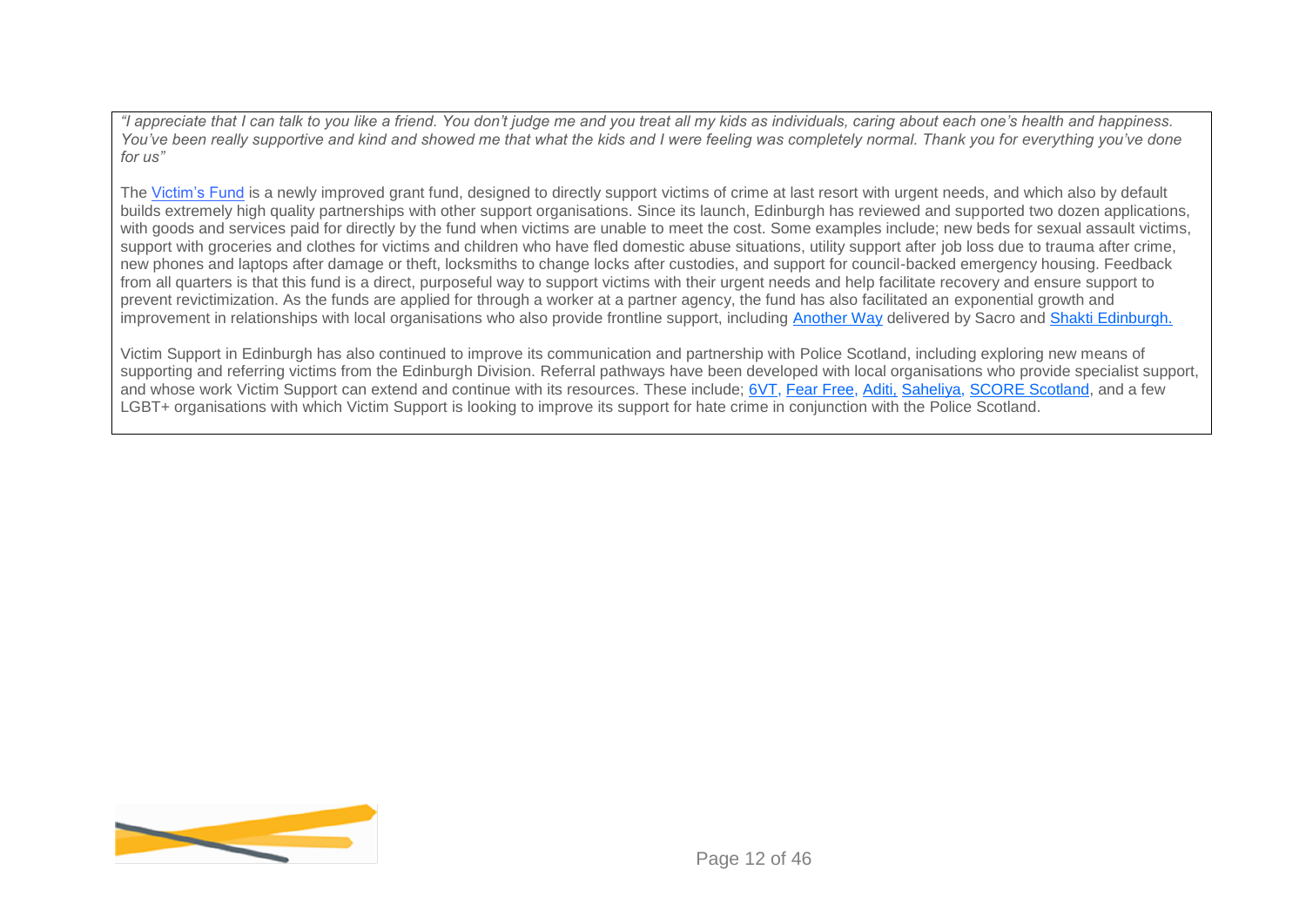*"I appreciate that I can talk to you like a friend. You don't judge me and you treat all my kids as individuals, caring about each one's health and happiness. You've been really supportive and kind and showed me that what the kids and I were feeling was completely normal. Thank you for everything you've done for us"*

The Victim's Fund is a newly improved grant fund, designed to directly support victims of crime at last resort with urgent needs, and which also by default builds extremely high quality partnerships with other support organisations. Since its launch, Edinburgh has reviewed and supported two dozen applications, with goods and services paid for directly by the fund when victims are unable to meet the cost. Some examples include; new beds for sexual assault victims, support with groceries and clothes for victims and children who have fled domestic abuse situations, utility support after job loss due to trauma after crime, new phones and laptops after damage or theft, locksmiths to change locks after custodies, and support for council-backed emergency housing. Feedback from all quarters is that this fund is a direct, purposeful way to support victims with their urgent needs and help facilitate recovery and ensure support to prevent revictimization. As the funds are applied for through a worker at a partner agency, the fund has also facilitated an exponential growth and improvement in relationships with local organisations who also provide frontline support, including Another Way delivered by Sacro and Shakti Edinburgh.

Victim Support in Edinburgh has also continued to improve its communication and partnership with Police Scotland, including exploring new means of supporting and referring victims from the Edinburgh Division. Referral pathways have been developed with local organisations who provide specialist support, and whose work Victim Support can extend and continue with its resources. These include; 6VT, Fear Free, Aditi, Saheliya, SCORE Scotland, and a few LGBT+ organisations with which Victim Support is looking to improve its support for hate crime in conjunction with the Police Scotland.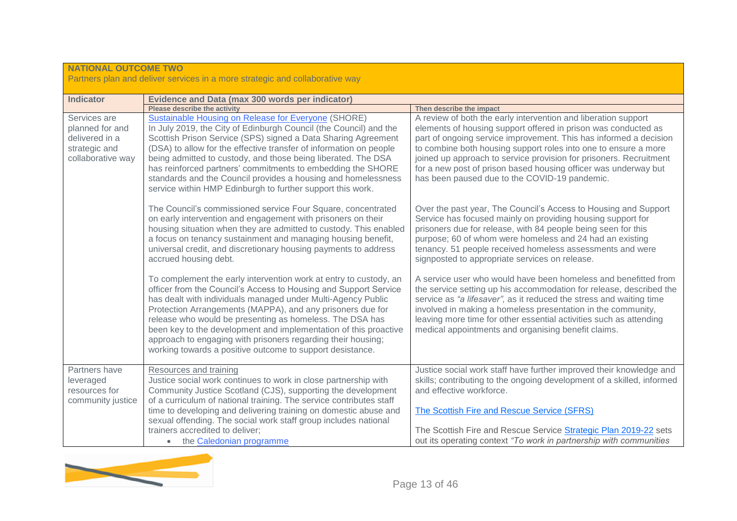| NATIONAL OUTCOME TWO<br>Partners plan and deliver services in a more strategic and collaborative way | | |
|---|---|---|
| **Indicator** | **Evidence and Data (max 300 words per indicator)** | |
| | **Please describe the activity** | **Then describe the impact** |
| Services are planned for and delivered in a strategic and collaborative way | Sustainable Housing on Release for Everyone (SHORE)<br>In July 2019, the City of Edinburgh Council (the Council) and the Scottish Prison Service (SPS) signed a Data Sharing Agreement (DSA) to allow for the effective transfer of information on people being admitted to custody, and those being liberated. The DSA has reinforced partners' commitments to embedding the SHORE standards and the Council provides a housing and homelessness service within HMP Edinburgh to further support this work.<br><br>The Council's commissioned service Four Square, concentrated on early intervention and engagement with prisoners on their housing situation when they are admitted to custody. This enabled a focus on tenancy sustainment and managing housing benefit, universal credit, and discretionary housing payments to address accrued housing debt.<br><br>To complement the early intervention work at entry to custody, an officer from the Council's Access to Housing and Support Service has dealt with individuals managed under Multi-Agency Public Protection Arrangements (MAPPA), and any prisoners due for release who would be presenting as homeless. The DSA has been key to the development and implementation of this proactive approach to engaging with prisoners regarding their housing; working towards a positive outcome to support desistance. | A review of both the early intervention and liberation support elements of housing support offered in prison was conducted as part of ongoing service improvement. This has informed a decision to combine both housing support roles into one to ensure a more joined up approach to service provision for prisoners. Recruitment for a new post of prison based housing officer was underway but has been paused due to the COVID-19 pandemic.<br><br>Over the past year, The Council's Access to Housing and Support Service has focused mainly on providing housing support for prisoners due for release, with 84 people being seen for this purpose; 60 of whom were homeless and 24 had an existing tenancy. 51 people received homeless assessments and were signposted to appropriate services on release.<br><br>A service user who would have been homeless and benefitted from the service setting up his accommodation for release, described the service as *"a lifesaver"*, as it reduced the stress and waiting time involved in making a homeless presentation in the community, leaving more time for other essential activities such as attending medical appointments and organising benefit claims. |
| Partners have leveraged resources for community justice | Resources and training<br>Justice social work continues to work in close partnership with Community Justice Scotland (CJS), supporting the development of a curriculum of national training. The service contributes staff time to developing and delivering training on domestic abuse and sexual offending. The social work staff group includes national trainers accredited to deliver;<br>• the Caledonian programme | Justice social work staff have further improved their knowledge and skills; contributing to the ongoing development of a skilled, informed and effective workforce.<br><br>The Scottish Fire and Rescue Service (SFRS)<br><br>The Scottish Fire and Rescue Service Strategic Plan 2019-22 sets out its operating context *"To work in partnership with communities* |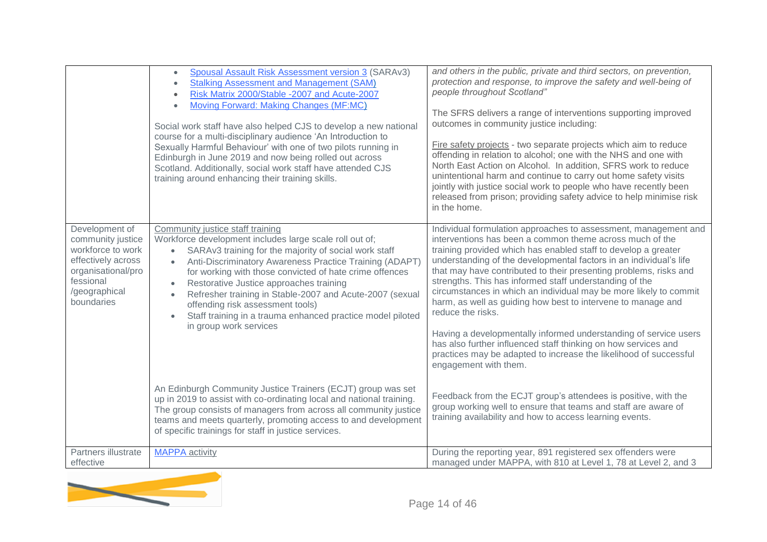| | | |
|---|---|---|
| | • Spousal Assault Risk Assessment version 3 (SARAv3)<br>• Stalking Assessment and Management (SAM)<br>• Risk Matrix 2000/Stable -2007 and Acute-2007<br>• Moving Forward: Making Changes (MF:MC)<br><br>Social work staff have also helped CJS to develop a new national course for a multi-disciplinary audience 'An Introduction to Sexually Harmful Behaviour' with one of two pilots running in Edinburgh in June 2019 and now being rolled out across Scotland. Additionally, social work staff have attended CJS training around enhancing their training skills. | *and others in the public, private and third sectors, on prevention, protection and response, to improve the safety and well-being of people throughout Scotland"*<br><br>The SFRS delivers a range of interventions supporting improved outcomes in community justice including:<br><br>Fire safety projects - two separate projects which aim to reduce offending in relation to alcohol; one with the NHS and one with North East Action on Alcohol. In addition, SFRS work to reduce unintentional harm and continue to carry out home safety visits jointly with justice social work to people who have recently been released from prison; providing safety advice to help minimise risk in the home. |
| Development of community justice workforce to work effectively across organisational/professional /geographical boundaries | Community justice staff training<br>Workforce development includes large scale roll out of;<br>• SARAv3 training for the majority of social work staff<br>• Anti-Discriminatory Awareness Practice Training (ADAPT) for working with those convicted of hate crime offences<br>• Restorative Justice approaches training<br>• Refresher training in Stable-2007 and Acute-2007 (sexual offending risk assessment tools)<br>• Staff training in a trauma enhanced practice model piloted in group work services | Individual formulation approaches to assessment, management and interventions has been a common theme across much of the training provided which has enabled staff to develop a greater understanding of the developmental factors in an individual's life that may have contributed to their presenting problems, risks and strengths. This has informed staff understanding of the circumstances in which an individual may be more likely to commit harm, as well as guiding how best to intervene to manage and reduce the risks.<br><br>Having a developmentally informed understanding of service users has also further influenced staff thinking on how services and practices may be adapted to increase the likelihood of successful engagement with them. |
| | An Edinburgh Community Justice Trainers (ECJT) group was set up in 2019 to assist with co-ordinating local and national training. The group consists of managers from across all community justice teams and meets quarterly, promoting access to and development of specific trainings for staff in justice services. | Feedback from the ECJT group's attendees is positive, with the group working well to ensure that teams and staff are aware of training availability and how to access learning events. |
| Partners illustrate effective | MAPPA activity | During the reporting year, 891 registered sex offenders were managed under MAPPA, with 810 at Level 1, 78 at Level 2, and 3 |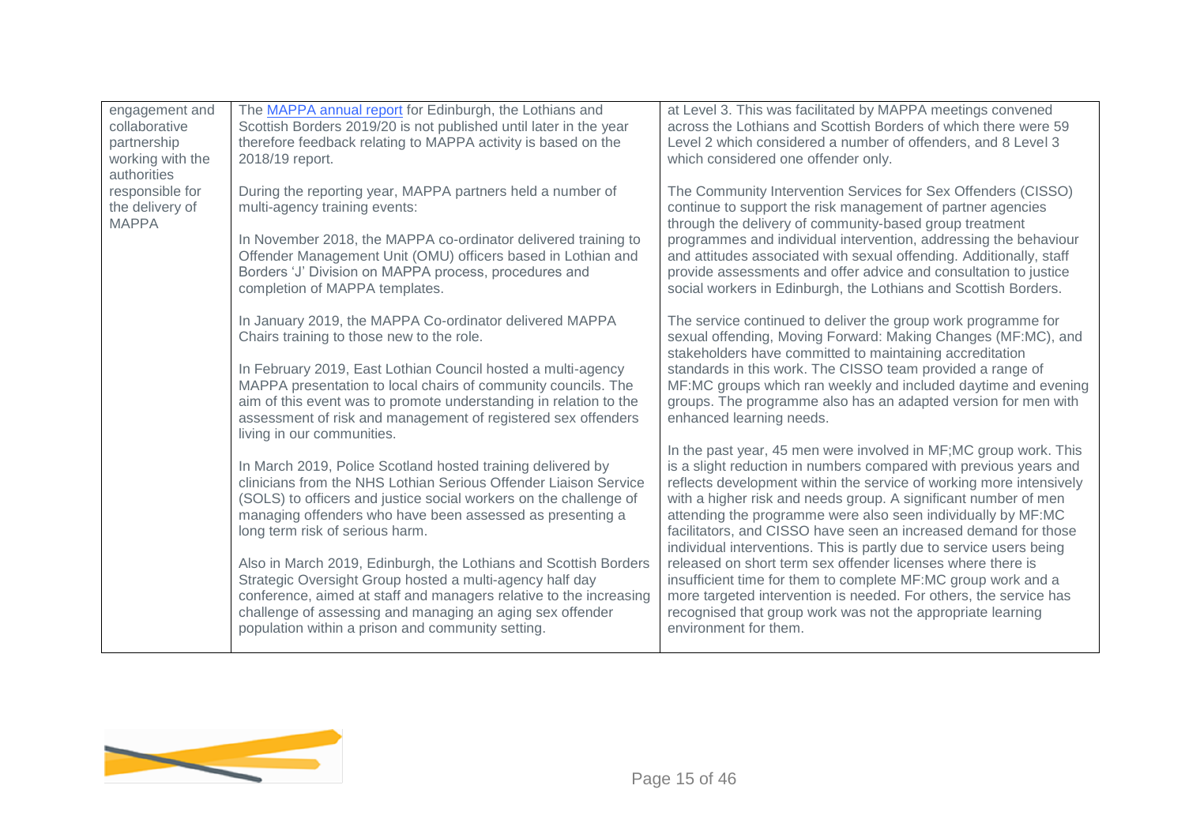| | | |
|---|---|---|
| engagement and collaborative partnership working with the authorities responsible for the delivery of MAPPA | The [MAPPA annual report] for Edinburgh, the Lothians and Scottish Borders 2019/20 is not published until later in the year therefore feedback relating to MAPPA activity is based on the 2018/19 report.<br><br>During the reporting year, MAPPA partners held a number of multi-agency training events:<br><br>In November 2018, the MAPPA co-ordinator delivered training to Offender Management Unit (OMU) officers based in Lothian and Borders 'J' Division on MAPPA process, procedures and completion of MAPPA templates.<br><br>In January 2019, the MAPPA Co-ordinator delivered MAPPA Chairs training to those new to the role.<br><br>In February 2019, East Lothian Council hosted a multi-agency MAPPA presentation to local chairs of community councils. The aim of this event was to promote understanding in relation to the assessment of risk and management of registered sex offenders living in our communities.<br><br>In March 2019, Police Scotland hosted training delivered by clinicians from the NHS Lothian Serious Offender Liaison Service (SOLS) to officers and justice social workers on the challenge of managing offenders who have been assessed as presenting a long term risk of serious harm.<br><br>Also in March 2019, Edinburgh, the Lothians and Scottish Borders Strategic Oversight Group hosted a multi-agency half day conference, aimed at staff and managers relative to the increasing challenge of assessing and managing an aging sex offender population within a prison and community setting. | at Level 3. This was facilitated by MAPPA meetings convened across the Lothians and Scottish Borders of which there were 59 Level 2 which considered a number of offenders, and 8 Level 3 which considered one offender only.<br><br>The Community Intervention Services for Sex Offenders (CISSO) continue to support the risk management of partner agencies through the delivery of community-based group treatment programmes and individual intervention, addressing the behaviour and attitudes associated with sexual offending. Additionally, staff provide assessments and offer advice and consultation to justice social workers in Edinburgh, the Lothians and Scottish Borders.<br><br>The service continued to deliver the group work programme for sexual offending, Moving Forward: Making Changes (MF:MC), and stakeholders have committed to maintaining accreditation standards in this work. The CISSO team provided a range of MF:MC groups which ran weekly and included daytime and evening groups. The programme also has an adapted version for men with enhanced learning needs.<br><br>In the past year, 45 men were involved in MF;MC group work. This is a slight reduction in numbers compared with previous years and reflects development within the service of working more intensively with a higher risk and needs group. A significant number of men attending the programme were also seen individually by MF:MC facilitators, and CISSO have seen an increased demand for those individual interventions. This is partly due to service users being released on short term sex offender licenses where there is insufficient time for them to complete MF:MC group work and a more targeted intervention is needed. For others, the service has recognised that group work was not the appropriate learning environment for them. |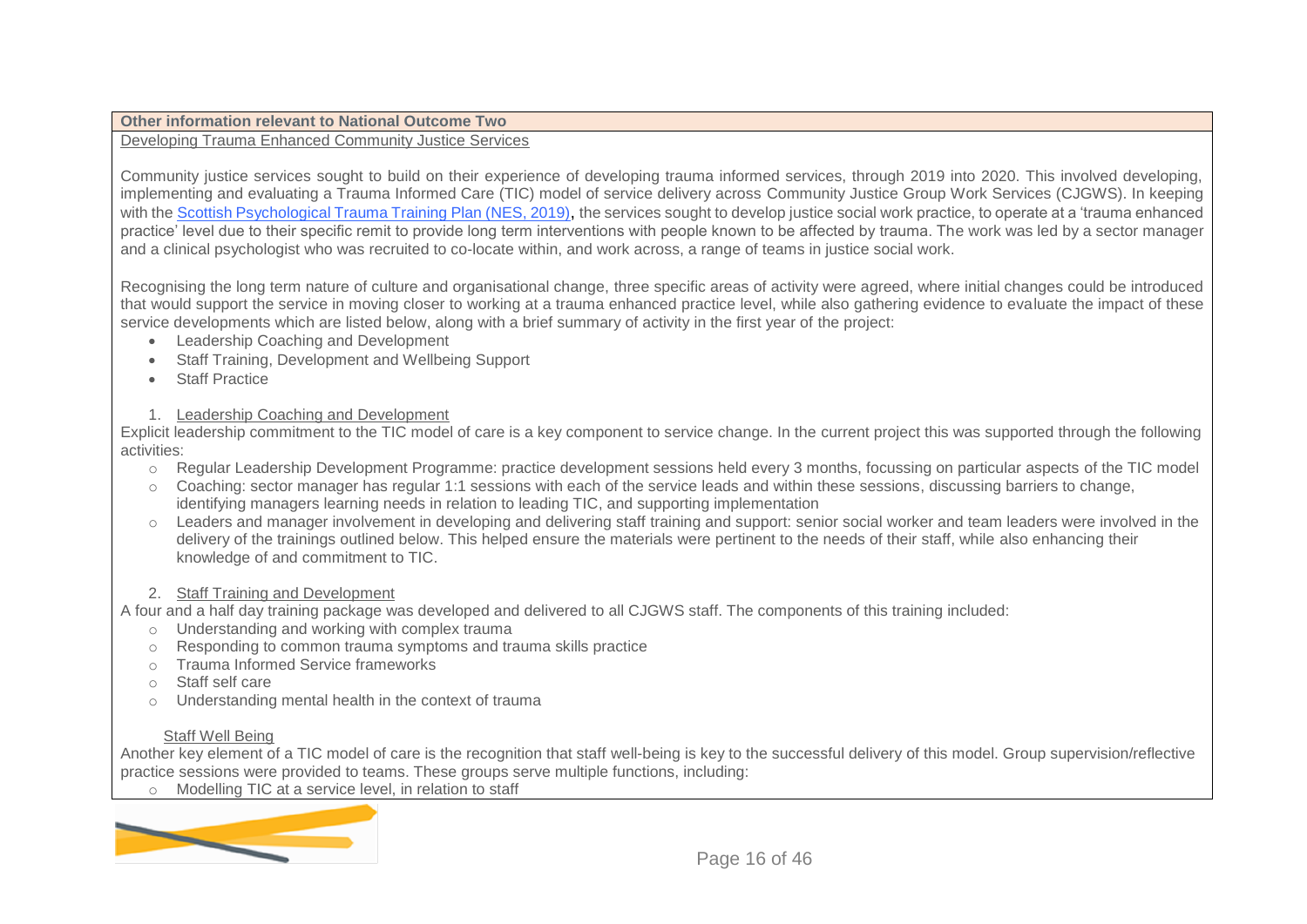**Other information relevant to National Outcome Two**

Developing Trauma Enhanced Community Justice Services

Community justice services sought to build on their experience of developing trauma informed services, through 2019 into 2020. This involved developing, implementing and evaluating a Trauma Informed Care (TIC) model of service delivery across Community Justice Group Work Services (CJGWS). In keeping with the [Scottish Psychological Trauma Training Plan (NES, 2019)](), the services sought to develop justice social work practice, to operate at a 'trauma enhanced practice' level due to their specific remit to provide long term interventions with people known to be affected by trauma. The work was led by a sector manager and a clinical psychologist who was recruited to co-locate within, and work across, a range of teams in justice social work.

Recognising the long term nature of culture and organisational change, three specific areas of activity were agreed, where initial changes could be introduced that would support the service in moving closer to working at a trauma enhanced practice level, while also gathering evidence to evaluate the impact of these service developments which are listed below, along with a brief summary of activity in the first year of the project:

- Leadership Coaching and Development
- Staff Training, Development and Wellbeing Support
- Staff Practice

1. Leadership Coaching and Development

Explicit leadership commitment to the TIC model of care is a key component to service change. In the current project this was supported through the following activities:

- Regular Leadership Development Programme: practice development sessions held every 3 months, focussing on particular aspects of the TIC model
- Coaching: sector manager has regular 1:1 sessions with each of the service leads and within these sessions, discussing barriers to change, identifying managers learning needs in relation to leading TIC, and supporting implementation
- Leaders and manager involvement in developing and delivering staff training and support: senior social worker and team leaders were involved in the delivery of the trainings outlined below. This helped ensure the materials were pertinent to the needs of their staff, while also enhancing their knowledge of and commitment to TIC.

2. Staff Training and Development

A four and a half day training package was developed and delivered to all CJGWS staff. The components of this training included:

- Understanding and working with complex trauma
- Responding to common trauma symptoms and trauma skills practice
- Trauma Informed Service frameworks
- Staff self care
- Understanding mental health in the context of trauma

Staff Well Being

Another key element of a TIC model of care is the recognition that staff well-being is key to the successful delivery of this model. Group supervision/reflective practice sessions were provided to teams. These groups serve multiple functions, including:

- Modelling TIC at a service level, in relation to staff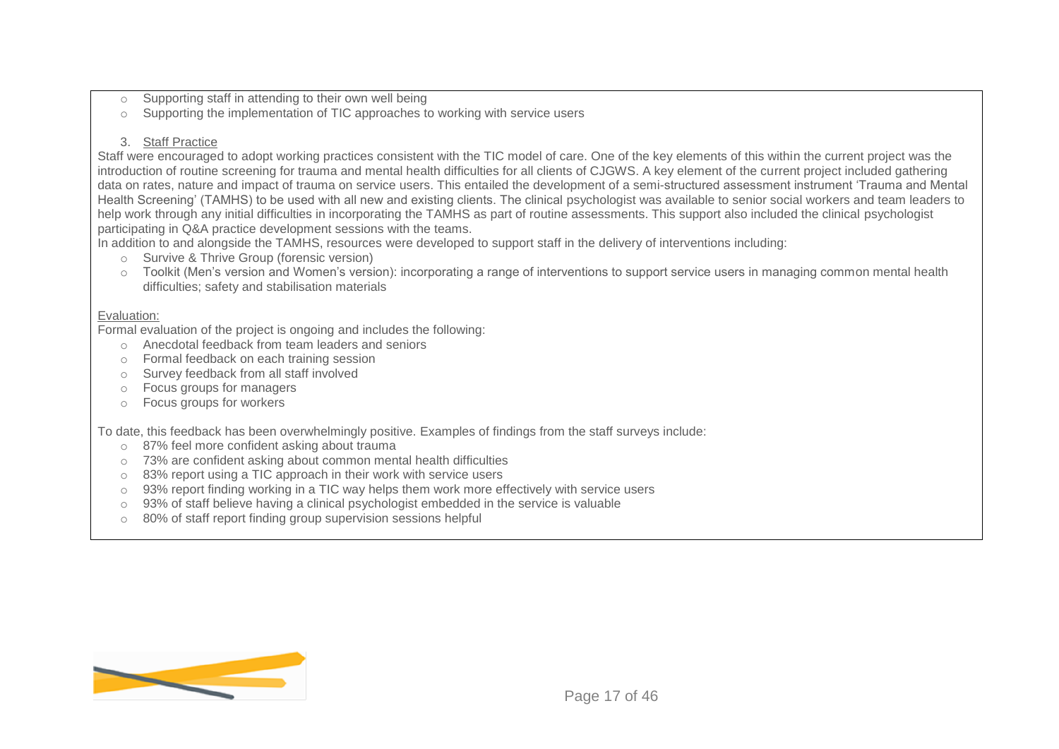- Supporting staff in attending to their own well being
- Supporting the implementation of TIC approaches to working with service users

3. Staff Practice

Staff were encouraged to adopt working practices consistent with the TIC model of care. One of the key elements of this within the current project was the introduction of routine screening for trauma and mental health difficulties for all clients of CJGWS. A key element of the current project included gathering data on rates, nature and impact of trauma on service users. This entailed the development of a semi-structured assessment instrument 'Trauma and Mental Health Screening' (TAMHS) to be used with all new and existing clients. The clinical psychologist was available to senior social workers and team leaders to help work through any initial difficulties in incorporating the TAMHS as part of routine assessments. This support also included the clinical psychologist participating in Q&A practice development sessions with the teams.

In addition to and alongside the TAMHS, resources were developed to support staff in the delivery of interventions including:

- Survive & Thrive Group (forensic version)
- Toolkit (Men's version and Women's version): incorporating a range of interventions to support service users in managing common mental health difficulties; safety and stabilisation materials

Evaluation:

Formal evaluation of the project is ongoing and includes the following:

- Anecdotal feedback from team leaders and seniors
- Formal feedback on each training session
- Survey feedback from all staff involved
- Focus groups for managers
- Focus groups for workers

To date, this feedback has been overwhelmingly positive. Examples of findings from the staff surveys include:

- 87% feel more confident asking about trauma
- 73% are confident asking about common mental health difficulties
- 83% report using a TIC approach in their work with service users
- 93% report finding working in a TIC way helps them work more effectively with service users
- 93% of staff believe having a clinical psychologist embedded in the service is valuable
- 80% of staff report finding group supervision sessions helpful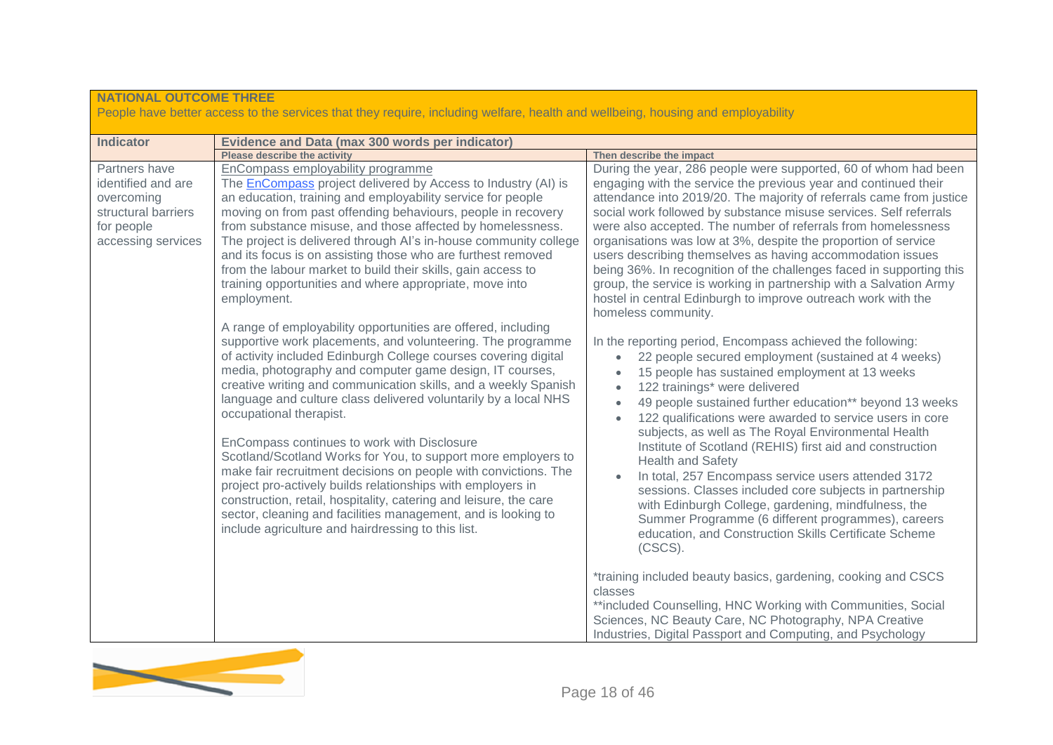**NATIONAL OUTCOME THREE**

People have better access to the services that they require, including welfare, health and wellbeing, housing and employability

| Indicator | Evidence and Data (max 300 words per indicator) | |
|---|---|---|
| | **Please describe the activity** | **Then describe the impact** |
| Partners have identified and are overcoming structural barriers for people accessing services | EnCompass employability programme<br>The [EnCompass] project delivered by Access to Industry (AI) is an education, training and employability service for people moving on from past offending behaviours, people in recovery from substance misuse, and those affected by homelessness. The project is delivered through AI's in-house community college and its focus is on assisting those who are furthest removed from the labour market to build their skills, gain access to training opportunities and where appropriate, move into employment.<br><br>A range of employability opportunities are offered, including supportive work placements, and volunteering. The programme of activity included Edinburgh College courses covering digital media, photography and computer game design, IT courses, creative writing and communication skills, and a weekly Spanish language and culture class delivered voluntarily by a local NHS occupational therapist.<br><br>EnCompass continues to work with Disclosure Scotland/Scotland Works for You, to support more employers to make fair recruitment decisions on people with convictions. The project pro-actively builds relationships with employers in construction, retail, hospitality, catering and leisure, the care sector, cleaning and facilities management, and is looking to include agriculture and hairdressing to this list. | During the year, 286 people were supported, 60 of whom had been engaging with the service the previous year and continued their attendance into 2019/20. The majority of referrals came from justice social work followed by substance misuse services. Self referrals were also accepted. The number of referrals from homelessness organisations was low at 3%, despite the proportion of service users describing themselves as having accommodation issues being 36%. In recognition of the challenges faced in supporting this group, the service is working in partnership with a Salvation Army hostel in central Edinburgh to improve outreach work with the homeless community.<br><br>In the reporting period, Encompass achieved the following:<br>• 22 people secured employment (sustained at 4 weeks)<br>• 15 people has sustained employment at 13 weeks<br>• 122 trainings* were delivered<br>• 49 people sustained further education** beyond 13 weeks<br>• 122 qualifications were awarded to service users in core subjects, as well as The Royal Environmental Health Institute of Scotland (REHIS) first aid and construction Health and Safety<br>• In total, 257 Encompass service users attended 3172 sessions. Classes included core subjects in partnership with Edinburgh College, gardening, mindfulness, the Summer Programme (6 different programmes), careers education, and Construction Skills Certificate Scheme (CSCS).<br><br>*training included beauty basics, gardening, cooking and CSCS classes<br>**included Counselling, HNC Working with Communities, Social Sciences, NC Beauty Care, NC Photography, NPA Creative Industries, Digital Passport and Computing, and Psychology |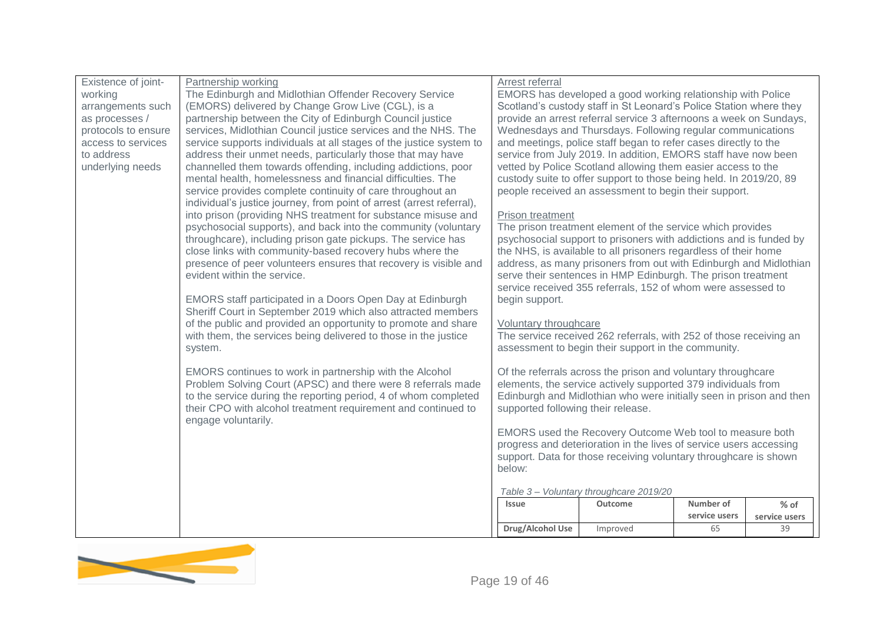| | | |
|---|---|---|
| Existence of joint-working arrangements such as processes / protocols to ensure access to services to address underlying needs | Partnership working<br>The Edinburgh and Midlothian Offender Recovery Service (EMORS) delivered by Change Grow Live (CGL), is a partnership between the City of Edinburgh Council justice services, Midlothian Council justice services and the NHS. The service supports individuals at all stages of the justice system to address their unmet needs, particularly those that may have channelled them towards offending, including addictions, poor mental health, homelessness and financial difficulties. The service provides complete continuity of care throughout an individual's justice journey, from point of arrest (arrest referral), into prison (providing NHS treatment for substance misuse and psychosocial supports), and back into the community (voluntary throughcare), including prison gate pickups. The service has close links with community-based recovery hubs where the presence of peer volunteers ensures that recovery is visible and evident within the service.<br><br>EMORS staff participated in a Doors Open Day at Edinburgh Sheriff Court in September 2019 which also attracted members of the public and provided an opportunity to promote and share with them, the services being delivered to those in the justice system.<br><br>EMORS continues to work in partnership with the Alcohol Problem Solving Court (APSC) and there were 8 referrals made to the service during the reporting period, 4 of whom completed their CPO with alcohol treatment requirement and continued to engage voluntarily. | Arrest referral<br>EMORS has developed a good working relationship with Police Scotland's custody staff in St Leonard's Police Station where they provide an arrest referral service 3 afternoons a week on Sundays, Wednesdays and Thursdays. Following regular communications and meetings, police staff began to refer cases directly to the service from July 2019. In addition, EMORS staff have now been vetted by Police Scotland allowing them easier access to the custody suite to offer support to those being held. In 2019/20, 89 people received an assessment to begin their support.<br><br>Prison treatment<br>The prison treatment element of the service which provides psychosocial support to prisoners with addictions and is funded by the NHS, is available to all prisoners regardless of their home address, as many prisoners from out with Edinburgh and Midlothian serve their sentences in HMP Edinburgh. The prison treatment service received 355 referrals, 152 of whom were assessed to begin support.<br><br>Voluntary throughcare<br>The service received 262 referrals, with 252 of those receiving an assessment to begin their support in the community.<br><br>Of the referrals across the prison and voluntary throughcare elements, the service actively supported 379 individuals from Edinburgh and Midlothian who were initially seen in prison and then supported following their release.<br><br>EMORS used the Recovery Outcome Web tool to measure both progress and deterioration in the lives of service users accessing support. Data for those receiving voluntary throughcare is shown below:<br><br>*Table 3 – Voluntary throughcare 2019/20*<br><br>**Issue** \| **Outcome** \| **Number of service users** \| **% of service users**<br>**Drug/Alcohol Use** \| Improved \| 65 \| 39 |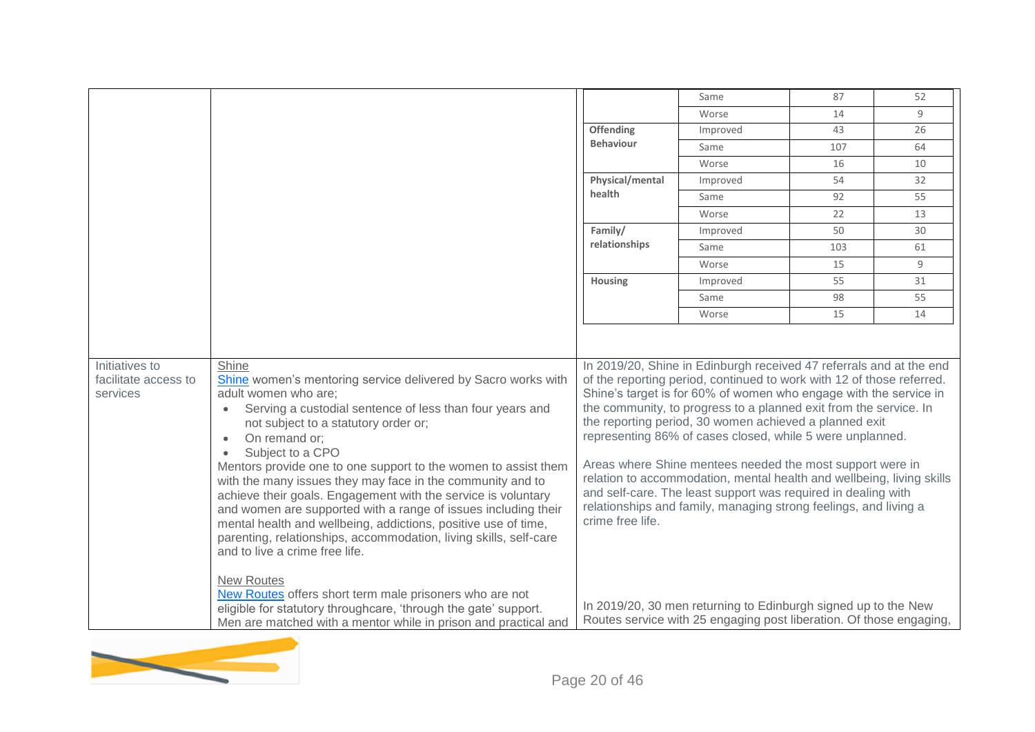| | | |
|---|---|---|
| | | <table><tr><td></td><td>Same</td><td>87</td><td>52</td></tr><tr><td></td><td>Worse</td><td>14</td><td>9</td></tr><tr><td>**Offending Behaviour**</td><td>Improved</td><td>43</td><td>26</td></tr><tr><td></td><td>Same</td><td>107</td><td>64</td></tr><tr><td></td><td>Worse</td><td>16</td><td>10</td></tr><tr><td>**Physical/mental health**</td><td>Improved</td><td>54</td><td>32</td></tr><tr><td></td><td>Same</td><td>92</td><td>55</td></tr><tr><td></td><td>Worse</td><td>22</td><td>13</td></tr><tr><td>**Family/ relationships**</td><td>Improved</td><td>50</td><td>30</td></tr><tr><td></td><td>Same</td><td>103</td><td>61</td></tr><tr><td></td><td>Worse</td><td>15</td><td>9</td></tr><tr><td>**Housing**</td><td>Improved</td><td>55</td><td>31</td></tr><tr><td></td><td>Same</td><td>98</td><td>55</td></tr><tr><td></td><td>Worse</td><td>15</td><td>14</td></tr></table> |
| Initiatives to facilitate access to services | Shine<br>Shine women's mentoring service delivered by Sacro works with adult women who are;<ul><li>Serving a custodial sentence of less than four years and not subject to a statutory order or;</li><li>On remand or;</li><li>Subject to a CPO</li></ul>Mentors provide one to one support to the women to assist them with the many issues they may face in the community and to achieve their goals. Engagement with the service is voluntary and women are supported with a range of issues including their mental health and wellbeing, addictions, positive use of time, parenting, relationships, accommodation, living skills, self-care and to live a crime free life. | In 2019/20, Shine in Edinburgh received 47 referrals and at the end of the reporting period, continued to work with 12 of those referred. Shine's target is for 60% of women who engage with the service in the community, to progress to a planned exit from the service. In the reporting period, 30 women achieved a planned exit representing 86% of cases closed, while 5 were unplanned.<br><br>Areas where Shine mentees needed the most support were in relation to accommodation, mental health and wellbeing, living skills and self-care. The least support was required in dealing with relationships and family, managing strong feelings, and living a crime free life. |
| | New Routes<br>New Routes offers short term male prisoners who are not eligible for statutory throughcare, 'through the gate' support. Men are matched with a mentor while in prison and practical and | In 2019/20, 30 men returning to Edinburgh signed up to the New Routes service with 25 engaging post liberation. Of those engaging, |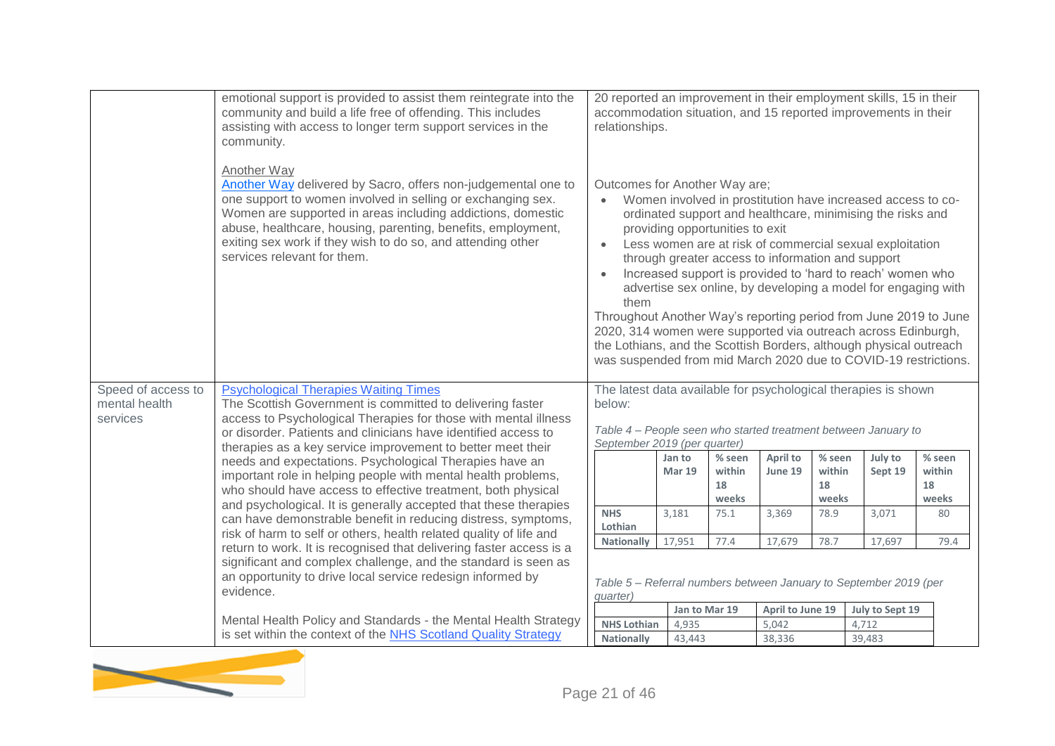| | | |
|---|---|---|
| | emotional support is provided to assist them reintegrate into the community and build a life free of offending. This includes assisting with access to longer term support services in the community.<br><br>Another Way<br>[Another Way](#) delivered by Sacro, offers non-judgemental one to one support to women involved in selling or exchanging sex. Women are supported in areas including addictions, domestic abuse, healthcare, housing, parenting, benefits, employment, exiting sex work if they wish to do so, and attending other services relevant for them. | 20 reported an improvement in their employment skills, 15 in their accommodation situation, and 15 reported improvements in their relationships.<br><br>Outcomes for Another Way are;<br>• Women involved in prostitution have increased access to co-ordinated support and healthcare, minimising the risks and providing opportunities to exit<br>• Less women are at risk of commercial sexual exploitation through greater access to information and support<br>• Increased support is provided to 'hard to reach' women who advertise sex online, by developing a model for engaging with them<br>Throughout Another Way's reporting period from June 2019 to June 2020, 314 women were supported via outreach across Edinburgh, the Lothians, and the Scottish Borders, although physical outreach was suspended from mid March 2020 due to COVID-19 restrictions. |
| Speed of access to mental health services | [Psychological Therapies Waiting Times](#)<br>The Scottish Government is committed to delivering faster access to Psychological Therapies for those with mental illness or disorder. Patients and clinicians have identified access to therapies as a key service improvement to better meet their needs and expectations. Psychological Therapies have an important role in helping people with mental health problems, who should have access to effective treatment, both physical and psychological. It is generally accepted that these therapies can have demonstrable benefit in reducing distress, symptoms, risk of harm to self or others, health related quality of life and return to work. It is recognised that delivering faster access is a significant and complex challenge, and the standard is seen as an opportunity to drive local service redesign informed by evidence.<br><br>Mental Health Policy and Standards - the Mental Health Strategy is set within the context of the [NHS Scotland Quality Strategy](#) | The latest data available for psychological therapies is shown below: |

*Table 4 – People seen who started treatment between January to September 2019 (per quarter)*

| | Jan to Mar 19 | % seen within 18 weeks | April to June 19 | % seen within 18 weeks | July to Sept 19 | % seen within 18 weeks |
|---|---|---|---|---|---|---|
| NHS Lothian | 3,181 | 75.1 | 3,369 | 78.9 | 3,071 | 80 |
| Nationally | 17,951 | 77.4 | 17,679 | 78.7 | 17,697 | 79.4 |

*Table 5 – Referral numbers between January to September 2019 (per quarter)*

| | Jan to Mar 19 | April to June 19 | July to Sept 19 |
|---|---|---|---|
| NHS Lothian | 4,935 | 5,042 | 4,712 |
| Nationally | 43,443 | 38,336 | 39,483 |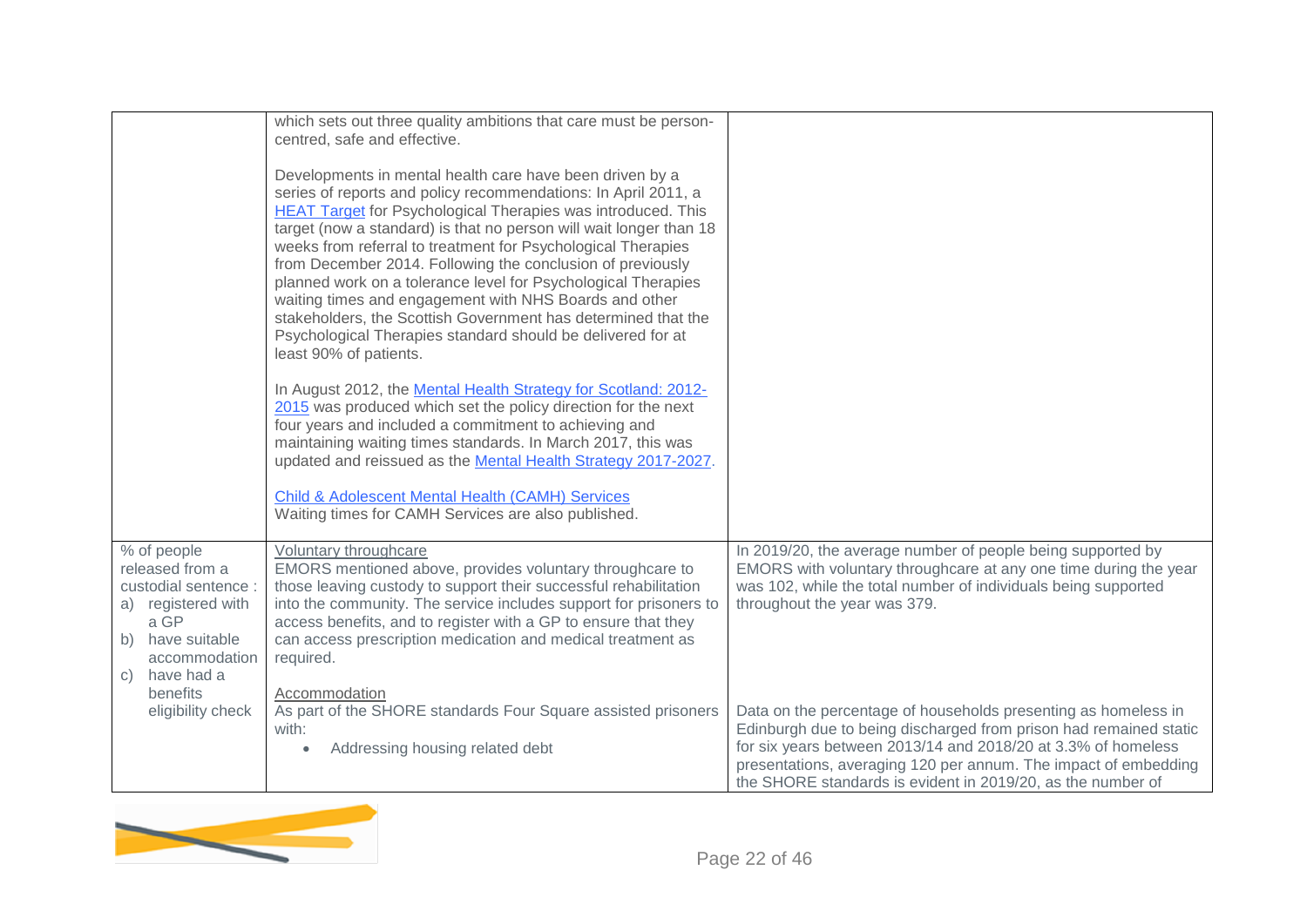| | | |
|---|---|---|
| | which sets out three quality ambitions that care must be person-centred, safe and effective.<br><br>Developments in mental health care have been driven by a series of reports and policy recommendations: In April 2011, a [HEAT Target]() for Psychological Therapies was introduced. This target (now a standard) is that no person will wait longer than 18 weeks from referral to treatment for Psychological Therapies from December 2014. Following the conclusion of previously planned work on a tolerance level for Psychological Therapies waiting times and engagement with NHS Boards and other stakeholders, the Scottish Government has determined that the Psychological Therapies standard should be delivered for at least 90% of patients.<br><br>In August 2012, the [Mental Health Strategy for Scotland: 2012-2015]() was produced which set the policy direction for the next four years and included a commitment to achieving and maintaining waiting times standards. In March 2017, this was updated and reissued as the [Mental Health Strategy 2017-2027]().<br><br>[Child & Adolescent Mental Health (CAMH) Services]()<br>Waiting times for CAMH Services are also published. | |
| % of people released from a custodial sentence :<br>a) registered with a GP<br>b) have suitable accommodation<br>c) have had a benefits eligibility check | <u>Voluntary throughcare</u><br>EMORS mentioned above, provides voluntary throughcare to those leaving custody to support their successful rehabilitation into the community. The service includes support for prisoners to access benefits, and to register with a GP to ensure that they can access prescription medication and medical treatment as required.<br><br><u>Accommodation</u><br>As part of the SHORE standards Four Square assisted prisoners with:<br>• Addressing housing related debt | In 2019/20, the average number of people being supported by EMORS with voluntary throughcare at any one time during the year was 102, while the total number of individuals being supported throughout the year was 379.<br><br>Data on the percentage of households presenting as homeless in Edinburgh due to being discharged from prison had remained static for six years between 2013/14 and 2018/20 at 3.3% of homeless presentations, averaging 120 per annum. The impact of embedding the SHORE standards is evident in 2019/20, as the number of |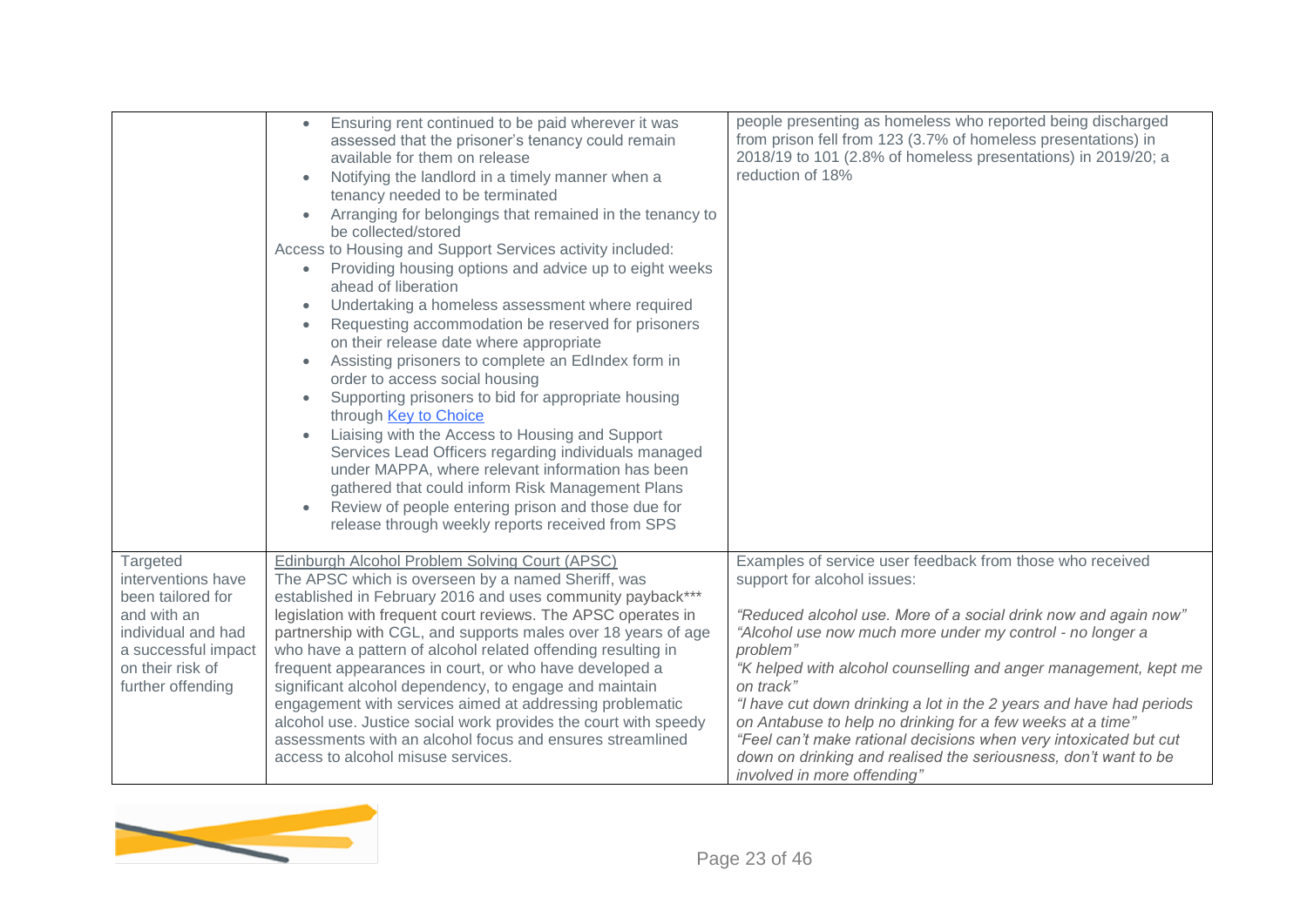| | | |
|---|---|---|
| | • Ensuring rent continued to be paid wherever it was assessed that the prisoner's tenancy could remain available for them on release<br>• Notifying the landlord in a timely manner when a tenancy needed to be terminated<br>• Arranging for belongings that remained in the tenancy to be collected/stored<br>Access to Housing and Support Services activity included:<br>• Providing housing options and advice up to eight weeks ahead of liberation<br>• Undertaking a homeless assessment where required<br>• Requesting accommodation be reserved for prisoners on their release date where appropriate<br>• Assisting prisoners to complete an EdIndex form in order to access social housing<br>• Supporting prisoners to bid for appropriate housing through [Key to Choice](#)<br>• Liaising with the Access to Housing and Support Services Lead Officers regarding individuals managed under MAPPA, where relevant information has been gathered that could inform Risk Management Plans<br>• Review of people entering prison and those due for release through weekly reports received from SPS | people presenting as homeless who reported being discharged from prison fell from 123 (3.7% of homeless presentations) in 2018/19 to 101 (2.8% of homeless presentations) in 2019/20; a reduction of 18% |
| Targeted interventions have been tailored for and with an individual and had a successful impact on their risk of further offending | Edinburgh Alcohol Problem Solving Court (APSC)<br>The APSC which is overseen by a named Sheriff, was established in February 2016 and uses community payback*** legislation with frequent court reviews. The APSC operates in partnership with CGL, and supports males over 18 years of age who have a pattern of alcohol related offending resulting in frequent appearances in court, or who have developed a significant alcohol dependency, to engage and maintain engagement with services aimed at addressing problematic alcohol use. Justice social work provides the court with speedy assessments with an alcohol focus and ensures streamlined access to alcohol misuse services. | Examples of service user feedback from those who received support for alcohol issues:<br><br>*"Reduced alcohol use. More of a social drink now and again now"*<br>*"Alcohol use now much more under my control - no longer a problem"*<br>*"K helped with alcohol counselling and anger management, kept me on track"*<br>*"I have cut down drinking a lot in the 2 years and have had periods on Antabuse to help no drinking for a few weeks at a time"*<br>*"Feel can't make rational decisions when very intoxicated but cut down on drinking and realised the seriousness, don't want to be involved in more offending"* |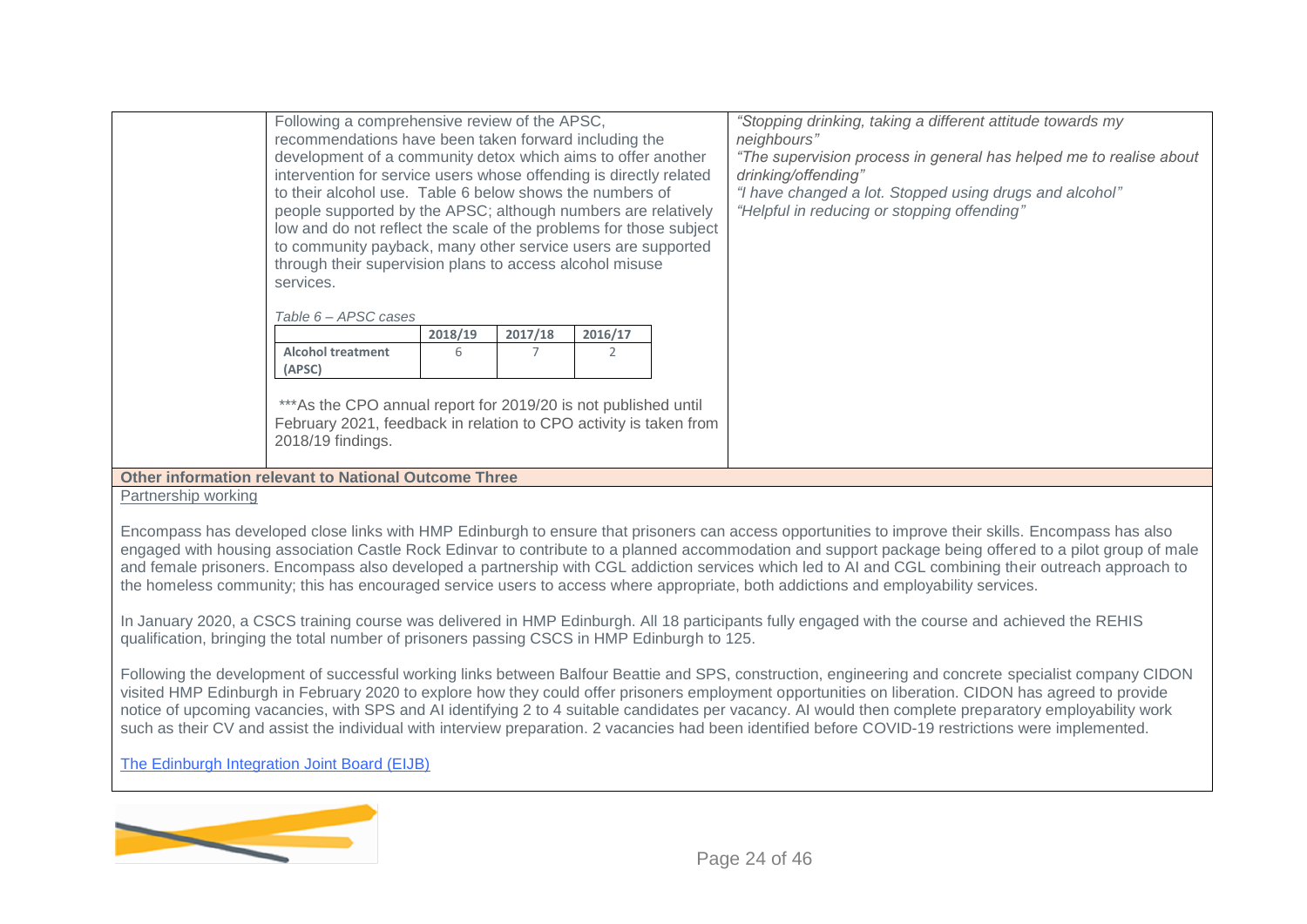Following a comprehensive review of the APSC, recommendations have been taken forward including the development of a community detox which aims to offer another intervention for service users whose offending is directly related to their alcohol use. Table 6 below shows the numbers of people supported by the APSC; although numbers are relatively low and do not reflect the scale of the problems for those subject to community payback, many other service users are supported through their supervision plans to access alcohol misuse services.

*Table 6 – APSC cases*

| | 2018/19 | 2017/18 | 2016/17 |
|---|---|---|---|
| **Alcohol treatment (APSC)** | 6 | 7 | 2 |

***As the CPO annual report for 2019/20 is not published until February 2021, feedback in relation to CPO activity is taken from 2018/19 findings.

*"Stopping drinking, taking a different attitude towards my neighbours"*
*"The supervision process in general has helped me to realise about drinking/offending"*
*"I have changed a lot. Stopped using drugs and alcohol"*
*"Helpful in reducing or stopping offending"*

**Other information relevant to National Outcome Three**

Partnership working

Encompass has developed close links with HMP Edinburgh to ensure that prisoners can access opportunities to improve their skills. Encompass has also engaged with housing association Castle Rock Edinvar to contribute to a planned accommodation and support package being offered to a pilot group of male and female prisoners. Encompass also developed a partnership with CGL addiction services which led to AI and CGL combining their outreach approach to the homeless community; this has encouraged service users to access where appropriate, both addictions and employability services.

In January 2020, a CSCS training course was delivered in HMP Edinburgh. All 18 participants fully engaged with the course and achieved the REHIS qualification, bringing the total number of prisoners passing CSCS in HMP Edinburgh to 125.

Following the development of successful working links between Balfour Beattie and SPS, construction, engineering and concrete specialist company CIDON visited HMP Edinburgh in February 2020 to explore how they could offer prisoners employment opportunities on liberation. CIDON has agreed to provide notice of upcoming vacancies, with SPS and AI identifying 2 to 4 suitable candidates per vacancy. AI would then complete preparatory employability work such as their CV and assist the individual with interview preparation. 2 vacancies had been identified before COVID-19 restrictions were implemented.

The Edinburgh Integration Joint Board (EIJB)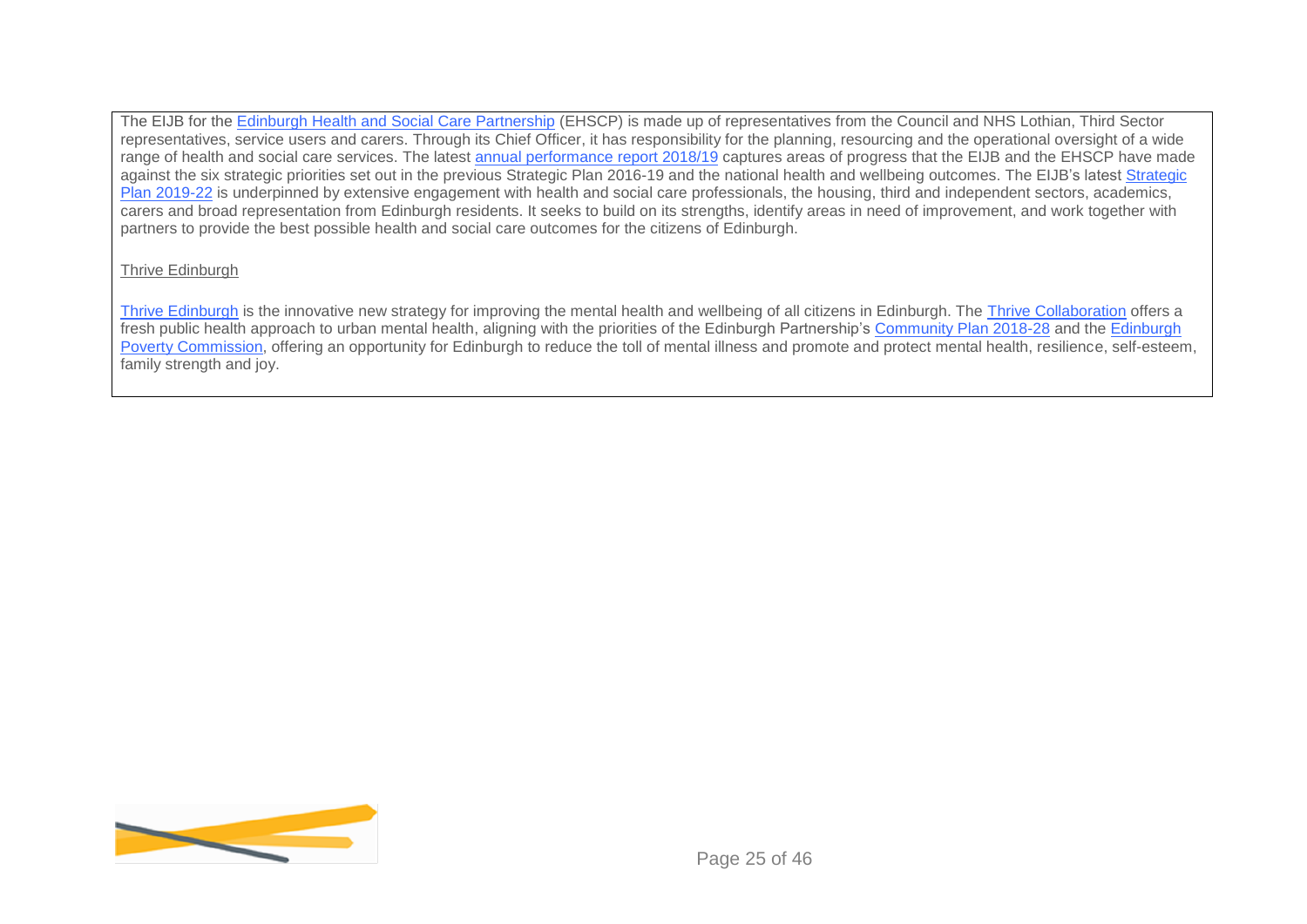The EIJB for the Edinburgh Health and Social Care Partnership (EHSCP) is made up of representatives from the Council and NHS Lothian, Third Sector representatives, service users and carers. Through its Chief Officer, it has responsibility for the planning, resourcing and the operational oversight of a wide range of health and social care services. The latest annual performance report 2018/19 captures areas of progress that the EIJB and the EHSCP have made against the six strategic priorities set out in the previous Strategic Plan 2016-19 and the national health and wellbeing outcomes. The EIJB's latest Strategic Plan 2019-22 is underpinned by extensive engagement with health and social care professionals, the housing, third and independent sectors, academics, carers and broad representation from Edinburgh residents. It seeks to build on its strengths, identify areas in need of improvement, and work together with partners to provide the best possible health and social care outcomes for the citizens of Edinburgh.

Thrive Edinburgh

Thrive Edinburgh is the innovative new strategy for improving the mental health and wellbeing of all citizens in Edinburgh. The Thrive Collaboration offers a fresh public health approach to urban mental health, aligning with the priorities of the Edinburgh Partnership's Community Plan 2018-28 and the Edinburgh Poverty Commission, offering an opportunity for Edinburgh to reduce the toll of mental illness and promote and protect mental health, resilience, self-esteem, family strength and joy.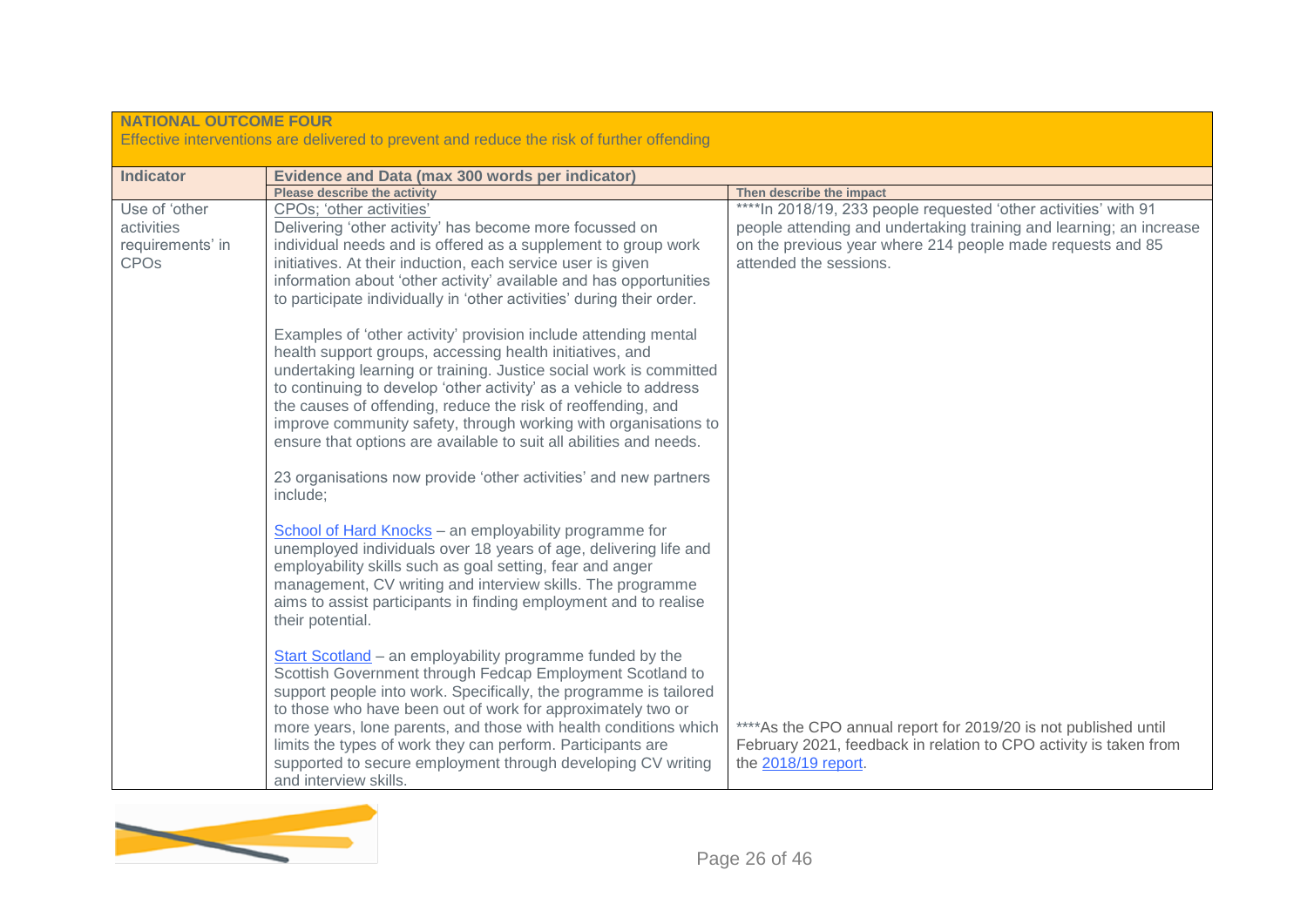| **NATIONAL OUTCOME FOUR**<br>Effective interventions are delivered to prevent and reduce the risk of further offending | | |
|---|---|---|
| **Indicator** | **Evidence and Data (max 300 words per indicator)** | |
| | **Please describe the activity** | **Then describe the impact** |
| Use of 'other activities requirements' in CPOs | CPOs; 'other activities'<br>Delivering 'other activity' has become more focussed on individual needs and is offered as a supplement to group work initiatives. At their induction, each service user is given information about 'other activity' available and has opportunities to participate individually in 'other activities' during their order.<br><br>Examples of 'other activity' provision include attending mental health support groups, accessing health initiatives, and undertaking learning or training. Justice social work is committed to continuing to develop 'other activity' as a vehicle to address the causes of offending, reduce the risk of reoffending, and improve community safety, through working with organisations to ensure that options are available to suit all abilities and needs.<br><br>23 organisations now provide 'other activities' and new partners include;<br><br>School of Hard Knocks – an employability programme for unemployed individuals over 18 years of age, delivering life and employability skills such as goal setting, fear and anger management, CV writing and interview skills. The programme aims to assist participants in finding employment and to realise their potential.<br><br>Start Scotland – an employability programme funded by the Scottish Government through Fedcap Employment Scotland to support people into work. Specifically, the programme is tailored to those who have been out of work for approximately two or more years, lone parents, and those with health conditions which limits the types of work they can perform. Participants are supported to secure employment through developing CV writing and interview skills. | ****In 2018/19, 233 people requested 'other activities' with 91 people attending and undertaking training and learning; an increase on the previous year where 214 people made requests and 85 attended the sessions.<br><br>****As the CPO annual report for 2019/20 is not published until February 2021, feedback in relation to CPO activity is taken from the 2018/19 report. |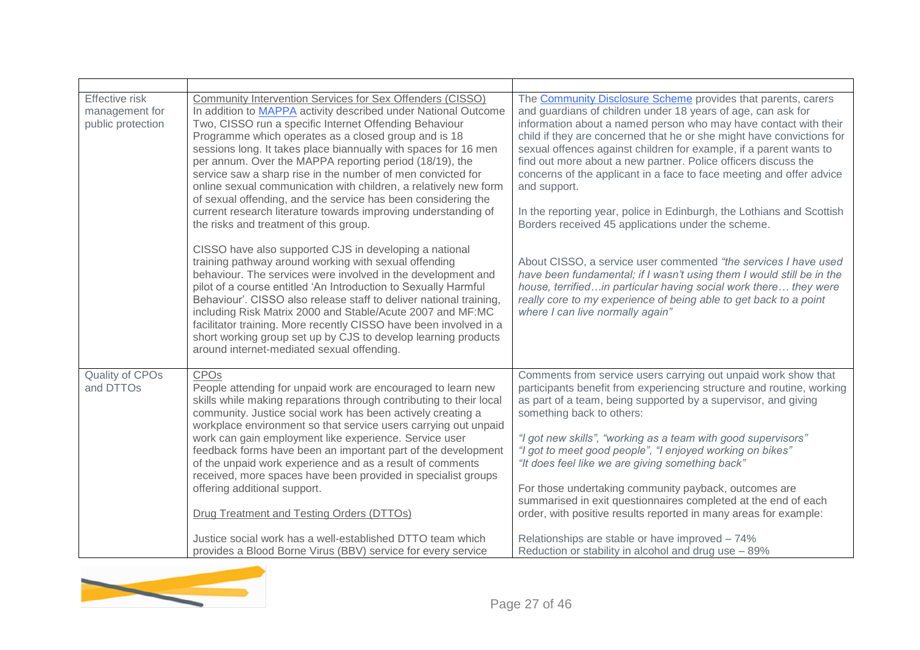| | | |
|---|---|---|
| Effective risk management for public protection | Community Intervention Services for Sex Offenders (CISSO)<br>In addition to MAPPA activity described under National Outcome Two, CISSO run a specific Internet Offending Behaviour Programme which operates as a closed group and is 18 sessions long. It takes place biannually with spaces for 16 men per annum. Over the MAPPA reporting period (18/19), the service saw a sharp rise in the number of men convicted for online sexual communication with children, a relatively new form of sexual offending, and the service has been considering the current research literature towards improving understanding of the risks and treatment of this group.<br><br>CISSO have also supported CJS in developing a national training pathway around working with sexual offending behaviour. The services were involved in the development and pilot of a course entitled 'An Introduction to Sexually Harmful Behaviour'. CISSO also release staff to deliver national training, including Risk Matrix 2000 and Stable/Acute 2007 and MF:MC facilitator training. More recently CISSO have been involved in a short working group set up by CJS to develop learning products around internet-mediated sexual offending. | The Community Disclosure Scheme provides that parents, carers and guardians of children under 18 years of age, can ask for information about a named person who may have contact with their child if they are concerned that he or she might have convictions for sexual offences against children for example, if a parent wants to find out more about a new partner. Police officers discuss the concerns of the applicant in a face to face meeting and offer advice and support.<br><br>In the reporting year, police in Edinburgh, the Lothians and Scottish Borders received 45 applications under the scheme.<br><br>About CISSO, a service user commented *"the services I have used have been fundamental; if I wasn't using them I would still be in the house, terrified…in particular having social work there… they were really core to my experience of being able to get back to a point where I can live normally again"* |
| Quality of CPOs and DTTOs | CPOs<br>People attending for unpaid work are encouraged to learn new skills while making reparations through contributing to their local community. Justice social work has been actively creating a workplace environment so that service users carrying out unpaid work can gain employment like experience. Service user feedback forms have been an important part of the development of the unpaid work experience and as a result of comments received, more spaces have been provided in specialist groups offering additional support.<br><br>Drug Treatment and Testing Orders (DTTOs)<br><br>Justice social work has a well-established DTTO team which provides a Blood Borne Virus (BBV) service for every service | Comments from service users carrying out unpaid work show that participants benefit from experiencing structure and routine, working as part of a team, being supported by a supervisor, and giving something back to others:<br><br>*"I got new skills", "working as a team with good supervisors"*<br>*"I got to meet good people", "I enjoyed working on bikes"*<br>*"It does feel like we are giving something back"*<br><br>For those undertaking community payback, outcomes are summarised in exit questionnaires completed at the end of each order, with positive results reported in many areas for example:<br><br>Relationships are stable or have improved – 74%<br>Reduction or stability in alcohol and drug use – 89% |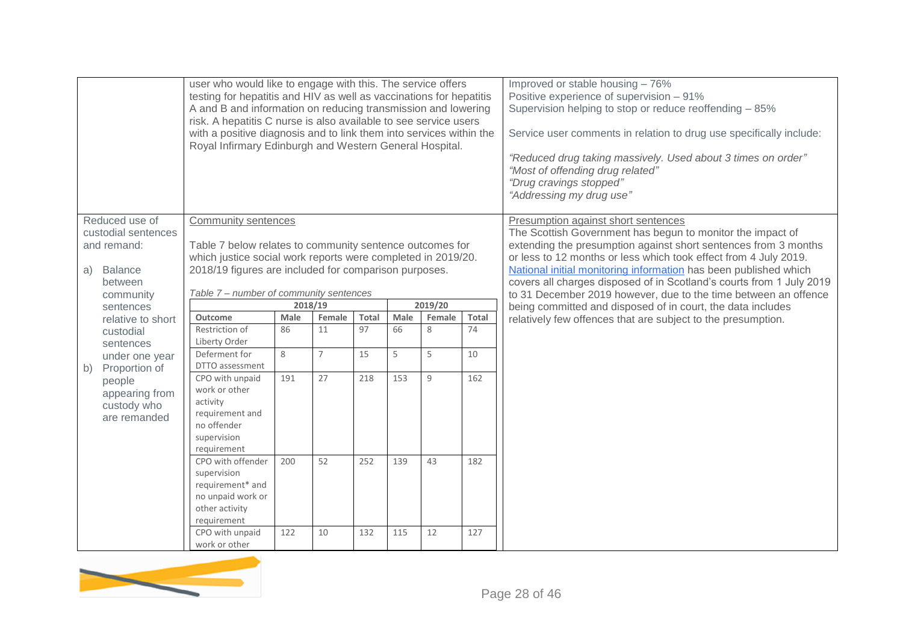| | | |
|---|---|---|
| | user who would like to engage with this. The service offers testing for hepatitis and HIV as well as vaccinations for hepatitis A and B and information on reducing transmission and lowering risk. A hepatitis C nurse is also available to see service users with a positive diagnosis and to link them into services within the Royal Infirmary Edinburgh and Western General Hospital. | Improved or stable housing – 76%<br>Positive experience of supervision – 91%<br>Supervision helping to stop or reduce reoffending – 85%<br><br>Service user comments in relation to drug use specifically include:<br><br>*"Reduced drug taking massively. Used about 3 times on order"*<br>*"Most of offending drug related"*<br>*"Drug cravings stopped"*<br>*"Addressing my drug use"* |
| Reduced use of custodial sentences and remand:<br><br>a) Balance between community sentences relative to short custodial sentences under one year<br>b) Proportion of people appearing from custody who are remanded | Community sentences<br><br>Table 7 below relates to community sentence outcomes for which justice social work reports were completed in 2019/20. 2018/19 figures are included for comparison purposes.<br><br>*Table 7 – number of community sentences* | Presumption against short sentences<br>The Scottish Government has begun to monitor the impact of extending the presumption against short sentences from 3 months or less to 12 months or less which took effect from 4 July 2019. National initial monitoring information has been published which covers all charges disposed of in Scotland's courts from 1 July 2019 to 31 December 2019 however, due to the time between an offence being committed and disposed of in court, the data includes relatively few offences that are subject to the presumption. |

*Table 7 – number of community sentences*

| | 2018/19 | | | 2019/20 | | |
|---|---|---|---|---|---|---|
| **Outcome** | **Male** | **Female** | **Total** | **Male** | **Female** | **Total** |
| Restriction of Liberty Order | 86 | 11 | 97 | 66 | 8 | 74 |
| Deferment for DTTO assessment | 8 | 7 | 15 | 5 | 5 | 10 |
| CPO with unpaid work or other activity requirement and no offender supervision requirement | 191 | 27 | 218 | 153 | 9 | 162 |
| CPO with offender supervision requirement* and no unpaid work or other activity requirement | 200 | 52 | 252 | 139 | 43 | 182 |
| CPO with unpaid work or other | 122 | 10 | 132 | 115 | 12 | 127 |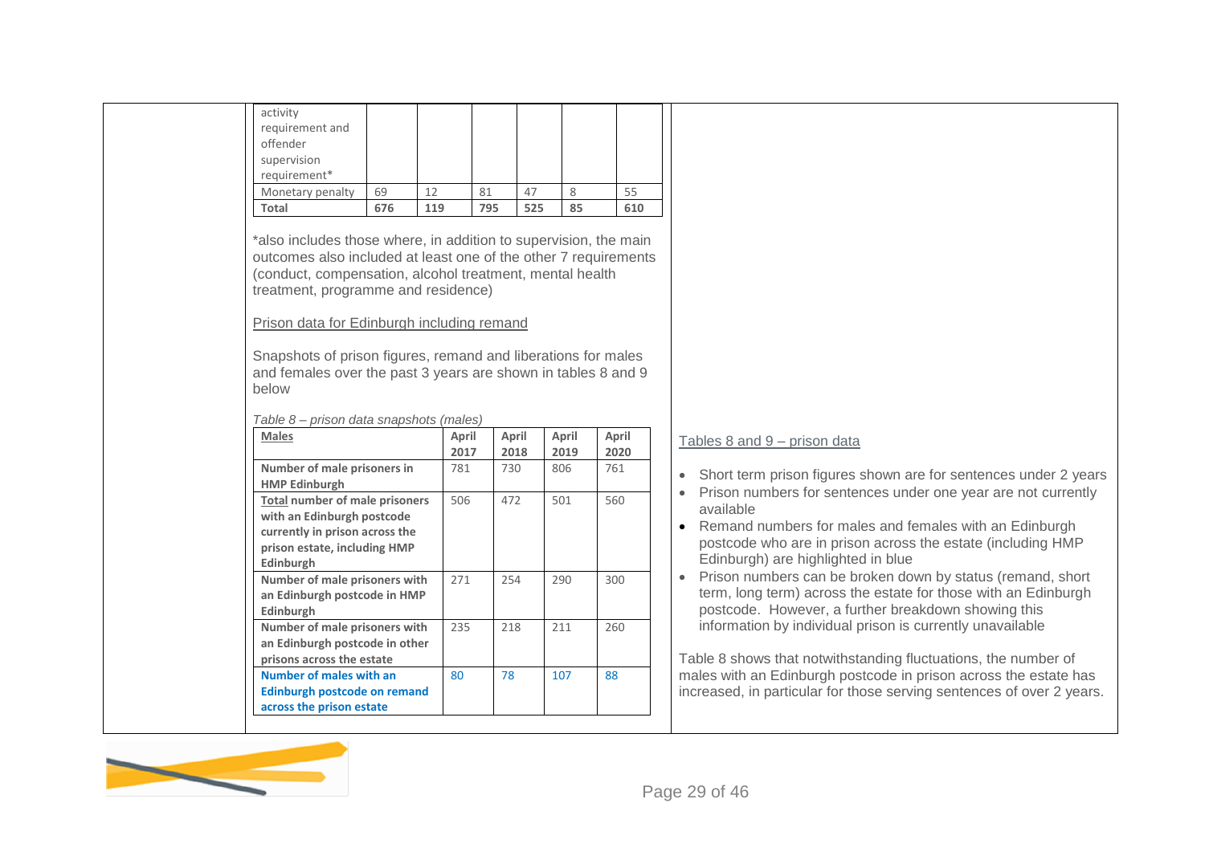| activity requirement and offender supervision requirement* | | | | | | |
|---|---|---|---|---|---|---|
| Monetary penalty | 69 | 12 | 81 | 47 | 8 | 55 |
| **Total** | **676** | **119** | **795** | **525** | **85** | **610** |

*also includes those where, in addition to supervision, the main outcomes also included at least one of the other 7 requirements (conduct, compensation, alcohol treatment, mental health treatment, programme and residence)

Prison data for Edinburgh including remand

Snapshots of prison figures, remand and liberations for males and females over the past 3 years are shown in tables 8 and 9 below

*Table 8 – prison data snapshots (males)*

| **Males** | **April 2017** | **April 2018** | **April 2019** | **April 2020** |
|---|---|---|---|---|
| **Number of male prisoners in HMP Edinburgh** | 781 | 730 | 806 | 761 |
| **Total number of male prisoners with an Edinburgh postcode currently in prison across the prison estate, including HMP Edinburgh** | 506 | 472 | 501 | 560 |
| **Number of male prisoners with an Edinburgh postcode in HMP Edinburgh** | 271 | 254 | 290 | 300 |
| **Number of male prisoners with an Edinburgh postcode in other prisons across the estate** | 235 | 218 | 211 | 260 |
| **Number of males with an Edinburgh postcode on remand across the prison estate** | 80 | 78 | 107 | 88 |

Tables 8 and 9 – prison data

- Short term prison figures shown are for sentences under 2 years
- Prison numbers for sentences under one year are not currently available
- Remand numbers for males and females with an Edinburgh postcode who are in prison across the estate (including HMP Edinburgh) are highlighted in blue
- Prison numbers can be broken down by status (remand, short term, long term) across the estate for those with an Edinburgh postcode. However, a further breakdown showing this information by individual prison is currently unavailable

Table 8 shows that notwithstanding fluctuations, the number of males with an Edinburgh postcode in prison across the estate has increased, in particular for those serving sentences of over 2 years.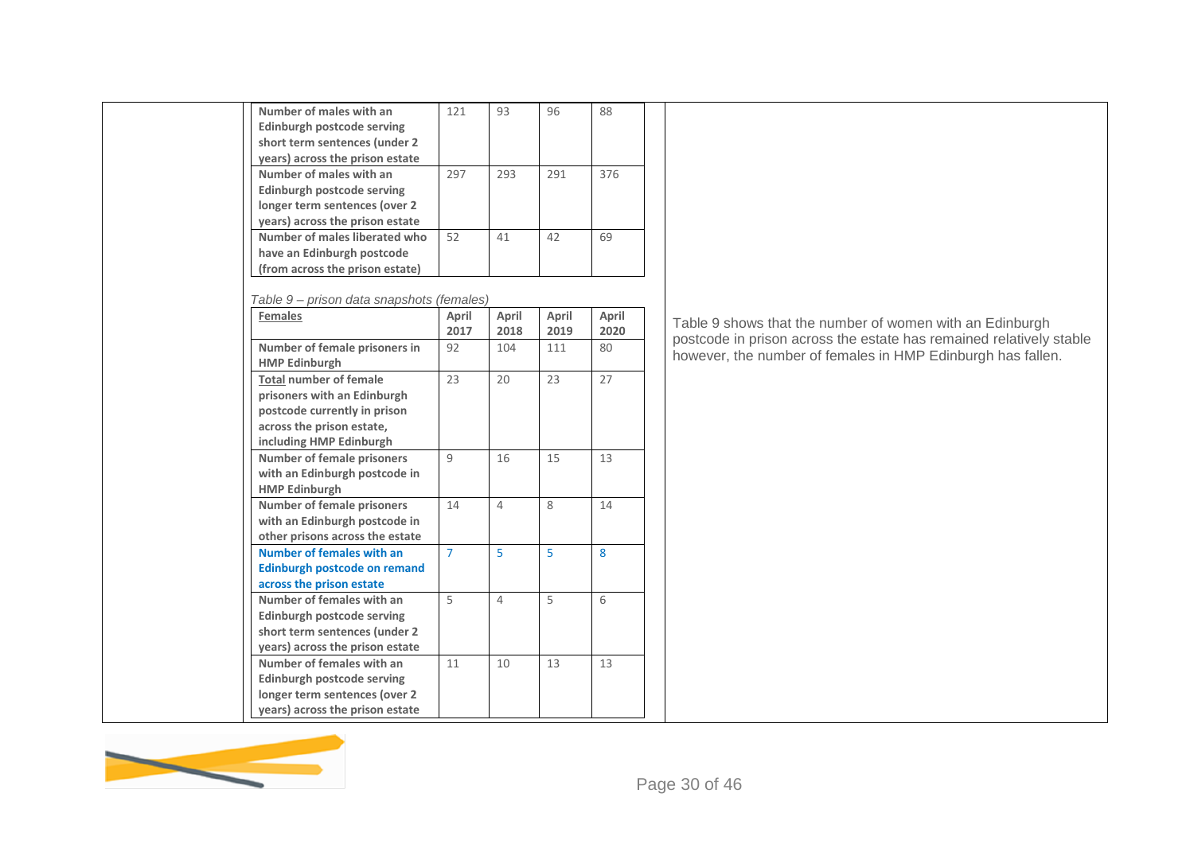| | April 2017 | April 2018 | April 2019 | April 2020 |
|---|---|---|---|---|
| **Number of males with an Edinburgh postcode serving short term sentences (under 2 years) across the prison estate** | 121 | 93 | 96 | 88 |
| **Number of males with an Edinburgh postcode serving longer term sentences (over 2 years) across the prison estate** | 297 | 293 | 291 | 376 |
| **Number of males liberated who have an Edinburgh postcode (from across the prison estate)** | 52 | 41 | 42 | 69 |

*Table 9 – prison data snapshots (females)*

| **Females** | **April 2017** | **April 2018** | **April 2019** | **April 2020** |
|---|---|---|---|---|
| **Number of female prisoners in HMP Edinburgh** | 92 | 104 | 111 | 80 |
| **Total number of female prisoners with an Edinburgh postcode currently in prison across the prison estate, including HMP Edinburgh** | 23 | 20 | 23 | 27 |
| **Number of female prisoners with an Edinburgh postcode in HMP Edinburgh** | 9 | 16 | 15 | 13 |
| **Number of female prisoners with an Edinburgh postcode in other prisons across the estate** | 14 | 4 | 8 | 14 |
| **Number of females with an Edinburgh postcode on remand across the prison estate** | 7 | 5 | 5 | 8 |
| **Number of females with an Edinburgh postcode serving short term sentences (under 2 years) across the prison estate** | 5 | 4 | 5 | 6 |
| **Number of females with an Edinburgh postcode serving longer term sentences (over 2 years) across the prison estate** | 11 | 10 | 13 | 13 |

Table 9 shows that the number of women with an Edinburgh postcode in prison across the estate has remained relatively stable however, the number of females in HMP Edinburgh has fallen.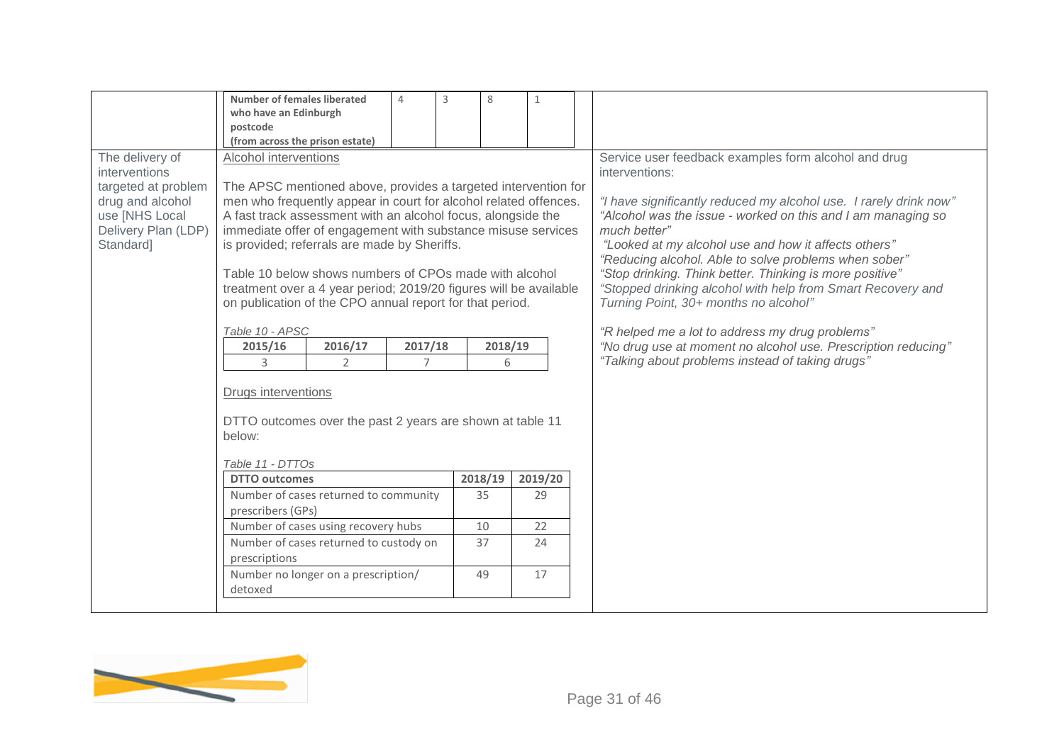| Number of females liberated who have an Edinburgh postcode (from across the prison estate) | 4 | 3 | 8 | 1 |
|---|---|---|---|---|

The delivery of interventions targeted at problem drug and alcohol use [NHS Local Delivery Plan (LDP) Standard]

Alcohol interventions

The APSC mentioned above, provides a targeted intervention for men who frequently appear in court for alcohol related offences. A fast track assessment with an alcohol focus, alongside the immediate offer of engagement with substance misuse services is provided; referrals are made by Sheriffs.

Table 10 below shows numbers of CPOs made with alcohol treatment over a 4 year period; 2019/20 figures will be available on publication of the CPO annual report for that period.

*Table 10 - APSC*

| 2015/16 | 2016/17 | 2017/18 | 2018/19 |
|---|---|---|---|
| 3 | 2 | 7 | 6 |

Drugs interventions

DTTO outcomes over the past 2 years are shown at table 11 below:

*Table 11 - DTTOs*

| DTTO outcomes | 2018/19 | 2019/20 |
|---|---|---|
| Number of cases returned to community prescribers (GPs) | 35 | 29 |
| Number of cases using recovery hubs | 10 | 22 |
| Number of cases returned to custody on prescriptions | 37 | 24 |
| Number no longer on a prescription/ detoxed | 49 | 17 |

Service user feedback examples form alcohol and drug interventions:

*"I have significantly reduced my alcohol use. I rarely drink now"*
*"Alcohol was the issue - worked on this and I am managing so much better"*
*"Looked at my alcohol use and how it affects others"*
*"Reducing alcohol. Able to solve problems when sober"*
*"Stop drinking. Think better. Thinking is more positive"*
*"Stopped drinking alcohol with help from Smart Recovery and Turning Point, 30+ months no alcohol"*

*"R helped me a lot to address my drug problems"*
*"No drug use at moment no alcohol use. Prescription reducing"*
*"Talking about problems instead of taking drugs"*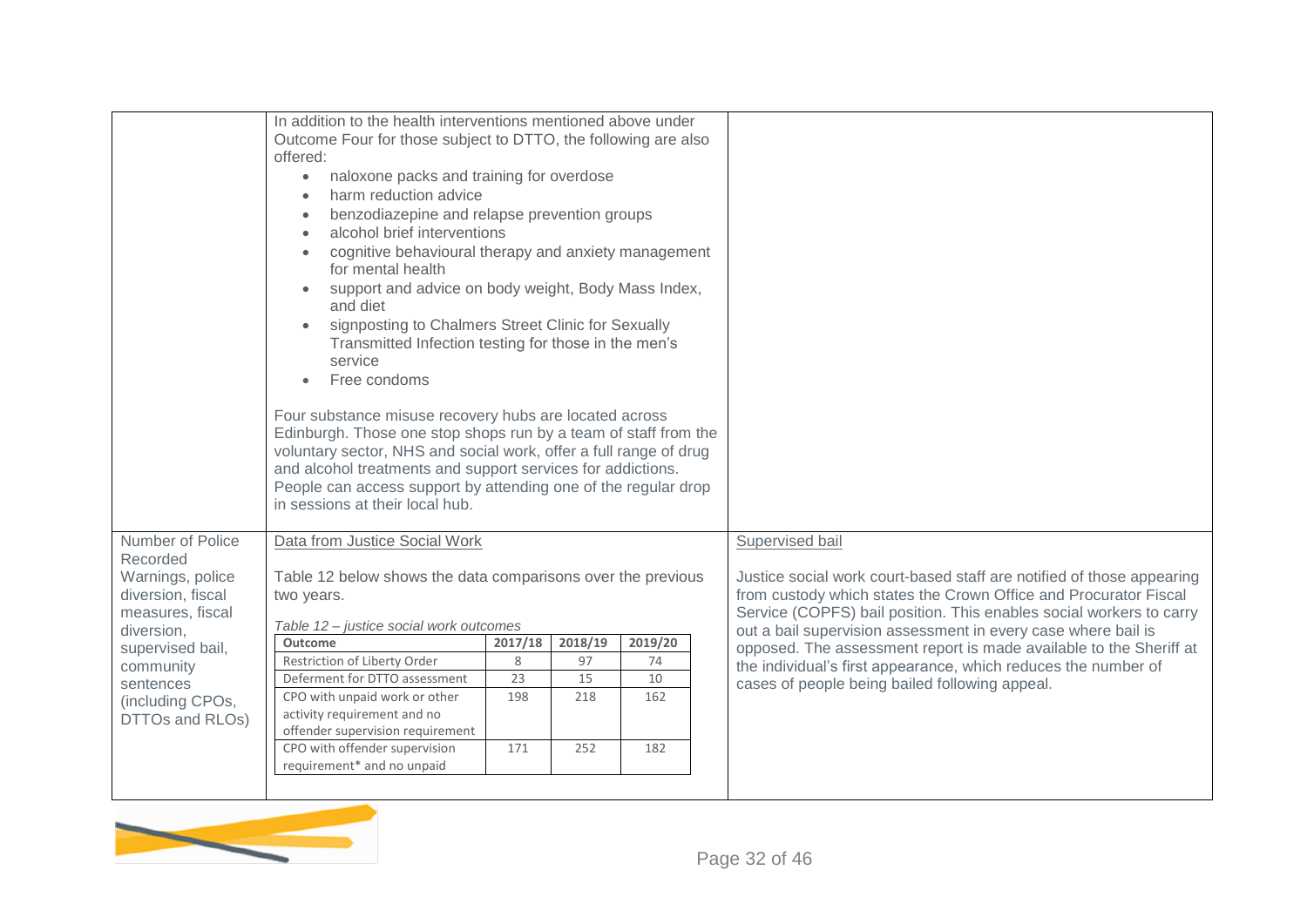In addition to the health interventions mentioned above under Outcome Four for those subject to DTTO, the following are also offered:

- naloxone packs and training for overdose
- harm reduction advice
- benzodiazepine and relapse prevention groups
- alcohol brief interventions
- cognitive behavioural therapy and anxiety management for mental health
- support and advice on body weight, Body Mass Index, and diet
- signposting to Chalmers Street Clinic for Sexually Transmitted Infection testing for those in the men's service
- Free condoms

Four substance misuse recovery hubs are located across Edinburgh. Those one stop shops run by a team of staff from the voluntary sector, NHS and social work, offer a full range of drug and alcohol treatments and support services for addictions. People can access support by attending one of the regular drop in sessions at their local hub.

**Number of Police Recorded Warnings, police diversion, fiscal measures, fiscal diversion, supervised bail, community sentences (including CPOs, DTTOs and RLOs)**

Data from Justice Social Work

Table 12 below shows the data comparisons over the previous two years.

*Table 12 – justice social work outcomes*

| Outcome | 2017/18 | 2018/19 | 2019/20 |
|---|---|---|---|
| Restriction of Liberty Order | 8 | 97 | 74 |
| Deferment for DTTO assessment | 23 | 15 | 10 |
| CPO with unpaid work or other activity requirement and no offender supervision requirement | 198 | 218 | 162 |
| CPO with offender supervision requirement* and no unpaid | 171 | 252 | 182 |

Supervised bail

Justice social work court-based staff are notified of those appearing from custody which states the Crown Office and Procurator Fiscal Service (COPFS) bail position. This enables social workers to carry out a bail supervision assessment in every case where bail is opposed. The assessment report is made available to the Sheriff at the individual's first appearance, which reduces the number of cases of people being bailed following appeal.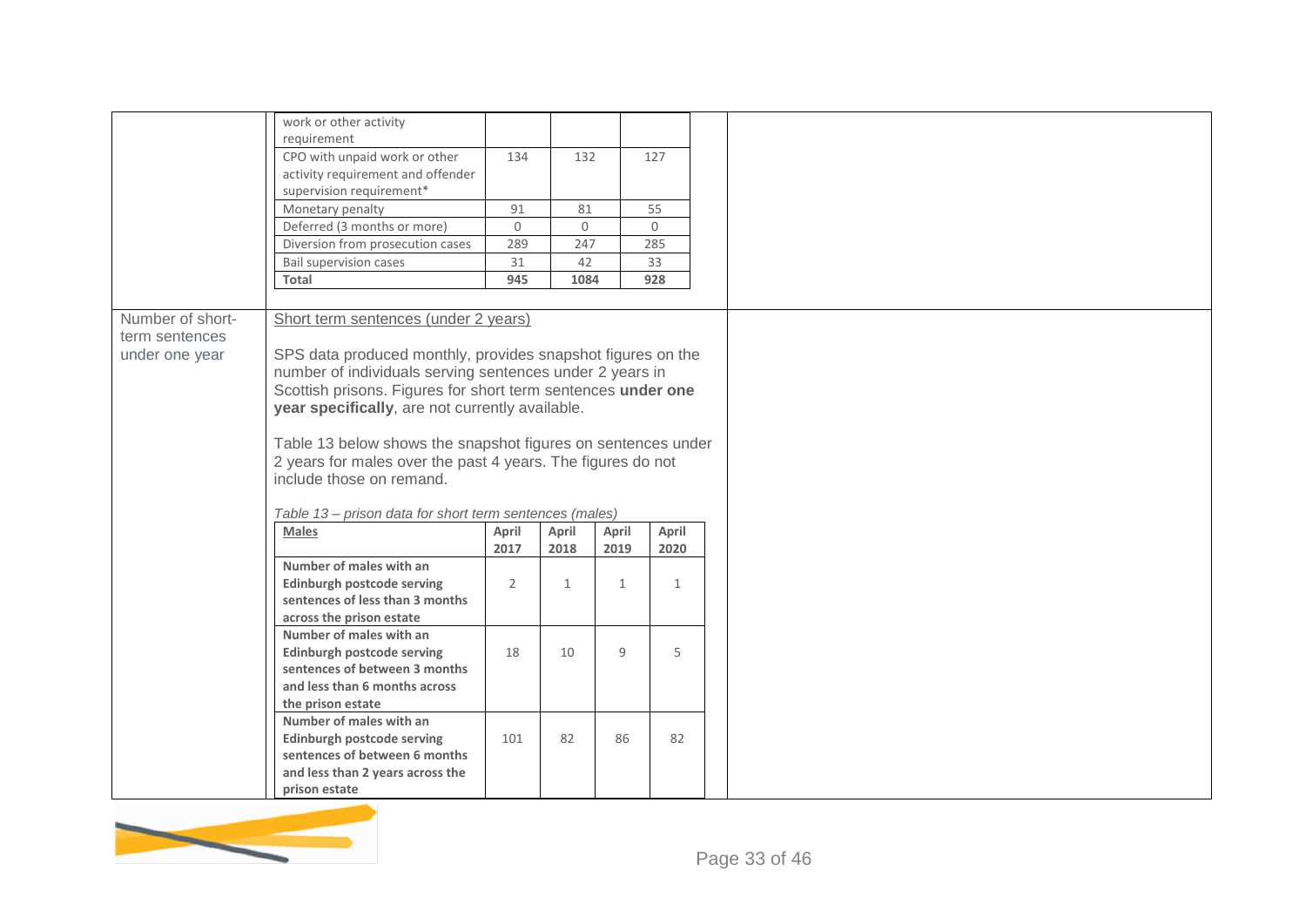| | | |
|---|---|---|
| | (continued table, see below) | |
| Number of short-term sentences under one year | Short term sentences (under 2 years) | |

| | | | |
|---|---|---|---|
| work or other activity requirement | | | |
| CPO with unpaid work or other activity requirement and offender supervision requirement* | 134 | 132 | 127 |
| Monetary penalty | 91 | 81 | 55 |
| Deferred (3 months or more) | 0 | 0 | 0 |
| Diversion from prosecution cases | 289 | 247 | 285 |
| Bail supervision cases | 31 | 42 | 33 |
| **Total** | **945** | **1084** | **928** |

**Number of short-term sentences under one year**

Short term sentences (under 2 years)

SPS data produced monthly, provides snapshot figures on the number of individuals serving sentences under 2 years in Scottish prisons. Figures for short term sentences **under one year specifically**, are not currently available.

Table 13 below shows the snapshot figures on sentences under 2 years for males over the past 4 years. The figures do not include those on remand.

*Table 13 – prison data for short term sentences (males)*

| Males | April 2017 | April 2018 | April 2019 | April 2020 |
|---|---|---|---|---|
| **Number of males with an Edinburgh postcode serving sentences of less than 3 months across the prison estate** | 2 | 1 | 1 | 1 |
| **Number of males with an Edinburgh postcode serving sentences of between 3 months and less than 6 months across the prison estate** | 18 | 10 | 9 | 5 |
| **Number of males with an Edinburgh postcode serving sentences of between 6 months and less than 2 years across the prison estate** | 101 | 82 | 86 | 82 |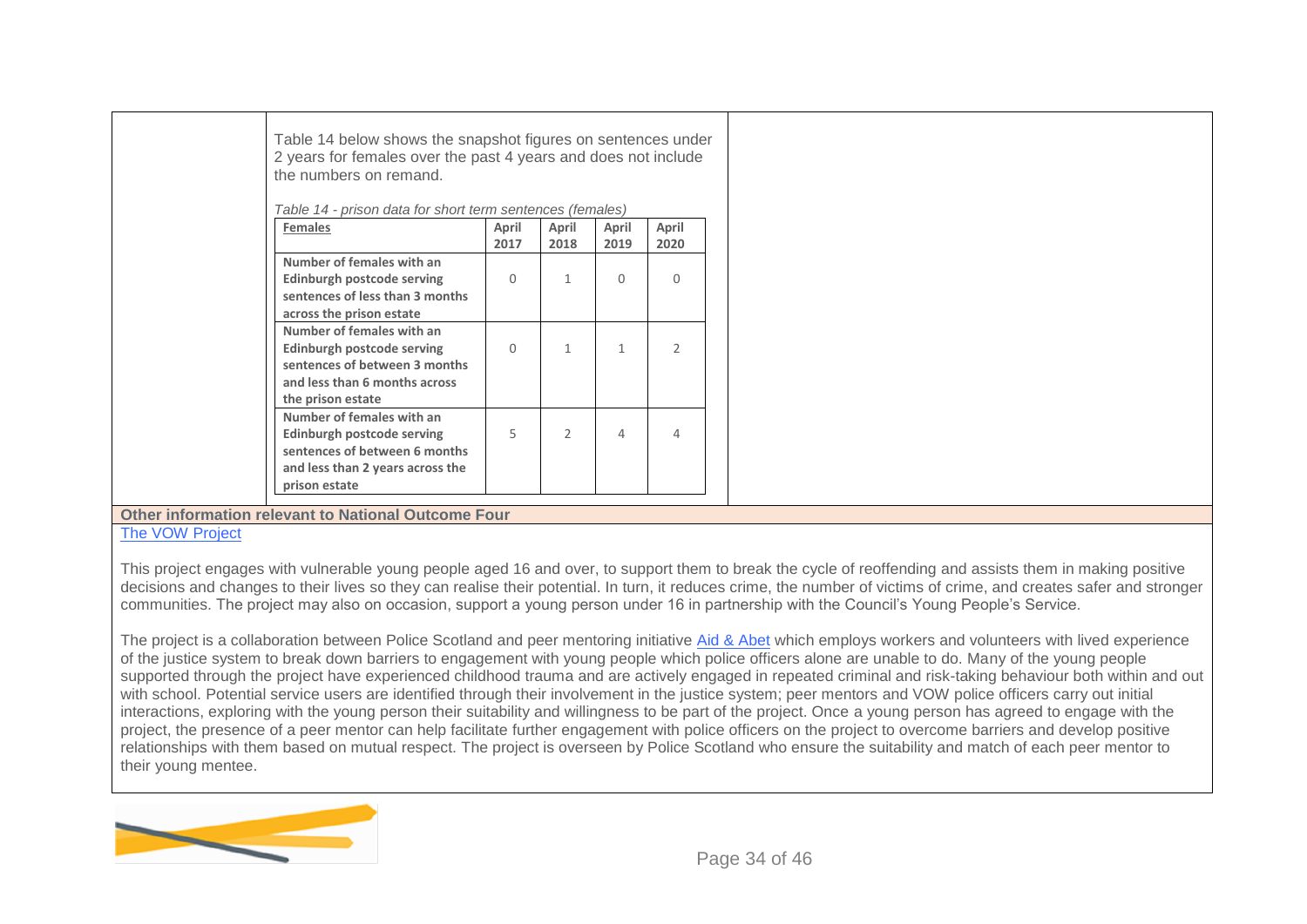Table 14 below shows the snapshot figures on sentences under 2 years for females over the past 4 years and does not include the numbers on remand.

*Table 14 - prison data for short term sentences (females)*

| Females | April 2017 | April 2018 | April 2019 | April 2020 |
|---|---|---|---|---|
| Number of females with an Edinburgh postcode serving sentences of less than 3 months across the prison estate | 0 | 1 | 0 | 0 |
| Number of females with an Edinburgh postcode serving sentences of between 3 months and less than 6 months across the prison estate | 0 | 1 | 1 | 2 |
| Number of females with an Edinburgh postcode serving sentences of between 6 months and less than 2 years across the prison estate | 5 | 2 | 4 | 4 |

**Other information relevant to National Outcome Four**

[The VOW Project]

This project engages with vulnerable young people aged 16 and over, to support them to break the cycle of reoffending and assists them in making positive decisions and changes to their lives so they can realise their potential. In turn, it reduces crime, the number of victims of crime, and creates safer and stronger communities. The project may also on occasion, support a young person under 16 in partnership with the Council's Young People's Service.

The project is a collaboration between Police Scotland and peer mentoring initiative [Aid & Abet] which employs workers and volunteers with lived experience of the justice system to break down barriers to engagement with young people which police officers alone are unable to do. Many of the young people supported through the project have experienced childhood trauma and are actively engaged in repeated criminal and risk-taking behaviour both within and out with school. Potential service users are identified through their involvement in the justice system; peer mentors and VOW police officers carry out initial interactions, exploring with the young person their suitability and willingness to be part of the project. Once a young person has agreed to engage with the project, the presence of a peer mentor can help facilitate further engagement with police officers on the project to overcome barriers and develop positive relationships with them based on mutual respect. The project is overseen by Police Scotland who ensure the suitability and match of each peer mentor to their young mentee.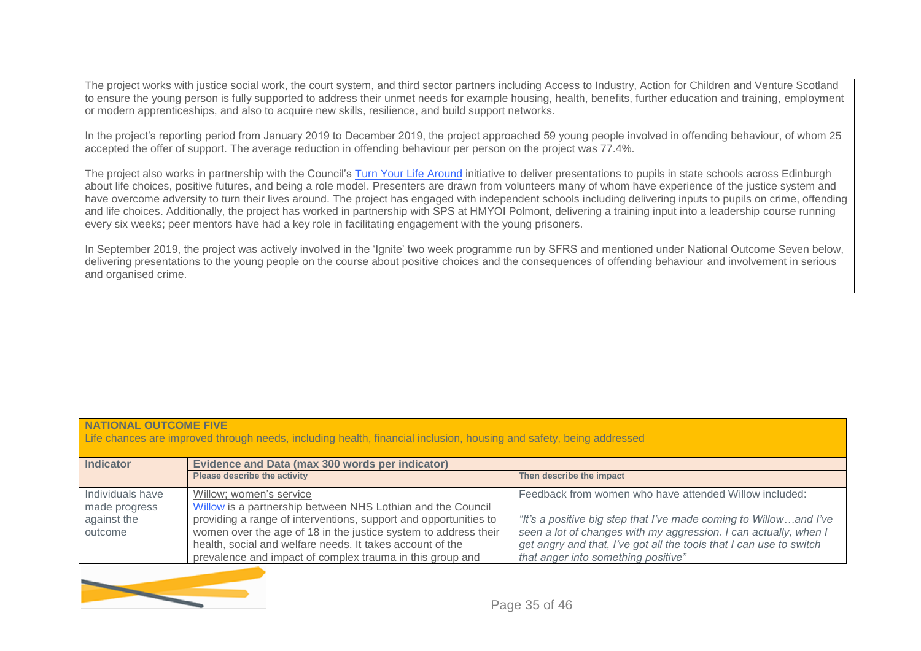The project works with justice social work, the court system, and third sector partners including Access to Industry, Action for Children and Venture Scotland to ensure the young person is fully supported to address their unmet needs for example housing, health, benefits, further education and training, employment or modern apprenticeships, and also to acquire new skills, resilience, and build support networks.

In the project's reporting period from January 2019 to December 2019, the project approached 59 young people involved in offending behaviour, of whom 25 accepted the offer of support. The average reduction in offending behaviour per person on the project was 77.4%.

The project also works in partnership with the Council's Turn Your Life Around initiative to deliver presentations to pupils in state schools across Edinburgh about life choices, positive futures, and being a role model. Presenters are drawn from volunteers many of whom have experience of the justice system and have overcome adversity to turn their lives around. The project has engaged with independent schools including delivering inputs to pupils on crime, offending and life choices. Additionally, the project has worked in partnership with SPS at HMYOI Polmont, delivering a training input into a leadership course running every six weeks; peer mentors have had a key role in facilitating engagement with the young prisoners.

In September 2019, the project was actively involved in the 'Ignite' two week programme run by SFRS and mentioned under National Outcome Seven below, delivering presentations to the young people on the course about positive choices and the consequences of offending behaviour and involvement in serious and organised crime.

| **NATIONAL OUTCOME FIVE**<br>Life chances are improved through needs, including health, financial inclusion, housing and safety, being addressed | | |
|---|---|---|
| **Indicator** | **Evidence and Data (max 300 words per indicator)** | |
| | **Please describe the activity** | **Then describe the impact** |
| Individuals have made progress against the outcome | Willow; women's service<br>Willow is a partnership between NHS Lothian and the Council providing a range of interventions, support and opportunities to women over the age of 18 in the justice system to address their health, social and welfare needs. It takes account of the prevalence and impact of complex trauma in this group and | Feedback from women who have attended Willow included:<br><br>*"It's a positive big step that I've made coming to Willow…and I've seen a lot of changes with my aggression. I can actually, when I get angry and that, I've got all the tools that I can use to switch that anger into something positive"* |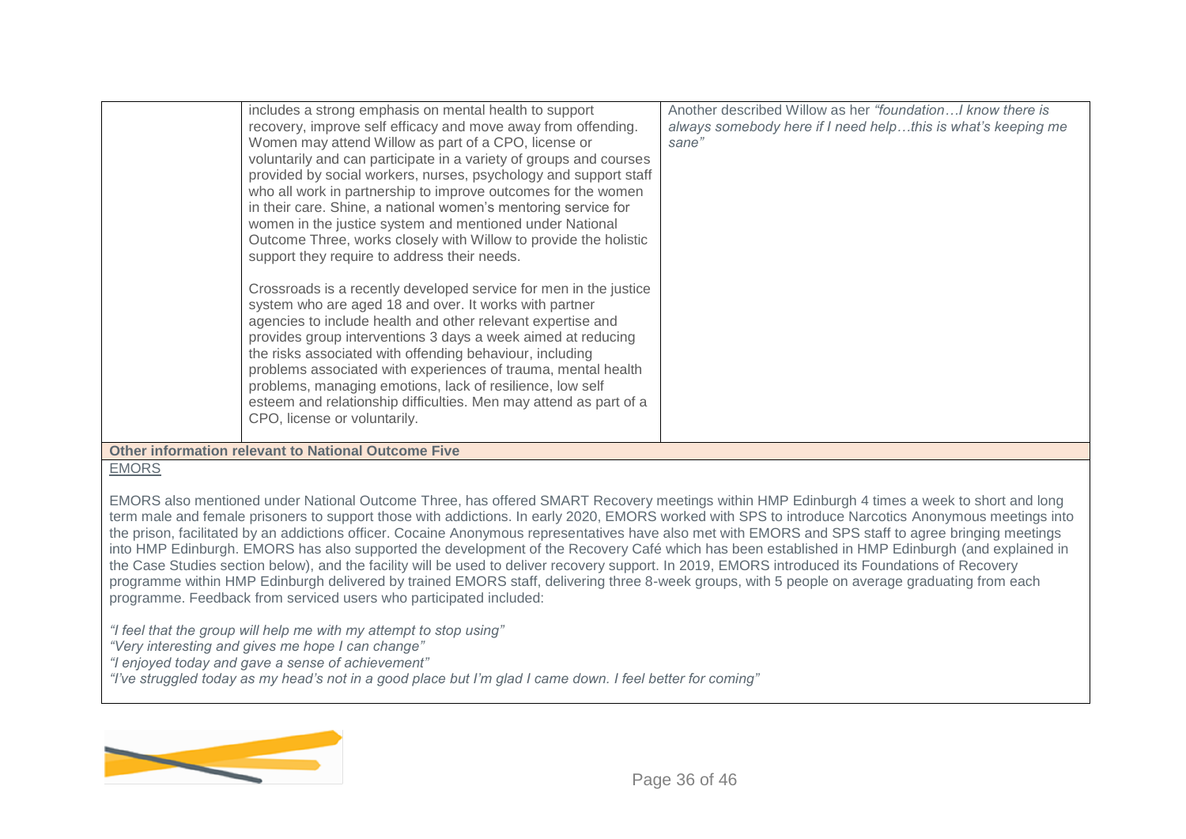| | | |
|---|---|---|
| | includes a strong emphasis on mental health to support recovery, improve self efficacy and move away from offending. Women may attend Willow as part of a CPO, license or voluntarily and can participate in a variety of groups and courses provided by social workers, nurses, psychology and support staff who all work in partnership to improve outcomes for the women in their care. Shine, a national women's mentoring service for women in the justice system and mentioned under National Outcome Three, works closely with Willow to provide the holistic support they require to address their needs.<br><br>Crossroads is a recently developed service for men in the justice system who are aged 18 and over. It works with partner agencies to include health and other relevant expertise and provides group interventions 3 days a week aimed at reducing the risks associated with offending behaviour, including problems associated with experiences of trauma, mental health problems, managing emotions, lack of resilience, low self esteem and relationship difficulties. Men may attend as part of a CPO, license or voluntarily. | Another described Willow as her *"foundation…I know there is always somebody here if I need help…this is what's keeping me sane"* |

**Other information relevant to National Outcome Five**

EMORS

EMORS also mentioned under National Outcome Three, has offered SMART Recovery meetings within HMP Edinburgh 4 times a week to short and long term male and female prisoners to support those with addictions. In early 2020, EMORS worked with SPS to introduce Narcotics Anonymous meetings into the prison, facilitated by an addictions officer. Cocaine Anonymous representatives have also met with EMORS and SPS staff to agree bringing meetings into HMP Edinburgh. EMORS has also supported the development of the Recovery Café which has been established in HMP Edinburgh (and explained in the Case Studies section below), and the facility will be used to deliver recovery support. In 2019, EMORS introduced its Foundations of Recovery programme within HMP Edinburgh delivered by trained EMORS staff, delivering three 8-week groups, with 5 people on average graduating from each programme. Feedback from serviced users who participated included:

*"I feel that the group will help me with my attempt to stop using"*
*"Very interesting and gives me hope I can change"*
*"I enjoyed today and gave a sense of achievement"*
*"I've struggled today as my head's not in a good place but I'm glad I came down. I feel better for coming"*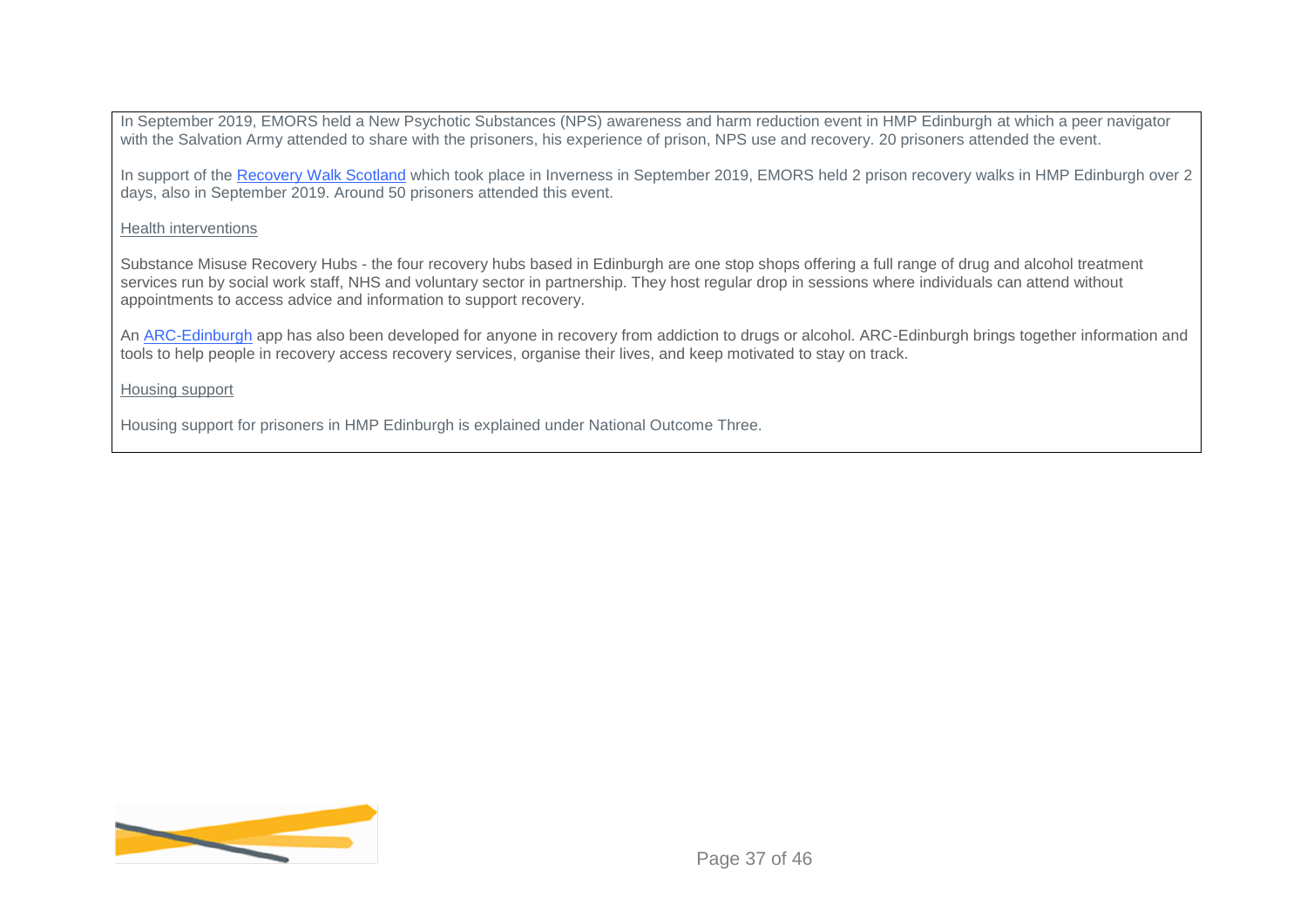In September 2019, EMORS held a New Psychotic Substances (NPS) awareness and harm reduction event in HMP Edinburgh at which a peer navigator with the Salvation Army attended to share with the prisoners, his experience of prison, NPS use and recovery. 20 prisoners attended the event.

In support of the Recovery Walk Scotland which took place in Inverness in September 2019, EMORS held 2 prison recovery walks in HMP Edinburgh over 2 days, also in September 2019. Around 50 prisoners attended this event.

Health interventions

Substance Misuse Recovery Hubs - the four recovery hubs based in Edinburgh are one stop shops offering a full range of drug and alcohol treatment services run by social work staff, NHS and voluntary sector in partnership. They host regular drop in sessions where individuals can attend without appointments to access advice and information to support recovery.

An ARC-Edinburgh app has also been developed for anyone in recovery from addiction to drugs or alcohol. ARC-Edinburgh brings together information and tools to help people in recovery access recovery services, organise their lives, and keep motivated to stay on track.

Housing support

Housing support for prisoners in HMP Edinburgh is explained under National Outcome Three.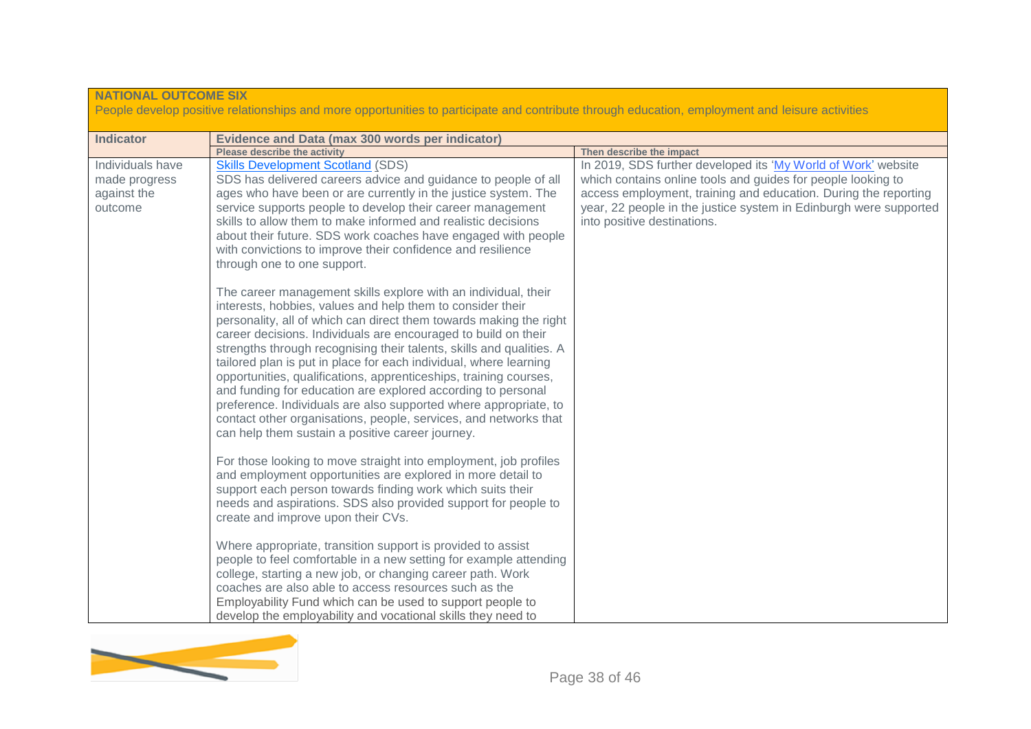| **NATIONAL OUTCOME SIX**<br>People develop positive relationships and more opportunities to participate and contribute through education, employment and leisure activities | | |
|---|---|---|
| **Indicator** | **Evidence and Data (max 300 words per indicator)** | |
| | **Please describe the activity** | **Then describe the impact** |
| Individuals have made progress against the outcome | [Skills Development Scotland](#) (SDS)<br>SDS has delivered careers advice and guidance to people of all ages who have been or are currently in the justice system. The service supports people to develop their career management skills to allow them to make informed and realistic decisions about their future. SDS work coaches have engaged with people with convictions to improve their confidence and resilience through one to one support.<br><br>The career management skills explore with an individual, their interests, hobbies, values and help them to consider their personality, all of which can direct them towards making the right career decisions. Individuals are encouraged to build on their strengths through recognising their talents, skills and qualities. A tailored plan is put in place for each individual, where learning opportunities, qualifications, apprenticeships, training courses, and funding for education are explored according to personal preference. Individuals are also supported where appropriate, to contact other organisations, people, services, and networks that can help them sustain a positive career journey.<br><br>For those looking to move straight into employment, job profiles and employment opportunities are explored in more detail to support each person towards finding work which suits their needs and aspirations. SDS also provided support for people to create and improve upon their CVs.<br><br>Where appropriate, transition support is provided to assist people to feel comfortable in a new setting for example attending college, starting a new job, or changing career path. Work coaches are also able to access resources such as the Employability Fund which can be used to support people to develop the employability and vocational skills they need to | In 2019, SDS further developed its '[My World of Work](#)' website which contains online tools and guides for people looking to access employment, training and education. During the reporting year, 22 people in the justice system in Edinburgh were supported into positive destinations. |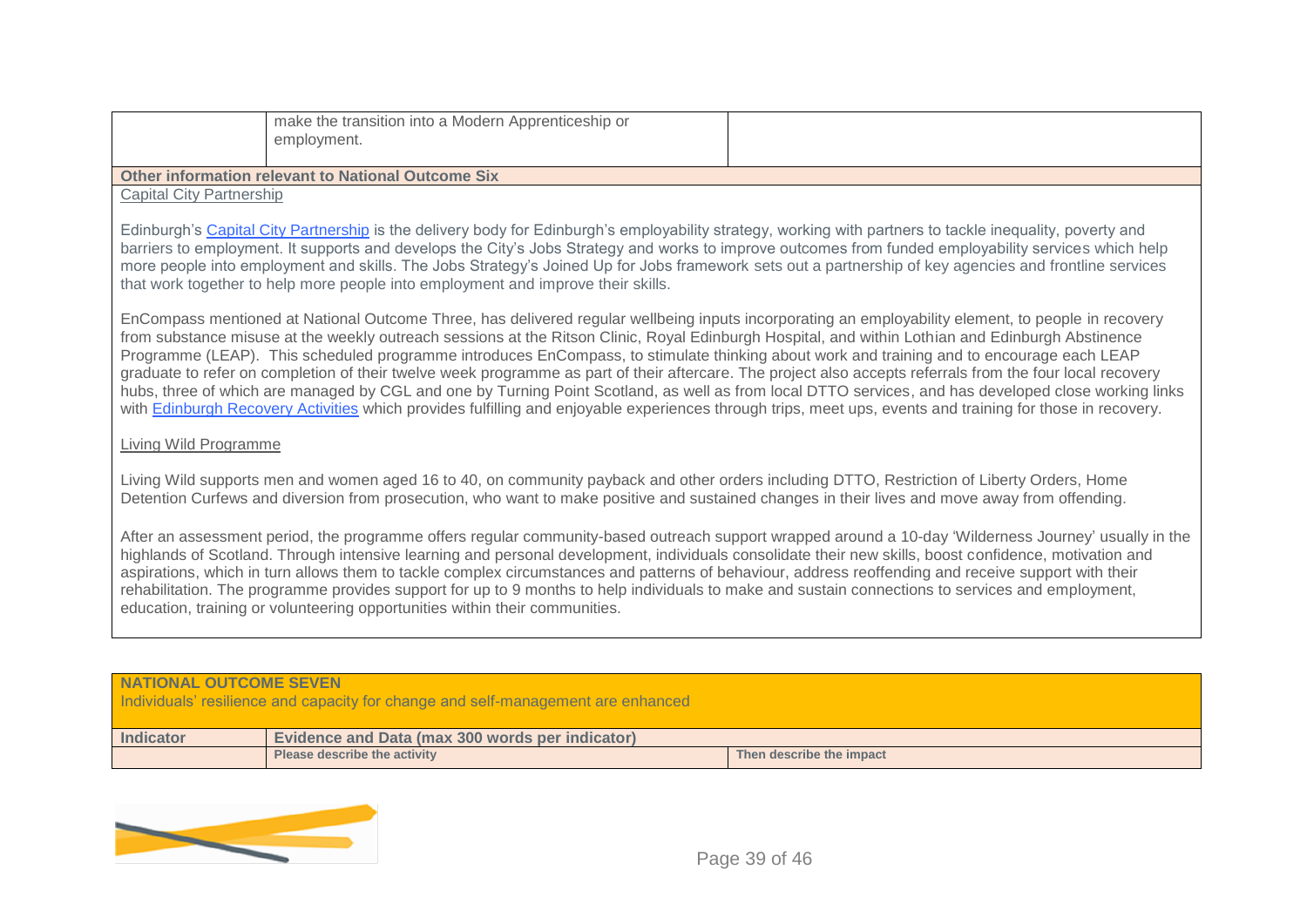| | | |
|---|---|---|
| | make the transition into a Modern Apprenticeship or employment. | |

**Other information relevant to National Outcome Six**

Capital City Partnership

Edinburgh's Capital City Partnership is the delivery body for Edinburgh's employability strategy, working with partners to tackle inequality, poverty and barriers to employment. It supports and develops the City's Jobs Strategy and works to improve outcomes from funded employability services which help more people into employment and skills. The Jobs Strategy's Joined Up for Jobs framework sets out a partnership of key agencies and frontline services that work together to help more people into employment and improve their skills.

EnCompass mentioned at National Outcome Three, has delivered regular wellbeing inputs incorporating an employability element, to people in recovery from substance misuse at the weekly outreach sessions at the Ritson Clinic, Royal Edinburgh Hospital, and within Lothian and Edinburgh Abstinence Programme (LEAP). This scheduled programme introduces EnCompass, to stimulate thinking about work and training and to encourage each LEAP graduate to refer on completion of their twelve week programme as part of their aftercare. The project also accepts referrals from the four local recovery hubs, three of which are managed by CGL and one by Turning Point Scotland, as well as from local DTTO services, and has developed close working links with Edinburgh Recovery Activities which provides fulfilling and enjoyable experiences through trips, meet ups, events and training for those in recovery.

Living Wild Programme

Living Wild supports men and women aged 16 to 40, on community payback and other orders including DTTO, Restriction of Liberty Orders, Home Detention Curfews and diversion from prosecution, who want to make positive and sustained changes in their lives and move away from offending.

After an assessment period, the programme offers regular community-based outreach support wrapped around a 10-day 'Wilderness Journey' usually in the highlands of Scotland. Through intensive learning and personal development, individuals consolidate their new skills, boost confidence, motivation and aspirations, which in turn allows them to tackle complex circumstances and patterns of behaviour, address reoffending and receive support with their rehabilitation. The programme provides support for up to 9 months to help individuals to make and sustain connections to services and employment, education, training or volunteering opportunities within their communities.

**NATIONAL OUTCOME SEVEN**

Individuals' resilience and capacity for change and self-management are enhanced

| Indicator | Evidence and Data (max 300 words per indicator) | |
|---|---|---|
| | **Please describe the activity** | **Then describe the impact** |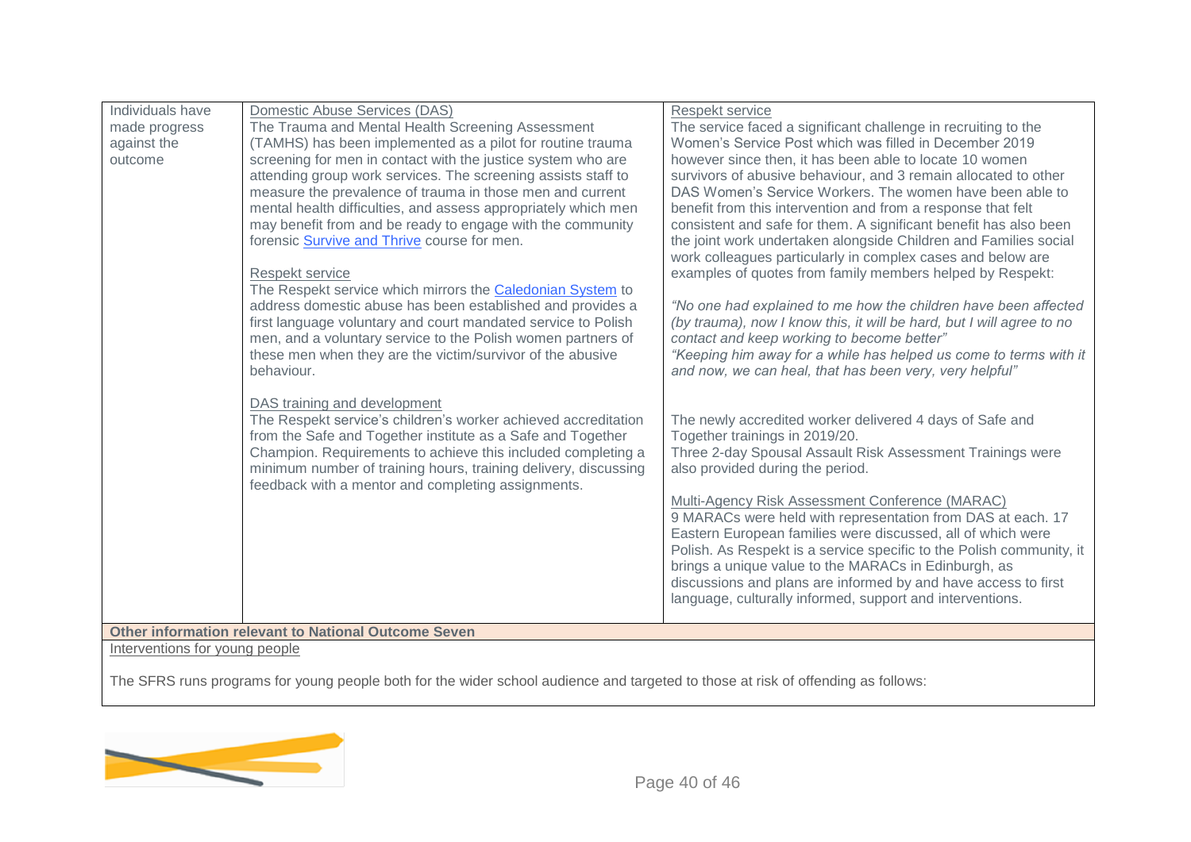| | | |
|---|---|---|
| Individuals have made progress against the outcome | Domestic Abuse Services (DAS)<br>The Trauma and Mental Health Screening Assessment (TAMHS) has been implemented as a pilot for routine trauma screening for men in contact with the justice system who are attending group work services. The screening assists staff to measure the prevalence of trauma in those men and current mental health difficulties, and assess appropriately which men may benefit from and be ready to engage with the community forensic Survive and Thrive course for men.<br><br>Respekt service<br>The Respekt service which mirrors the Caledonian System to address domestic abuse has been established and provides a first language voluntary and court mandated service to Polish men, and a voluntary service to the Polish women partners of these men when they are the victim/survivor of the abusive behaviour.<br><br>DAS training and development<br>The Respekt service's children's worker achieved accreditation from the Safe and Together institute as a Safe and Together Champion. Requirements to achieve this included completing a minimum number of training hours, training delivery, discussing feedback with a mentor and completing assignments. | Respekt service<br>The service faced a significant challenge in recruiting to the Women's Service Post which was filled in December 2019 however since then, it has been able to locate 10 women survivors of abusive behaviour, and 3 remain allocated to other DAS Women's Service Workers. The women have been able to benefit from this intervention and from a response that felt consistent and safe for them. A significant benefit has also been the joint work undertaken alongside Children and Families social work colleagues particularly in complex cases and below are examples of quotes from family members helped by Respekt:<br><br>*"No one had explained to me how the children have been affected (by trauma), now I know this, it will be hard, but I will agree to no contact and keep working to become better"*<br>*"Keeping him away for a while has helped us come to terms with it and now, we can heal, that has been very, very helpful"*<br><br>The newly accredited worker delivered 4 days of Safe and Together trainings in 2019/20.<br>Three 2-day Spousal Assault Risk Assessment Trainings were also provided during the period.<br><br>Multi-Agency Risk Assessment Conference (MARAC)<br>9 MARACs were held with representation from DAS at each. 17 Eastern European families were discussed, all of which were Polish. As Respekt is a service specific to the Polish community, it brings a unique value to the MARACs in Edinburgh, as discussions and plans are informed by and have access to first language, culturally informed, support and interventions. |

**Other information relevant to National Outcome Seven**

Interventions for young people

The SFRS runs programs for young people both for the wider school audience and targeted to those at risk of offending as follows: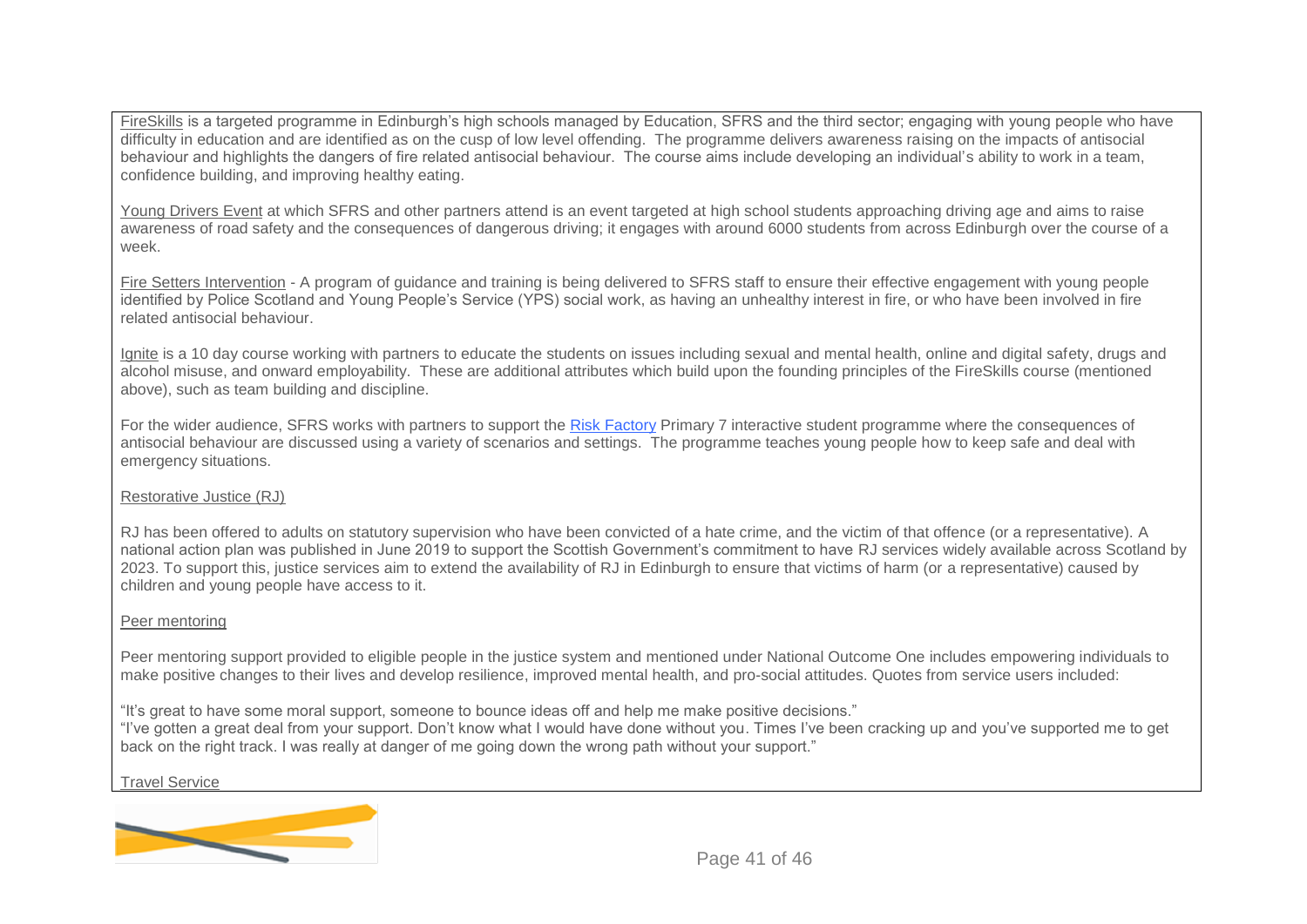FireSkills is a targeted programme in Edinburgh's high schools managed by Education, SFRS and the third sector; engaging with young people who have difficulty in education and are identified as on the cusp of low level offending. The programme delivers awareness raising on the impacts of antisocial behaviour and highlights the dangers of fire related antisocial behaviour. The course aims include developing an individual's ability to work in a team, confidence building, and improving healthy eating.

Young Drivers Event at which SFRS and other partners attend is an event targeted at high school students approaching driving age and aims to raise awareness of road safety and the consequences of dangerous driving; it engages with around 6000 students from across Edinburgh over the course of a week.

Fire Setters Intervention - A program of guidance and training is being delivered to SFRS staff to ensure their effective engagement with young people identified by Police Scotland and Young People's Service (YPS) social work, as having an unhealthy interest in fire, or who have been involved in fire related antisocial behaviour.

Ignite is a 10 day course working with partners to educate the students on issues including sexual and mental health, online and digital safety, drugs and alcohol misuse, and onward employability. These are additional attributes which build upon the founding principles of the FireSkills course (mentioned above), such as team building and discipline.

For the wider audience, SFRS works with partners to support the Risk Factory Primary 7 interactive student programme where the consequences of antisocial behaviour are discussed using a variety of scenarios and settings. The programme teaches young people how to keep safe and deal with emergency situations.

Restorative Justice (RJ)

RJ has been offered to adults on statutory supervision who have been convicted of a hate crime, and the victim of that offence (or a representative). A national action plan was published in June 2019 to support the Scottish Government's commitment to have RJ services widely available across Scotland by 2023. To support this, justice services aim to extend the availability of RJ in Edinburgh to ensure that victims of harm (or a representative) caused by children and young people have access to it.

Peer mentoring

Peer mentoring support provided to eligible people in the justice system and mentioned under National Outcome One includes empowering individuals to make positive changes to their lives and develop resilience, improved mental health, and pro-social attitudes. Quotes from service users included:

"It's great to have some moral support, someone to bounce ideas off and help me make positive decisions."
"I've gotten a great deal from your support. Don't know what I would have done without you. Times I've been cracking up and you've supported me to get back on the right track. I was really at danger of me going down the wrong path without your support."

Travel Service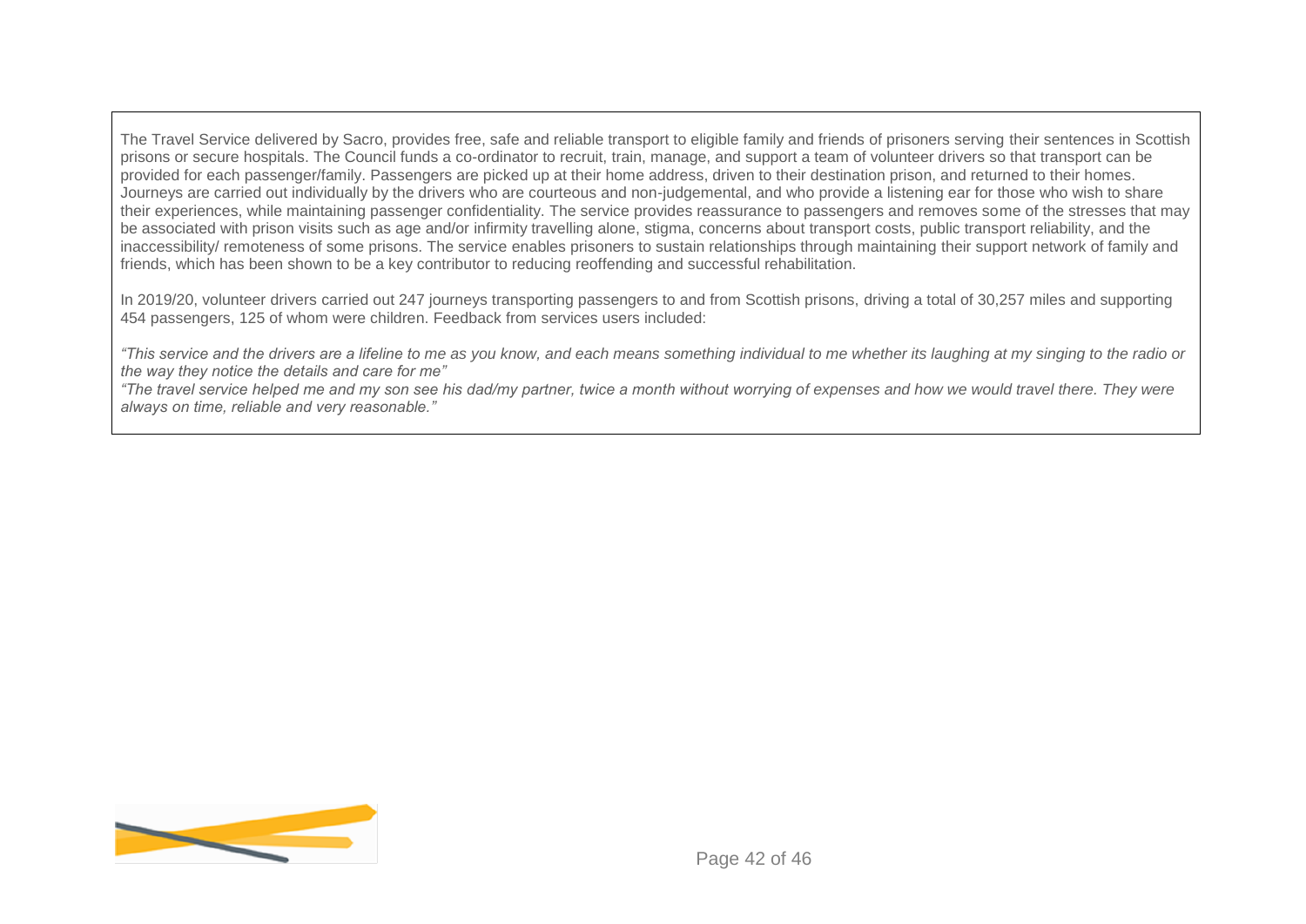The Travel Service delivered by Sacro, provides free, safe and reliable transport to eligible family and friends of prisoners serving their sentences in Scottish prisons or secure hospitals. The Council funds a co-ordinator to recruit, train, manage, and support a team of volunteer drivers so that transport can be provided for each passenger/family. Passengers are picked up at their home address, driven to their destination prison, and returned to their homes. Journeys are carried out individually by the drivers who are courteous and non-judgemental, and who provide a listening ear for those who wish to share their experiences, while maintaining passenger confidentiality. The service provides reassurance to passengers and removes some of the stresses that may be associated with prison visits such as age and/or infirmity travelling alone, stigma, concerns about transport costs, public transport reliability, and the inaccessibility/ remoteness of some prisons. The service enables prisoners to sustain relationships through maintaining their support network of family and friends, which has been shown to be a key contributor to reducing reoffending and successful rehabilitation.

In 2019/20, volunteer drivers carried out 247 journeys transporting passengers to and from Scottish prisons, driving a total of 30,257 miles and supporting 454 passengers, 125 of whom were children. Feedback from services users included:

*"This service and the drivers are a lifeline to me as you know, and each means something individual to me whether its laughing at my singing to the radio or the way they notice the details and care for me"*

*"The travel service helped me and my son see his dad/my partner, twice a month without worrying of expenses and how we would travel there. They were always on time, reliable and very reasonable."*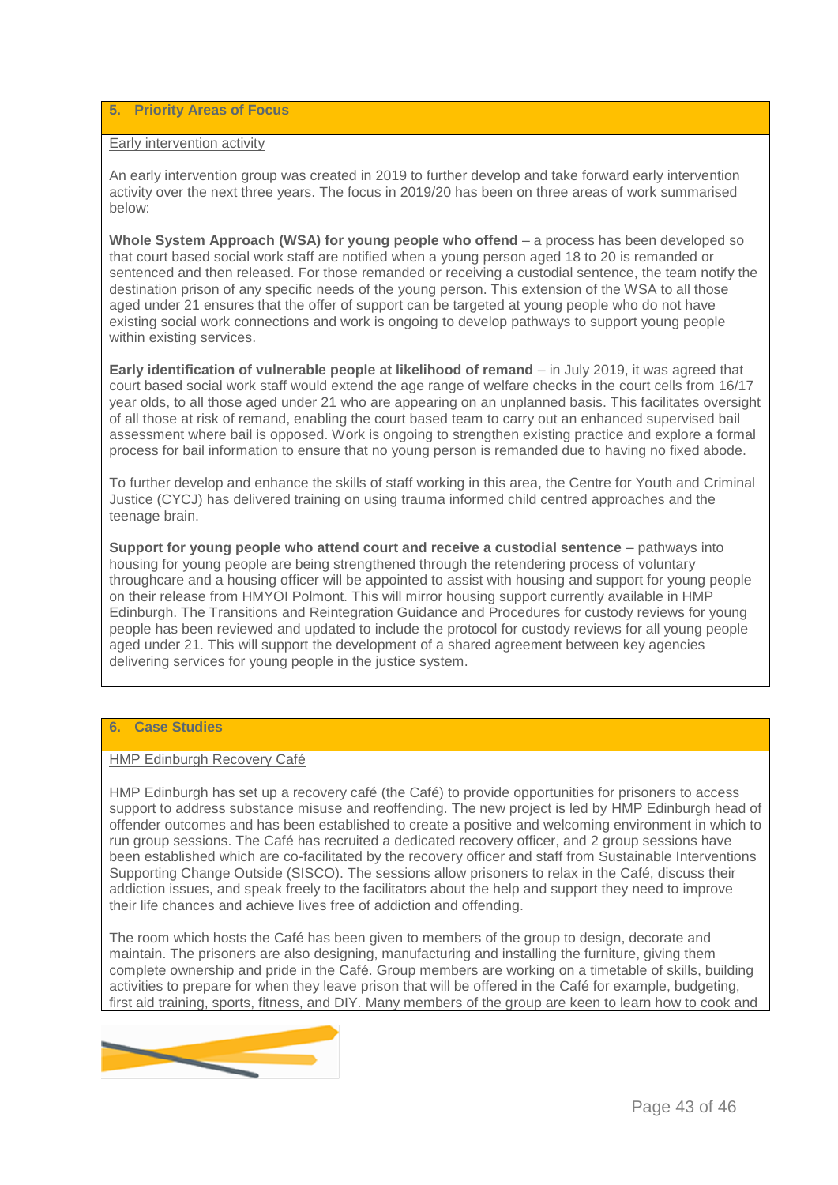## 5. Priority Areas of Focus

Early intervention activity

An early intervention group was created in 2019 to further develop and take forward early intervention activity over the next three years. The focus in 2019/20 has been on three areas of work summarised below:

**Whole System Approach (WSA) for young people who offend** – a process has been developed so that court based social work staff are notified when a young person aged 18 to 20 is remanded or sentenced and then released. For those remanded or receiving a custodial sentence, the team notify the destination prison of any specific needs of the young person. This extension of the WSA to all those aged under 21 ensures that the offer of support can be targeted at young people who do not have existing social work connections and work is ongoing to develop pathways to support young people within existing services.

**Early identification of vulnerable people at likelihood of remand** – in July 2019, it was agreed that court based social work staff would extend the age range of welfare checks in the court cells from 16/17 year olds, to all those aged under 21 who are appearing on an unplanned basis. This facilitates oversight of all those at risk of remand, enabling the court based team to carry out an enhanced supervised bail assessment where bail is opposed. Work is ongoing to strengthen existing practice and explore a formal process for bail information to ensure that no young person is remanded due to having no fixed abode.

To further develop and enhance the skills of staff working in this area, the Centre for Youth and Criminal Justice (CYCJ) has delivered training on using trauma informed child centred approaches and the teenage brain.

**Support for young people who attend court and receive a custodial sentence** – pathways into housing for young people are being strengthened through the retendering process of voluntary throughcare and a housing officer will be appointed to assist with housing and support for young people on their release from HMYOI Polmont. This will mirror housing support currently available in HMP Edinburgh. The Transitions and Reintegration Guidance and Procedures for custody reviews for young people has been reviewed and updated to include the protocol for custody reviews for all young people aged under 21. This will support the development of a shared agreement between key agencies delivering services for young people in the justice system.

## 6. Case Studies

HMP Edinburgh Recovery Café

HMP Edinburgh has set up a recovery café (the Café) to provide opportunities for prisoners to access support to address substance misuse and reoffending. The new project is led by HMP Edinburgh head of offender outcomes and has been established to create a positive and welcoming environment in which to run group sessions. The Café has recruited a dedicated recovery officer, and 2 group sessions have been established which are co-facilitated by the recovery officer and staff from Sustainable Interventions Supporting Change Outside (SISCO). The sessions allow prisoners to relax in the Café, discuss their addiction issues, and speak freely to the facilitators about the help and support they need to improve their life chances and achieve lives free of addiction and offending.

The room which hosts the Café has been given to members of the group to design, decorate and maintain. The prisoners are also designing, manufacturing and installing the furniture, giving them complete ownership and pride in the Café. Group members are working on a timetable of skills, building activities to prepare for when they leave prison that will be offered in the Café for example, budgeting, first aid training, sports, fitness, and DIY. Many members of the group are keen to learn how to cook and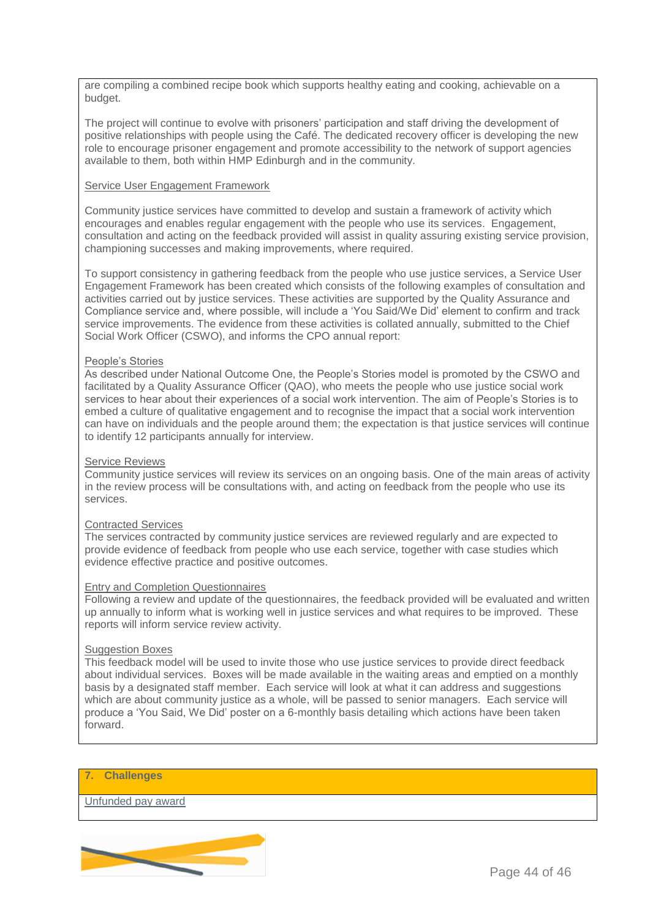are compiling a combined recipe book which supports healthy eating and cooking, achievable on a budget.

The project will continue to evolve with prisoners' participation and staff driving the development of positive relationships with people using the Café. The dedicated recovery officer is developing the new role to encourage prisoner engagement and promote accessibility to the network of support agencies available to them, both within HMP Edinburgh and in the community.

Service User Engagement Framework

Community justice services have committed to develop and sustain a framework of activity which encourages and enables regular engagement with the people who use its services. Engagement, consultation and acting on the feedback provided will assist in quality assuring existing service provision, championing successes and making improvements, where required.

To support consistency in gathering feedback from the people who use justice services, a Service User Engagement Framework has been created which consists of the following examples of consultation and activities carried out by justice services. These activities are supported by the Quality Assurance and Compliance service and, where possible, will include a 'You Said/We Did' element to confirm and track service improvements. The evidence from these activities is collated annually, submitted to the Chief Social Work Officer (CSWO), and informs the CPO annual report:

People's Stories
As described under National Outcome One, the People's Stories model is promoted by the CSWO and facilitated by a Quality Assurance Officer (QAO), who meets the people who use justice social work services to hear about their experiences of a social work intervention. The aim of People's Stories is to embed a culture of qualitative engagement and to recognise the impact that a social work intervention can have on individuals and the people around them; the expectation is that justice services will continue to identify 12 participants annually for interview.

Service Reviews
Community justice services will review its services on an ongoing basis. One of the main areas of activity in the review process will be consultations with, and acting on feedback from the people who use its services.

Contracted Services
The services contracted by community justice services are reviewed regularly and are expected to provide evidence of feedback from people who use each service, together with case studies which evidence effective practice and positive outcomes.

Entry and Completion Questionnaires
Following a review and update of the questionnaires, the feedback provided will be evaluated and written up annually to inform what is working well in justice services and what requires to be improved. These reports will inform service review activity.

Suggestion Boxes
This feedback model will be used to invite those who use justice services to provide direct feedback about individual services. Boxes will be made available in the waiting areas and emptied on a monthly basis by a designated staff member. Each service will look at what it can address and suggestions which are about community justice as a whole, will be passed to senior managers. Each service will produce a 'You Said, We Did' poster on a 6-monthly basis detailing which actions have been taken forward.

## 7. Challenges

Unfunded pay award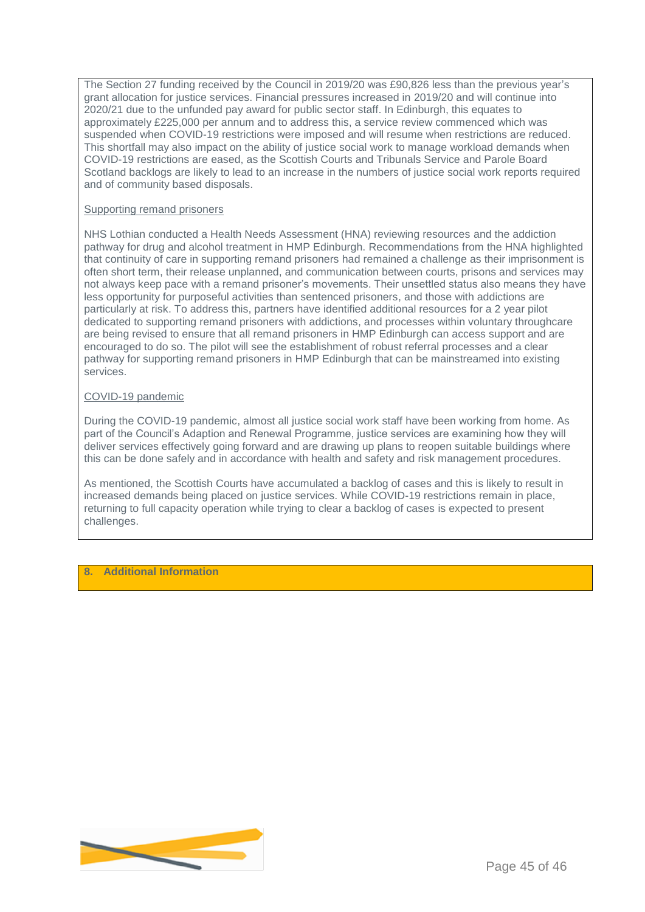The Section 27 funding received by the Council in 2019/20 was £90,826 less than the previous year's grant allocation for justice services. Financial pressures increased in 2019/20 and will continue into 2020/21 due to the unfunded pay award for public sector staff. In Edinburgh, this equates to approximately £225,000 per annum and to address this, a service review commenced which was suspended when COVID-19 restrictions were imposed and will resume when restrictions are reduced. This shortfall may also impact on the ability of justice social work to manage workload demands when COVID-19 restrictions are eased, as the Scottish Courts and Tribunals Service and Parole Board Scotland backlogs are likely to lead to an increase in the numbers of justice social work reports required and of community based disposals.

Supporting remand prisoners

NHS Lothian conducted a Health Needs Assessment (HNA) reviewing resources and the addiction pathway for drug and alcohol treatment in HMP Edinburgh. Recommendations from the HNA highlighted that continuity of care in supporting remand prisoners had remained a challenge as their imprisonment is often short term, their release unplanned, and communication between courts, prisons and services may not always keep pace with a remand prisoner's movements. Their unsettled status also means they have less opportunity for purposeful activities than sentenced prisoners, and those with addictions are particularly at risk. To address this, partners have identified additional resources for a 2 year pilot dedicated to supporting remand prisoners with addictions, and processes within voluntary throughcare are being revised to ensure that all remand prisoners in HMP Edinburgh can access support and are encouraged to do so. The pilot will see the establishment of robust referral processes and a clear pathway for supporting remand prisoners in HMP Edinburgh that can be mainstreamed into existing services.

COVID-19 pandemic

During the COVID-19 pandemic, almost all justice social work staff have been working from home. As part of the Council's Adaption and Renewal Programme, justice services are examining how they will deliver services effectively going forward and are drawing up plans to reopen suitable buildings where this can be done safely and in accordance with health and safety and risk management procedures.

As mentioned, the Scottish Courts have accumulated a backlog of cases and this is likely to result in increased demands being placed on justice services. While COVID-19 restrictions remain in place, returning to full capacity operation while trying to clear a backlog of cases is expected to present challenges.

## 8. Additional Information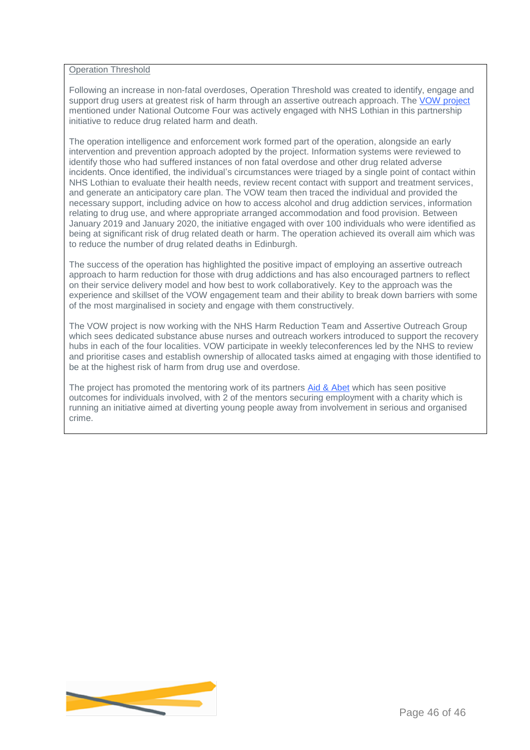Operation Threshold

Following an increase in non-fatal overdoses, Operation Threshold was created to identify, engage and support drug users at greatest risk of harm through an assertive outreach approach. The VOW project mentioned under National Outcome Four was actively engaged with NHS Lothian in this partnership initiative to reduce drug related harm and death.

The operation intelligence and enforcement work formed part of the operation, alongside an early intervention and prevention approach adopted by the project. Information systems were reviewed to identify those who had suffered instances of non fatal overdose and other drug related adverse incidents. Once identified, the individual's circumstances were triaged by a single point of contact within NHS Lothian to evaluate their health needs, review recent contact with support and treatment services, and generate an anticipatory care plan. The VOW team then traced the individual and provided the necessary support, including advice on how to access alcohol and drug addiction services, information relating to drug use, and where appropriate arranged accommodation and food provision. Between January 2019 and January 2020, the initiative engaged with over 100 individuals who were identified as being at significant risk of drug related death or harm. The operation achieved its overall aim which was to reduce the number of drug related deaths in Edinburgh.

The success of the operation has highlighted the positive impact of employing an assertive outreach approach to harm reduction for those with drug addictions and has also encouraged partners to reflect on their service delivery model and how best to work collaboratively. Key to the approach was the experience and skillset of the VOW engagement team and their ability to break down barriers with some of the most marginalised in society and engage with them constructively.

The VOW project is now working with the NHS Harm Reduction Team and Assertive Outreach Group which sees dedicated substance abuse nurses and outreach workers introduced to support the recovery hubs in each of the four localities. VOW participate in weekly teleconferences led by the NHS to review and prioritise cases and establish ownership of allocated tasks aimed at engaging with those identified to be at the highest risk of harm from drug use and overdose.

The project has promoted the mentoring work of its partners Aid & Abet which has seen positive outcomes for individuals involved, with 2 of the mentors securing employment with a charity which is running an initiative aimed at diverting young people away from involvement in serious and organised crime.